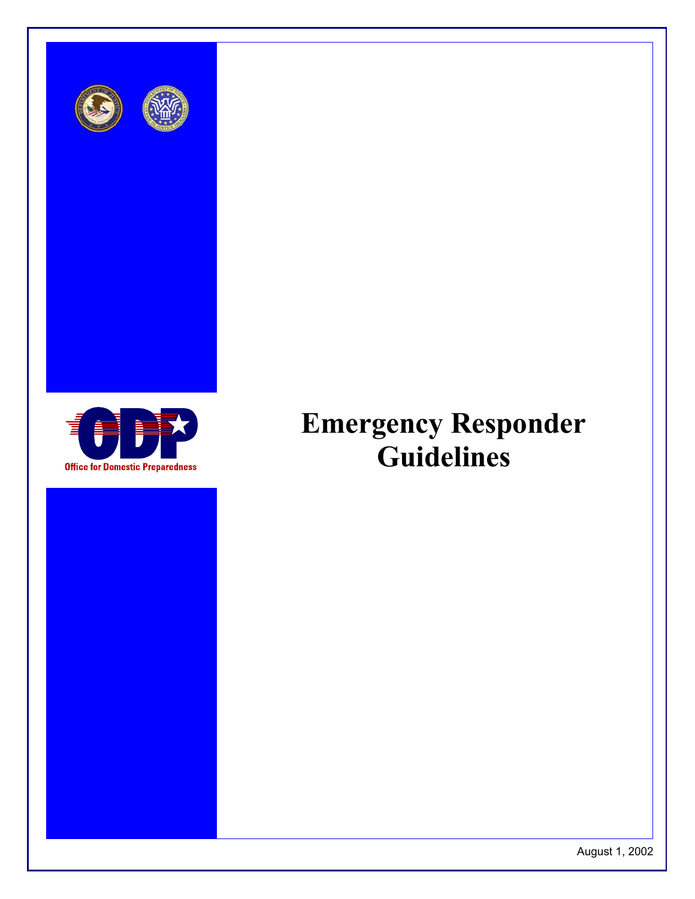Office for Domestic Preparedness

# Emergency Responder Guidelines

August 1, 2002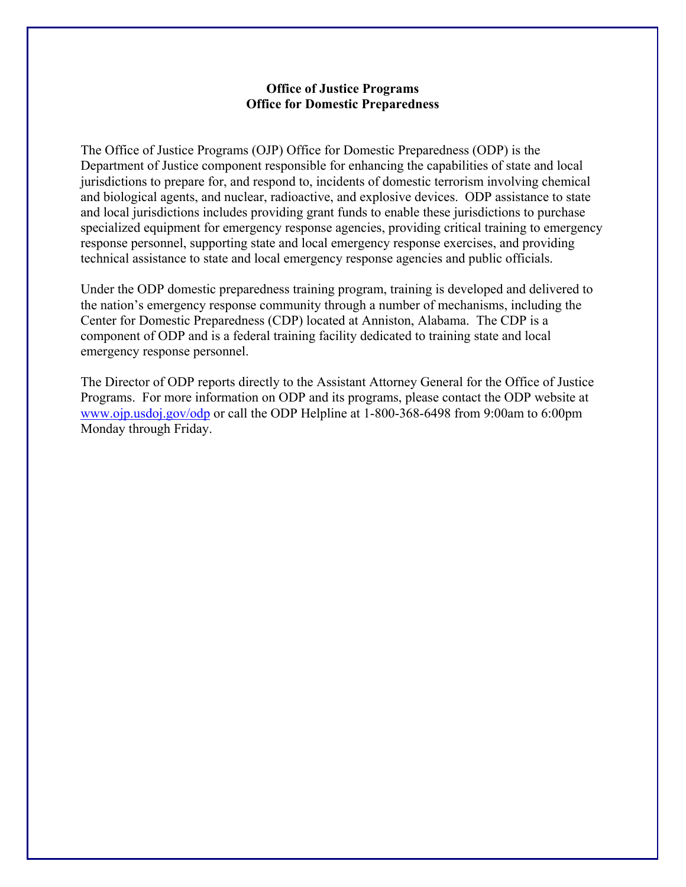**Office of Justice Programs**
**Office for Domestic Preparedness**

The Office of Justice Programs (OJP) Office for Domestic Preparedness (ODP) is the Department of Justice component responsible for enhancing the capabilities of state and local jurisdictions to prepare for, and respond to, incidents of domestic terrorism involving chemical and biological agents, and nuclear, radioactive, and explosive devices. ODP assistance to state and local jurisdictions includes providing grant funds to enable these jurisdictions to purchase specialized equipment for emergency response agencies, providing critical training to emergency response personnel, supporting state and local emergency response exercises, and providing technical assistance to state and local emergency response agencies and public officials.

Under the ODP domestic preparedness training program, training is developed and delivered to the nation's emergency response community through a number of mechanisms, including the Center for Domestic Preparedness (CDP) located at Anniston, Alabama. The CDP is a component of ODP and is a federal training facility dedicated to training state and local emergency response personnel.

The Director of ODP reports directly to the Assistant Attorney General for the Office of Justice Programs. For more information on ODP and its programs, please contact the ODP website at www.ojp.usdoj.gov/odp or call the ODP Helpline at 1-800-368-6498 from 9:00am to 6:00pm Monday through Friday.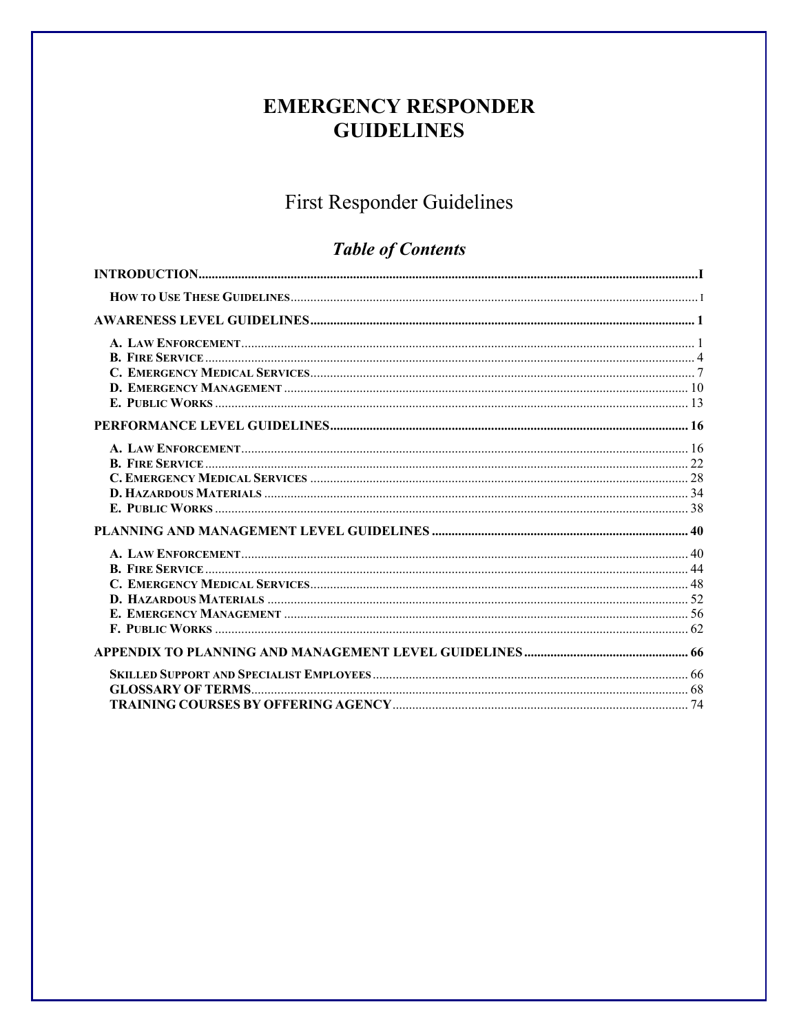# EMERGENCY RESPONDER GUIDELINES

## First Responder Guidelines

### *Table of Contents*

**INTRODUCTION** ........ I

- **HOW TO USE THESE GUIDELINES** ........ I

**AWARENESS LEVEL GUIDELINES** ........ 1

- **A. LAW ENFORCEMENT** ........ 1
- **B. FIRE SERVICE** ........ 4
- **C. EMERGENCY MEDICAL SERVICES** ........ 7
- **D. EMERGENCY MANAGEMENT** ........ 10
- **E. PUBLIC WORKS** ........ 13

**PERFORMANCE LEVEL GUIDELINES** ........ 16

- **A. LAW ENFORCEMENT** ........ 16
- **B. FIRE SERVICE** ........ 22
- **C. EMERGENCY MEDICAL SERVICES** ........ 28
- **D. HAZARDOUS MATERIALS** ........ 34
- **E. PUBLIC WORKS** ........ 38

**PLANNING AND MANAGEMENT LEVEL GUIDELINES** ........ 40

- **A. LAW ENFORCEMENT** ........ 40
- **B. FIRE SERVICE** ........ 44
- **C. EMERGENCY MEDICAL SERVICES** ........ 48
- **D. HAZARDOUS MATERIALS** ........ 52
- **E. EMERGENCY MANAGEMENT** ........ 56
- **F. PUBLIC WORKS** ........ 62

**APPENDIX TO PLANNING AND MANAGEMENT LEVEL GUIDELINES** ........ 66

- **SKILLED SUPPORT AND SPECIALIST EMPLOYEES** ........ 66
- **GLOSSARY OF TERMS** ........ 68
- **TRAINING COURSES BY OFFERING AGENCY** ........ 74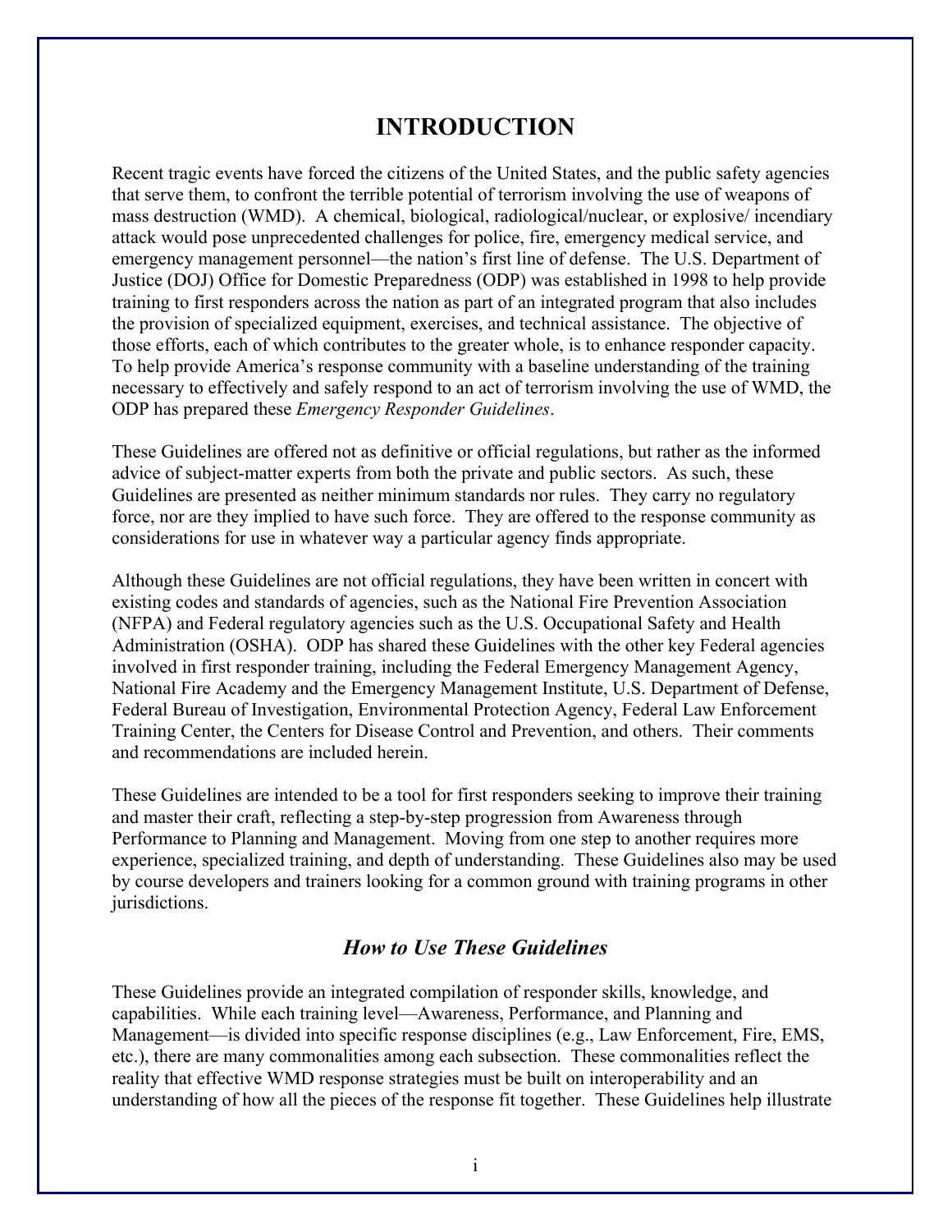# INTRODUCTION

Recent tragic events have forced the citizens of the United States, and the public safety agencies that serve them, to confront the terrible potential of terrorism involving the use of weapons of mass destruction (WMD). A chemical, biological, radiological/nuclear, or explosive/ incendiary attack would pose unprecedented challenges for police, fire, emergency medical service, and emergency management personnel—the nation's first line of defense. The U.S. Department of Justice (DOJ) Office for Domestic Preparedness (ODP) was established in 1998 to help provide training to first responders across the nation as part of an integrated program that also includes the provision of specialized equipment, exercises, and technical assistance. The objective of those efforts, each of which contributes to the greater whole, is to enhance responder capacity. To help provide America's response community with a baseline understanding of the training necessary to effectively and safely respond to an act of terrorism involving the use of WMD, the ODP has prepared these *Emergency Responder Guidelines*.

These Guidelines are offered not as definitive or official regulations, but rather as the informed advice of subject-matter experts from both the private and public sectors. As such, these Guidelines are presented as neither minimum standards nor rules. They carry no regulatory force, nor are they implied to have such force. They are offered to the response community as considerations for use in whatever way a particular agency finds appropriate.

Although these Guidelines are not official regulations, they have been written in concert with existing codes and standards of agencies, such as the National Fire Prevention Association (NFPA) and Federal regulatory agencies such as the U.S. Occupational Safety and Health Administration (OSHA). ODP has shared these Guidelines with the other key Federal agencies involved in first responder training, including the Federal Emergency Management Agency, National Fire Academy and the Emergency Management Institute, U.S. Department of Defense, Federal Bureau of Investigation, Environmental Protection Agency, Federal Law Enforcement Training Center, the Centers for Disease Control and Prevention, and others. Their comments and recommendations are included herein.

These Guidelines are intended to be a tool for first responders seeking to improve their training and master their craft, reflecting a step-by-step progression from Awareness through Performance to Planning and Management. Moving from one step to another requires more experience, specialized training, and depth of understanding. These Guidelines also may be used by course developers and trainers looking for a common ground with training programs in other jurisdictions.

## *How to Use These Guidelines*

These Guidelines provide an integrated compilation of responder skills, knowledge, and capabilities. While each training level—Awareness, Performance, and Planning and Management—is divided into specific response disciplines (e.g., Law Enforcement, Fire, EMS, etc.), there are many commonalities among each subsection. These commonalities reflect the reality that effective WMD response strategies must be built on interoperability and an understanding of how all the pieces of the response fit together. These Guidelines help illustrate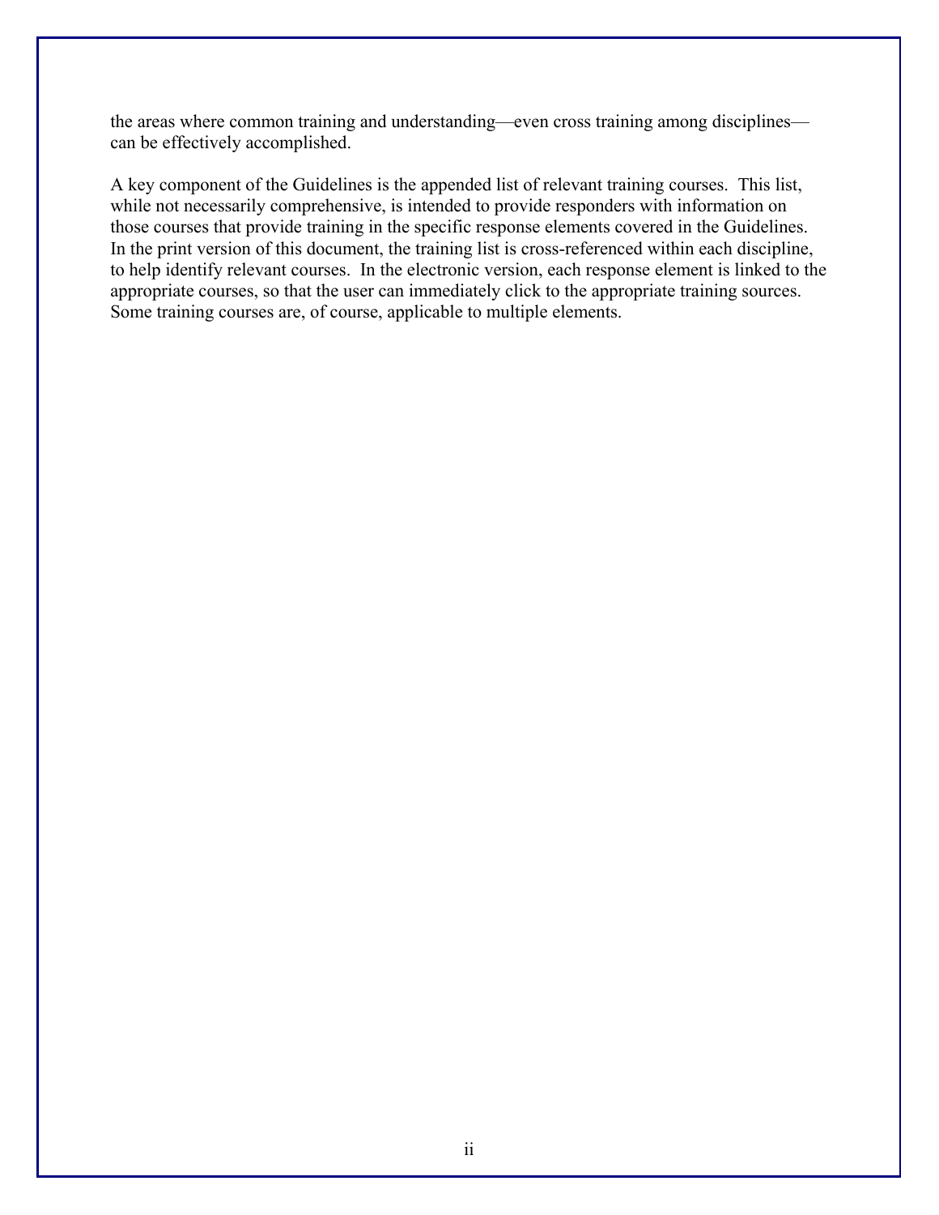the areas where common training and understanding—even cross training among disciplines—can be effectively accomplished.

A key component of the Guidelines is the appended list of relevant training courses. This list, while not necessarily comprehensive, is intended to provide responders with information on those courses that provide training in the specific response elements covered in the Guidelines. In the print version of this document, the training list is cross-referenced within each discipline, to help identify relevant courses. In the electronic version, each response element is linked to the appropriate courses, so that the user can immediately click to the appropriate training sources. Some training courses are, of course, applicable to multiple elements.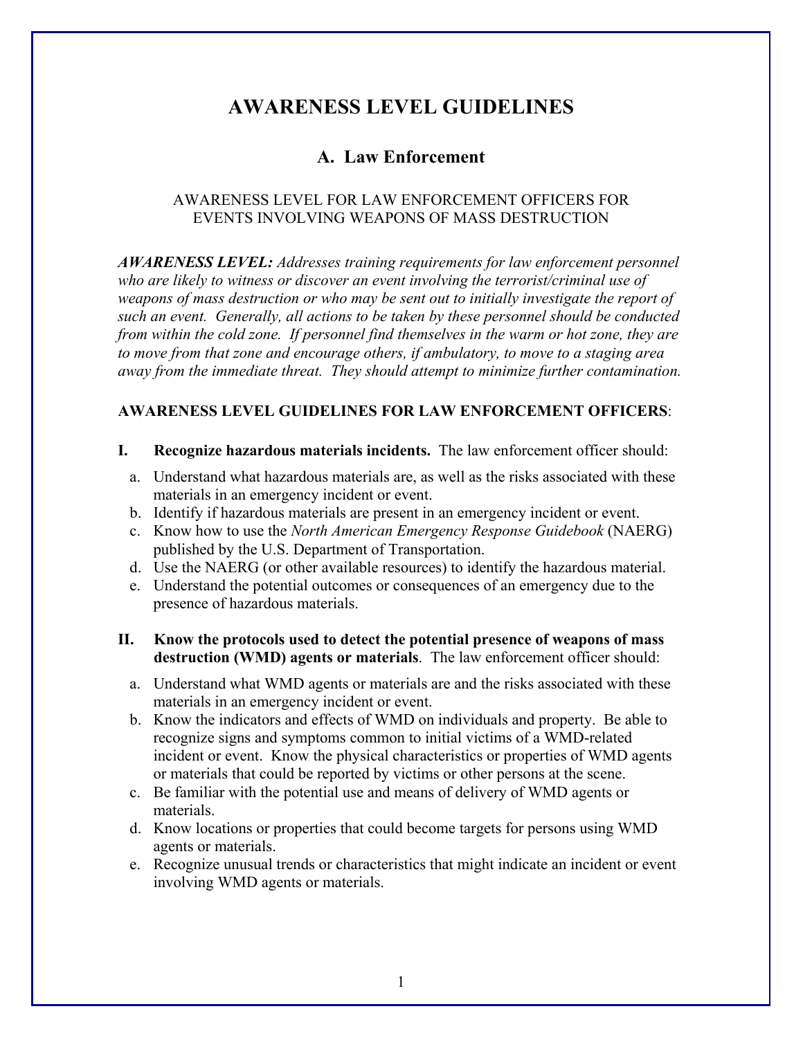# AWARENESS LEVEL GUIDELINES

## A. Law Enforcement

AWARENESS LEVEL FOR LAW ENFORCEMENT OFFICERS FOR EVENTS INVOLVING WEAPONS OF MASS DESTRUCTION

***AWARENESS LEVEL:*** *Addresses training requirements for law enforcement personnel who are likely to witness or discover an event involving the terrorist/criminal use of weapons of mass destruction or who may be sent out to initially investigate the report of such an event. Generally, all actions to be taken by these personnel should be conducted from within the cold zone. If personnel find themselves in the warm or hot zone, they are to move from that zone and encourage others, if ambulatory, to move to a staging area away from the immediate threat. They should attempt to minimize further contamination.*

**AWARENESS LEVEL GUIDELINES FOR LAW ENFORCEMENT OFFICERS**:

**I. Recognize hazardous materials incidents.** The law enforcement officer should:

a. Understand what hazardous materials are, as well as the risks associated with these materials in an emergency incident or event.
b. Identify if hazardous materials are present in an emergency incident or event.
c. Know how to use the *North American Emergency Response Guidebook* (NAERG) published by the U.S. Department of Transportation.
d. Use the NAERG (or other available resources) to identify the hazardous material.
e. Understand the potential outcomes or consequences of an emergency due to the presence of hazardous materials.

**II. Know the protocols used to detect the potential presence of weapons of mass destruction (WMD) agents or materials**. The law enforcement officer should:

a. Understand what WMD agents or materials are and the risks associated with these materials in an emergency incident or event.
b. Know the indicators and effects of WMD on individuals and property. Be able to recognize signs and symptoms common to initial victims of a WMD-related incident or event. Know the physical characteristics or properties of WMD agents or materials that could be reported by victims or other persons at the scene.
c. Be familiar with the potential use and means of delivery of WMD agents or materials.
d. Know locations or properties that could become targets for persons using WMD agents or materials.
e. Recognize unusual trends or characteristics that might indicate an incident or event involving WMD agents or materials.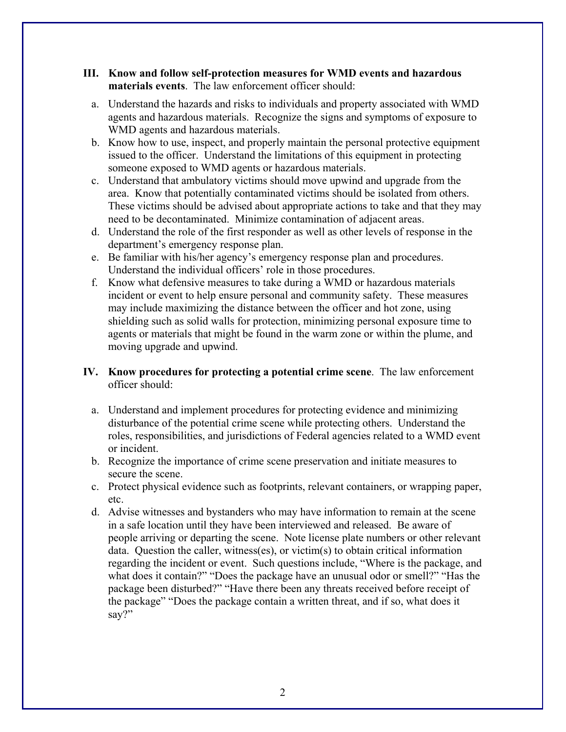**III. Know and follow self-protection measures for WMD events and hazardous materials events**. The law enforcement officer should:

a. Understand the hazards and risks to individuals and property associated with WMD agents and hazardous materials. Recognize the signs and symptoms of exposure to WMD agents and hazardous materials.
b. Know how to use, inspect, and properly maintain the personal protective equipment issued to the officer. Understand the limitations of this equipment in protecting someone exposed to WMD agents or hazardous materials.
c. Understand that ambulatory victims should move upwind and upgrade from the area. Know that potentially contaminated victims should be isolated from others. These victims should be advised about appropriate actions to take and that they may need to be decontaminated. Minimize contamination of adjacent areas.
d. Understand the role of the first responder as well as other levels of response in the department's emergency response plan.
e. Be familiar with his/her agency's emergency response plan and procedures. Understand the individual officers' role in those procedures.
f. Know what defensive measures to take during a WMD or hazardous materials incident or event to help ensure personal and community safety. These measures may include maximizing the distance between the officer and hot zone, using shielding such as solid walls for protection, minimizing personal exposure time to agents or materials that might be found in the warm zone or within the plume, and moving upgrade and upwind.

**IV. Know procedures for protecting a potential crime scene**. The law enforcement officer should:

a. Understand and implement procedures for protecting evidence and minimizing disturbance of the potential crime scene while protecting others. Understand the roles, responsibilities, and jurisdictions of Federal agencies related to a WMD event or incident.
b. Recognize the importance of crime scene preservation and initiate measures to secure the scene.
c. Protect physical evidence such as footprints, relevant containers, or wrapping paper, etc.
d. Advise witnesses and bystanders who may have information to remain at the scene in a safe location until they have been interviewed and released. Be aware of people arriving or departing the scene. Note license plate numbers or other relevant data. Question the caller, witness(es), or victim(s) to obtain critical information regarding the incident or event. Such questions include, "Where is the package, and what does it contain?" "Does the package have an unusual odor or smell?" "Has the package been disturbed?" "Have there been any threats received before receipt of the package" "Does the package contain a written threat, and if so, what does it say?"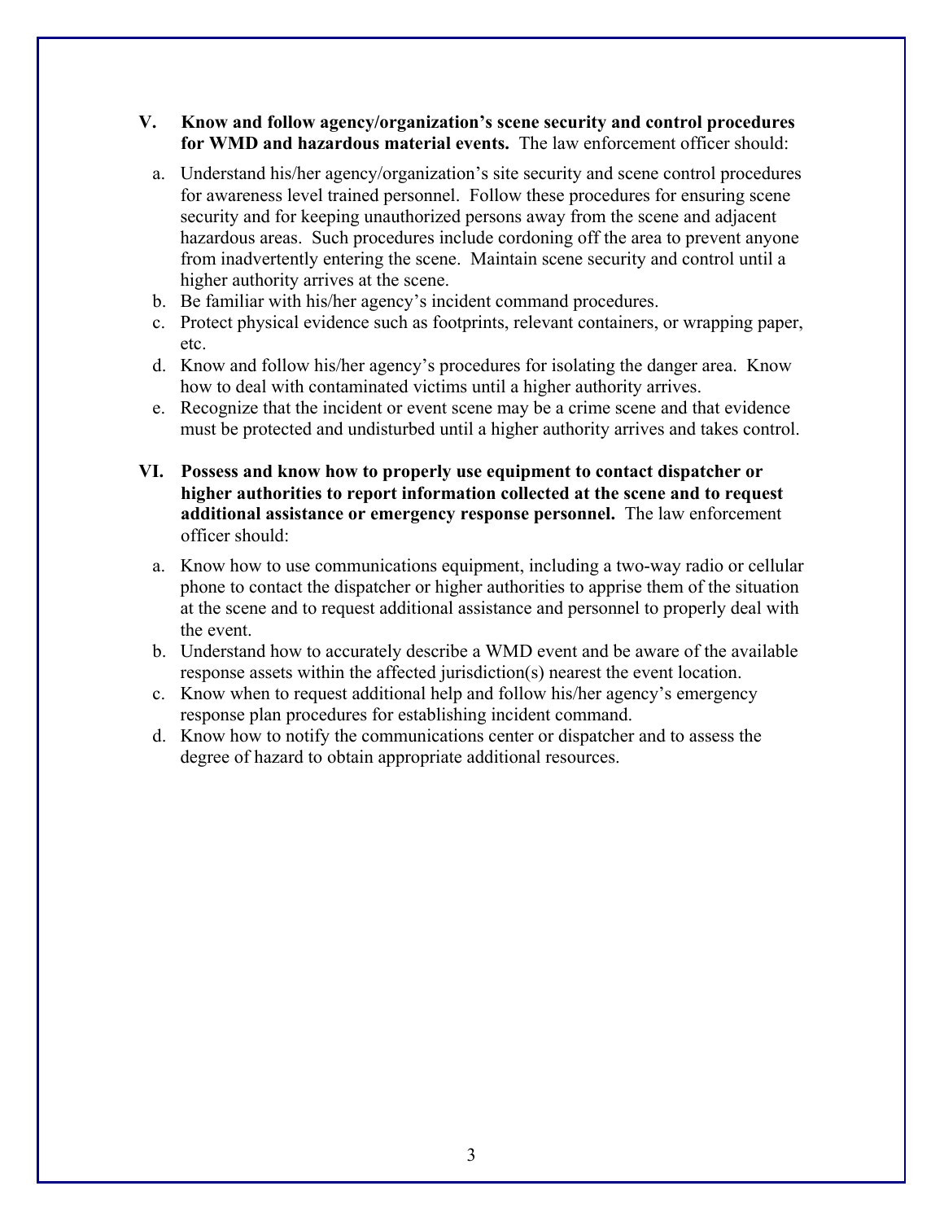**V. Know and follow agency/organization's scene security and control procedures for WMD and hazardous material events.** The law enforcement officer should:

a. Understand his/her agency/organization's site security and scene control procedures for awareness level trained personnel. Follow these procedures for ensuring scene security and for keeping unauthorized persons away from the scene and adjacent hazardous areas. Such procedures include cordoning off the area to prevent anyone from inadvertently entering the scene. Maintain scene security and control until a higher authority arrives at the scene.
b. Be familiar with his/her agency's incident command procedures.
c. Protect physical evidence such as footprints, relevant containers, or wrapping paper, etc.
d. Know and follow his/her agency's procedures for isolating the danger area. Know how to deal with contaminated victims until a higher authority arrives.
e. Recognize that the incident or event scene may be a crime scene and that evidence must be protected and undisturbed until a higher authority arrives and takes control.

**VI. Possess and know how to properly use equipment to contact dispatcher or higher authorities to report information collected at the scene and to request additional assistance or emergency response personnel.** The law enforcement officer should:

a. Know how to use communications equipment, including a two-way radio or cellular phone to contact the dispatcher or higher authorities to apprise them of the situation at the scene and to request additional assistance and personnel to properly deal with the event.
b. Understand how to accurately describe a WMD event and be aware of the available response assets within the affected jurisdiction(s) nearest the event location.
c. Know when to request additional help and follow his/her agency's emergency response plan procedures for establishing incident command.
d. Know how to notify the communications center or dispatcher and to assess the degree of hazard to obtain appropriate additional resources.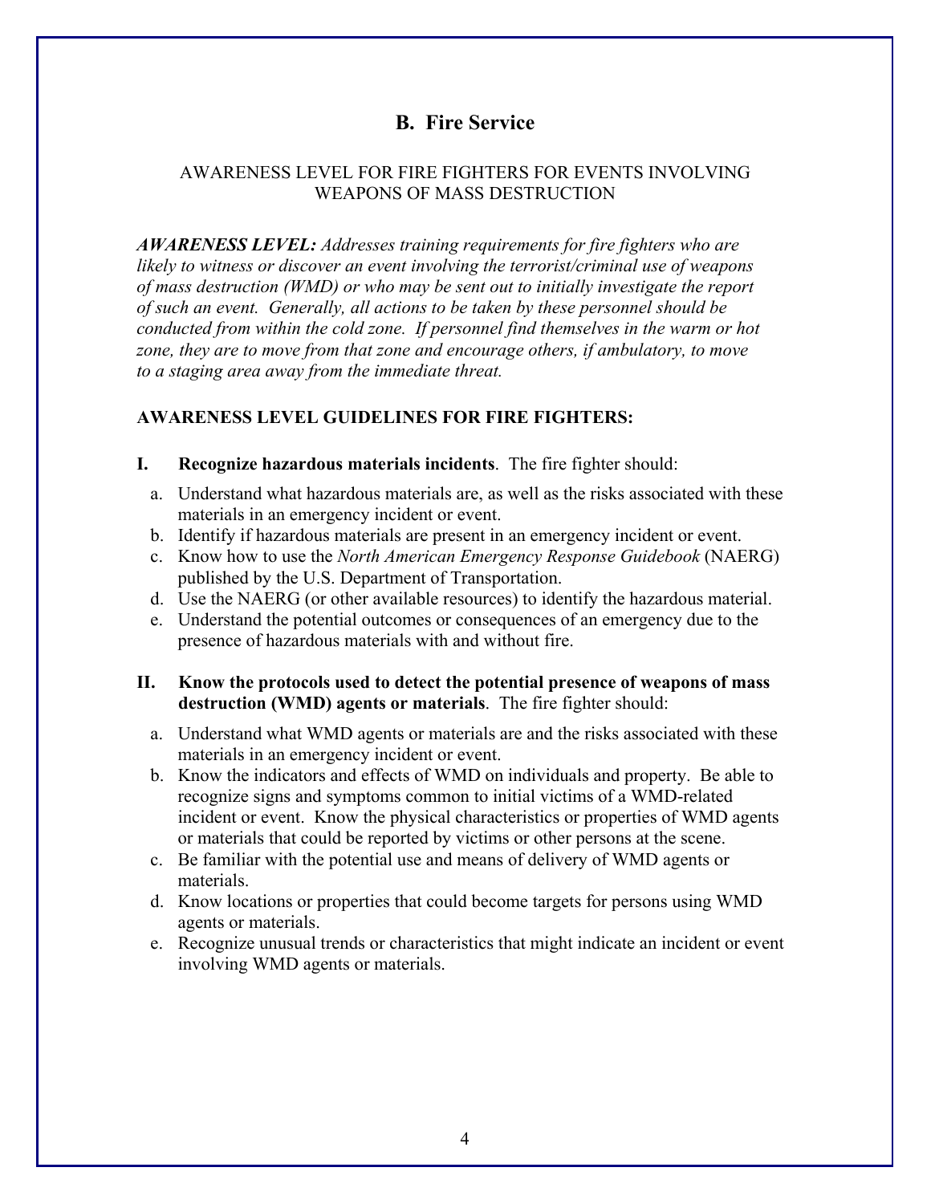## B. Fire Service

AWARENESS LEVEL FOR FIRE FIGHTERS FOR EVENTS INVOLVING WEAPONS OF MASS DESTRUCTION

***AWARENESS LEVEL:*** *Addresses training requirements for fire fighters who are likely to witness or discover an event involving the terrorist/criminal use of weapons of mass destruction (WMD) or who may be sent out to initially investigate the report of such an event. Generally, all actions to be taken by these personnel should be conducted from within the cold zone. If personnel find themselves in the warm or hot zone, they are to move from that zone and encourage others, if ambulatory, to move to a staging area away from the immediate threat.*

**AWARENESS LEVEL GUIDELINES FOR FIRE FIGHTERS:**

**I. Recognize hazardous materials incidents**. The fire fighter should:

a. Understand what hazardous materials are, as well as the risks associated with these materials in an emergency incident or event.
b. Identify if hazardous materials are present in an emergency incident or event.
c. Know how to use the *North American Emergency Response Guidebook* (NAERG) published by the U.S. Department of Transportation.
d. Use the NAERG (or other available resources) to identify the hazardous material.
e. Understand the potential outcomes or consequences of an emergency due to the presence of hazardous materials with and without fire.

**II. Know the protocols used to detect the potential presence of weapons of mass destruction (WMD) agents or materials**. The fire fighter should:

a. Understand what WMD agents or materials are and the risks associated with these materials in an emergency incident or event.
b. Know the indicators and effects of WMD on individuals and property. Be able to recognize signs and symptoms common to initial victims of a WMD-related incident or event. Know the physical characteristics or properties of WMD agents or materials that could be reported by victims or other persons at the scene.
c. Be familiar with the potential use and means of delivery of WMD agents or materials.
d. Know locations or properties that could become targets for persons using WMD agents or materials.
e. Recognize unusual trends or characteristics that might indicate an incident or event involving WMD agents or materials.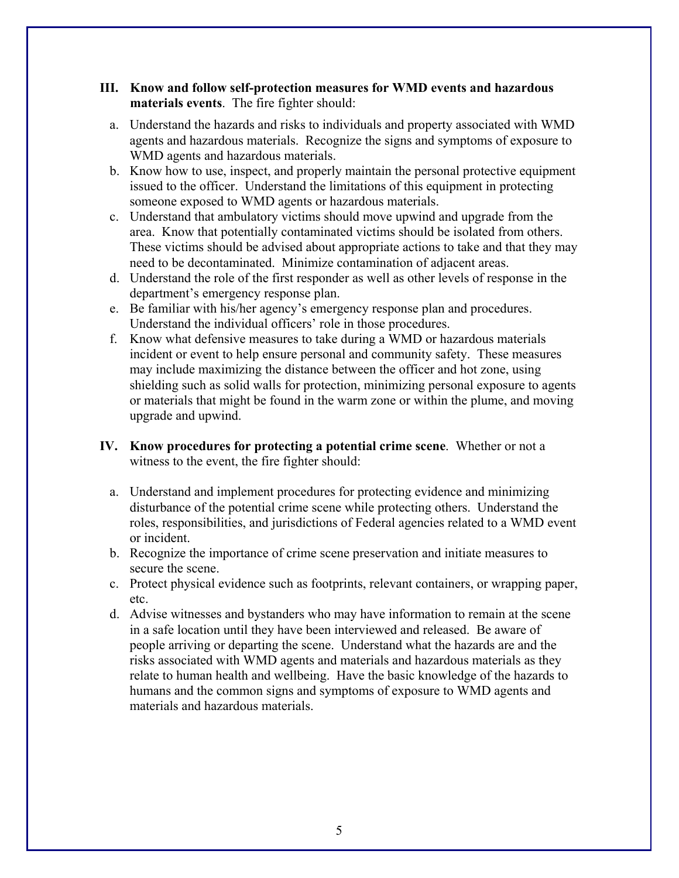**III. Know and follow self-protection measures for WMD events and hazardous materials events**. The fire fighter should:

a. Understand the hazards and risks to individuals and property associated with WMD agents and hazardous materials. Recognize the signs and symptoms of exposure to WMD agents and hazardous materials.

b. Know how to use, inspect, and properly maintain the personal protective equipment issued to the officer. Understand the limitations of this equipment in protecting someone exposed to WMD agents or hazardous materials.

c. Understand that ambulatory victims should move upwind and upgrade from the area. Know that potentially contaminated victims should be isolated from others. These victims should be advised about appropriate actions to take and that they may need to be decontaminated. Minimize contamination of adjacent areas.

d. Understand the role of the first responder as well as other levels of response in the department's emergency response plan.

e. Be familiar with his/her agency's emergency response plan and procedures. Understand the individual officers' role in those procedures.

f. Know what defensive measures to take during a WMD or hazardous materials incident or event to help ensure personal and community safety. These measures may include maximizing the distance between the officer and hot zone, using shielding such as solid walls for protection, minimizing personal exposure to agents or materials that might be found in the warm zone or within the plume, and moving upgrade and upwind.

**IV. Know procedures for protecting a potential crime scene**. Whether or not a witness to the event, the fire fighter should:

a. Understand and implement procedures for protecting evidence and minimizing disturbance of the potential crime scene while protecting others. Understand the roles, responsibilities, and jurisdictions of Federal agencies related to a WMD event or incident.

b. Recognize the importance of crime scene preservation and initiate measures to secure the scene.

c. Protect physical evidence such as footprints, relevant containers, or wrapping paper, etc.

d. Advise witnesses and bystanders who may have information to remain at the scene in a safe location until they have been interviewed and released. Be aware of people arriving or departing the scene. Understand what the hazards are and the risks associated with WMD agents and materials and hazardous materials as they relate to human health and wellbeing. Have the basic knowledge of the hazards to humans and the common signs and symptoms of exposure to WMD agents and materials and hazardous materials.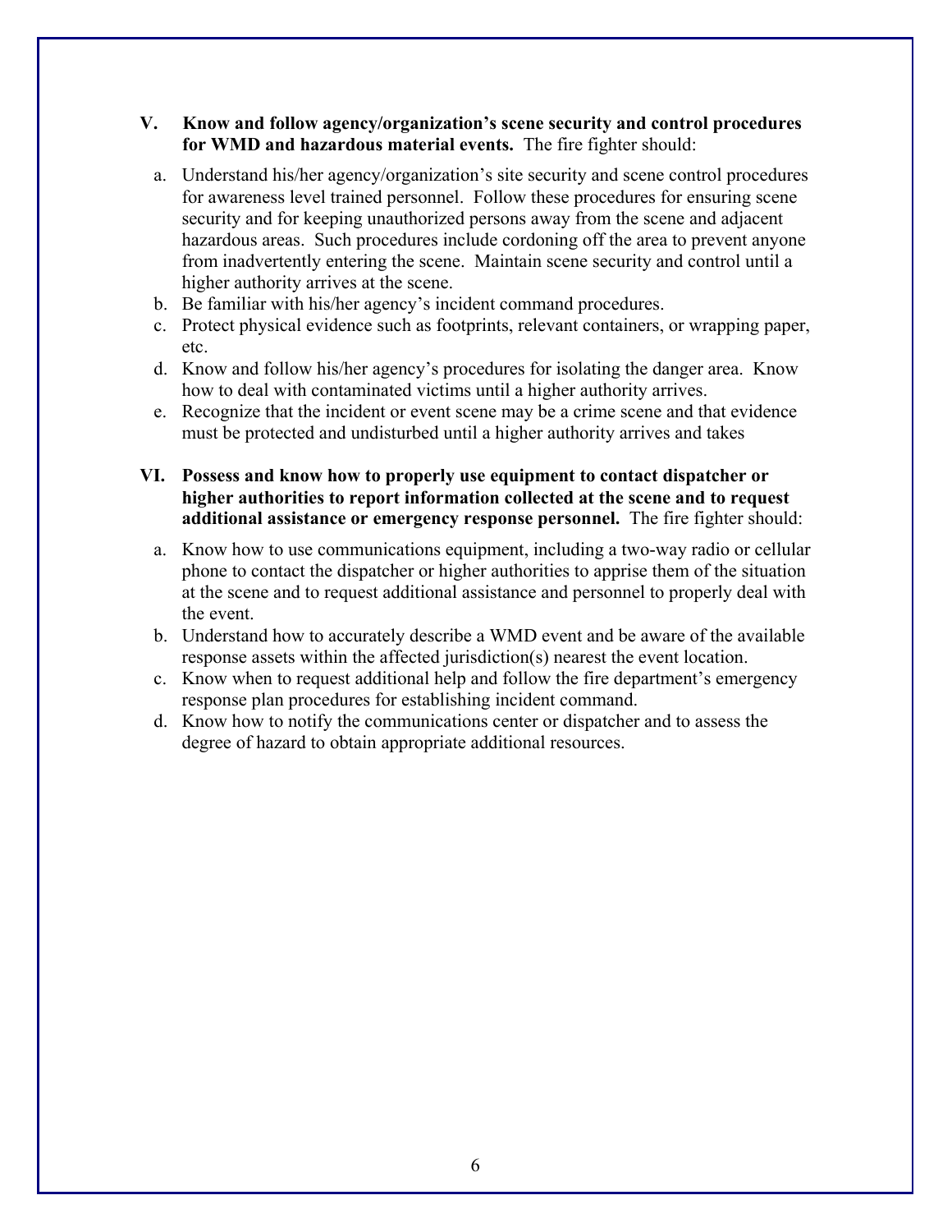**V. Know and follow agency/organization's scene security and control procedures for WMD and hazardous material events.** The fire fighter should:

a. Understand his/her agency/organization's site security and scene control procedures for awareness level trained personnel. Follow these procedures for ensuring scene security and for keeping unauthorized persons away from the scene and adjacent hazardous areas. Such procedures include cordoning off the area to prevent anyone from inadvertently entering the scene. Maintain scene security and control until a higher authority arrives at the scene.
b. Be familiar with his/her agency's incident command procedures.
c. Protect physical evidence such as footprints, relevant containers, or wrapping paper, etc.
d. Know and follow his/her agency's procedures for isolating the danger area. Know how to deal with contaminated victims until a higher authority arrives.
e. Recognize that the incident or event scene may be a crime scene and that evidence must be protected and undisturbed until a higher authority arrives and takes

**VI. Possess and know how to properly use equipment to contact dispatcher or higher authorities to report information collected at the scene and to request additional assistance or emergency response personnel.** The fire fighter should:

a. Know how to use communications equipment, including a two-way radio or cellular phone to contact the dispatcher or higher authorities to apprise them of the situation at the scene and to request additional assistance and personnel to properly deal with the event.
b. Understand how to accurately describe a WMD event and be aware of the available response assets within the affected jurisdiction(s) nearest the event location.
c. Know when to request additional help and follow the fire department's emergency response plan procedures for establishing incident command.
d. Know how to notify the communications center or dispatcher and to assess the degree of hazard to obtain appropriate additional resources.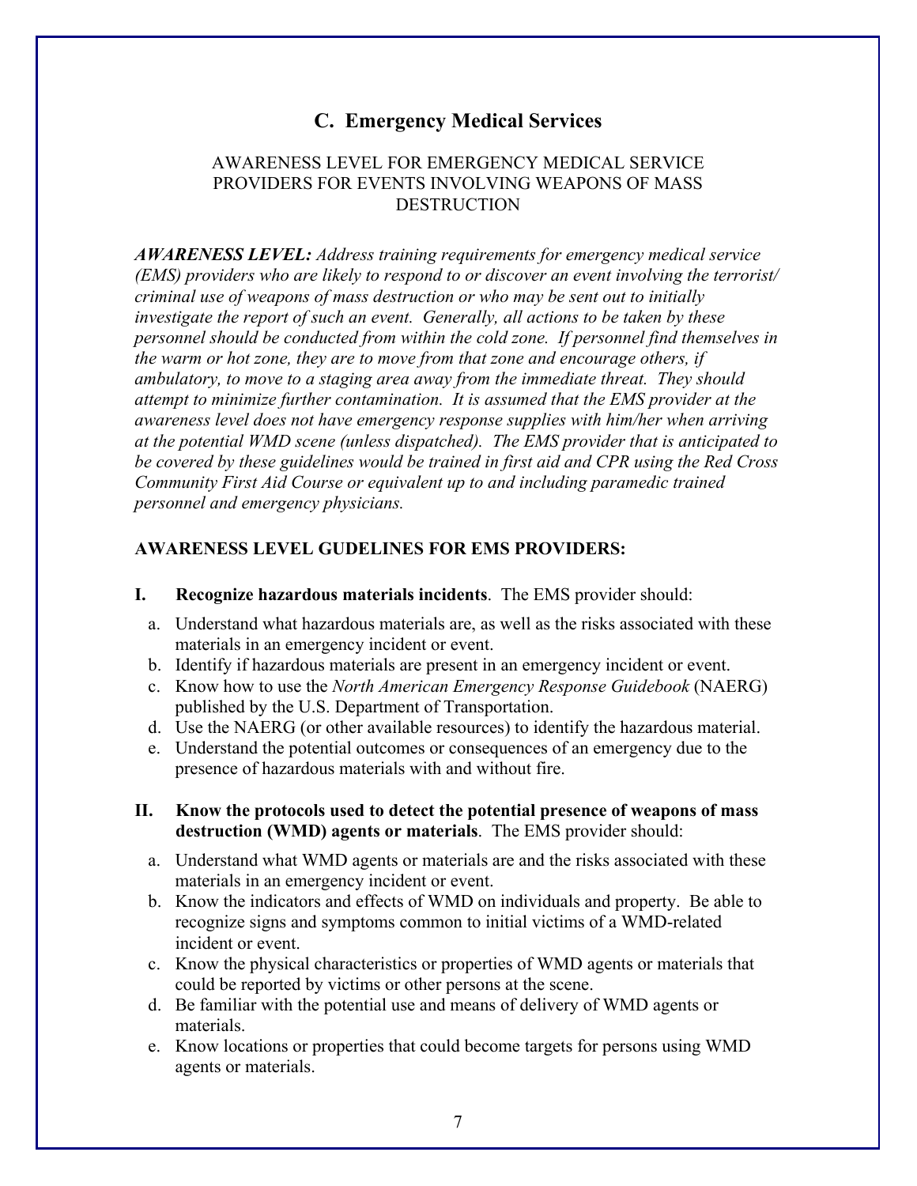## C. Emergency Medical Services

AWARENESS LEVEL FOR EMERGENCY MEDICAL SERVICE PROVIDERS FOR EVENTS INVOLVING WEAPONS OF MASS DESTRUCTION

***AWARENESS LEVEL:*** *Address training requirements for emergency medical service (EMS) providers who are likely to respond to or discover an event involving the terrorist/ criminal use of weapons of mass destruction or who may be sent out to initially investigate the report of such an event. Generally, all actions to be taken by these personnel should be conducted from within the cold zone. If personnel find themselves in the warm or hot zone, they are to move from that zone and encourage others, if ambulatory, to move to a staging area away from the immediate threat. They should attempt to minimize further contamination. It is assumed that the EMS provider at the awareness level does not have emergency response supplies with him/her when arriving at the potential WMD scene (unless dispatched). The EMS provider that is anticipated to be covered by these guidelines would be trained in first aid and CPR using the Red Cross Community First Aid Course or equivalent up to and including paramedic trained personnel and emergency physicians.*

**AWARENESS LEVEL GUDELINES FOR EMS PROVIDERS:**

**I. Recognize hazardous materials incidents**. The EMS provider should:

a. Understand what hazardous materials are, as well as the risks associated with these materials in an emergency incident or event.
b. Identify if hazardous materials are present in an emergency incident or event.
c. Know how to use the *North American Emergency Response Guidebook* (NAERG) published by the U.S. Department of Transportation.
d. Use the NAERG (or other available resources) to identify the hazardous material.
e. Understand the potential outcomes or consequences of an emergency due to the presence of hazardous materials with and without fire.

**II. Know the protocols used to detect the potential presence of weapons of mass destruction (WMD) agents or materials**. The EMS provider should:

a. Understand what WMD agents or materials are and the risks associated with these materials in an emergency incident or event.
b. Know the indicators and effects of WMD on individuals and property. Be able to recognize signs and symptoms common to initial victims of a WMD-related incident or event.
c. Know the physical characteristics or properties of WMD agents or materials that could be reported by victims or other persons at the scene.
d. Be familiar with the potential use and means of delivery of WMD agents or materials.
e. Know locations or properties that could become targets for persons using WMD agents or materials.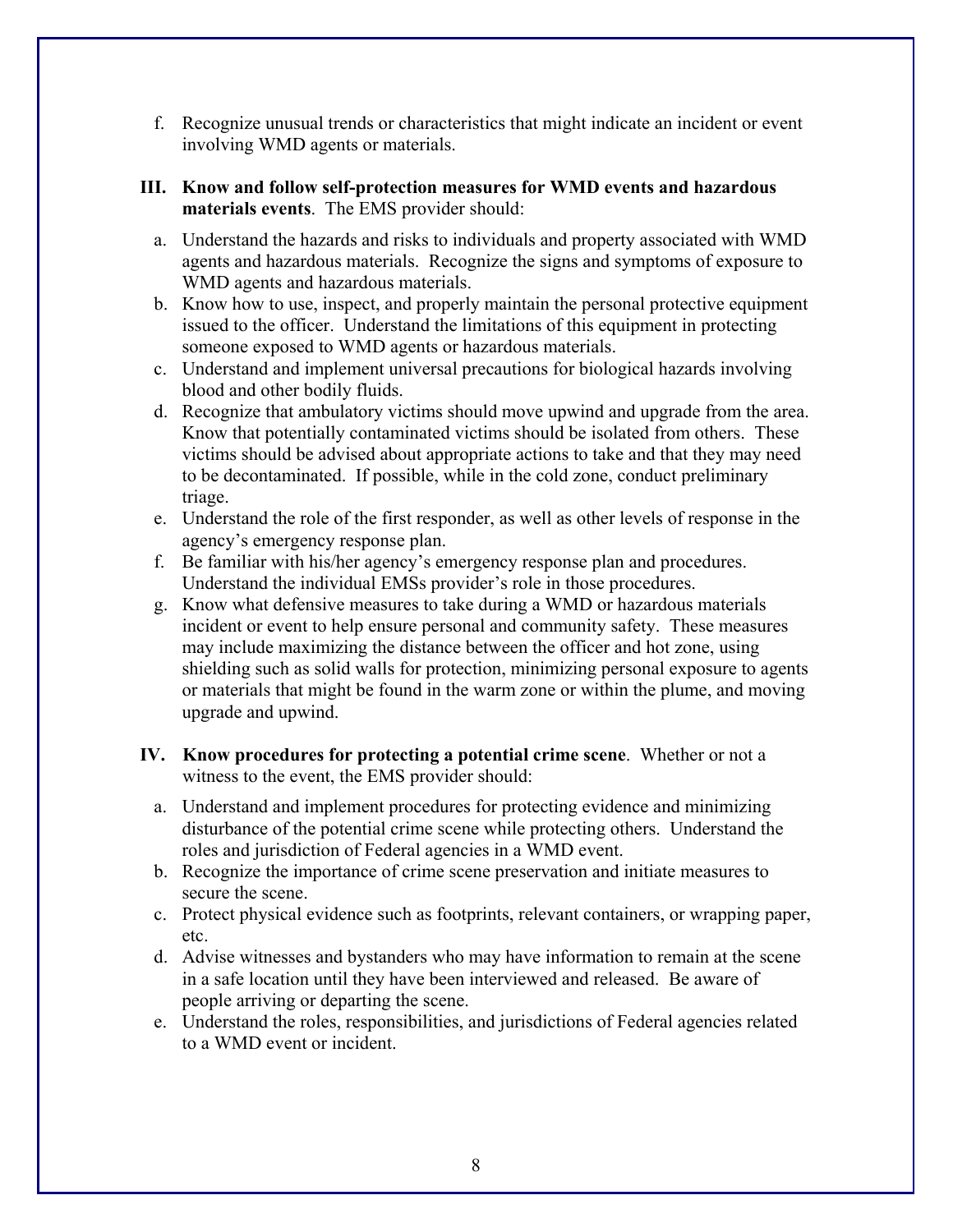f. Recognize unusual trends or characteristics that might indicate an incident or event involving WMD agents or materials.

**III. Know and follow self-protection measures for WMD events and hazardous materials events**. The EMS provider should:

a. Understand the hazards and risks to individuals and property associated with WMD agents and hazardous materials. Recognize the signs and symptoms of exposure to WMD agents and hazardous materials.

b. Know how to use, inspect, and properly maintain the personal protective equipment issued to the officer. Understand the limitations of this equipment in protecting someone exposed to WMD agents or hazardous materials.

c. Understand and implement universal precautions for biological hazards involving blood and other bodily fluids.

d. Recognize that ambulatory victims should move upwind and upgrade from the area. Know that potentially contaminated victims should be isolated from others. These victims should be advised about appropriate actions to take and that they may need to be decontaminated. If possible, while in the cold zone, conduct preliminary triage.

e. Understand the role of the first responder, as well as other levels of response in the agency's emergency response plan.

f. Be familiar with his/her agency's emergency response plan and procedures. Understand the individual EMSs provider's role in those procedures.

g. Know what defensive measures to take during a WMD or hazardous materials incident or event to help ensure personal and community safety. These measures may include maximizing the distance between the officer and hot zone, using shielding such as solid walls for protection, minimizing personal exposure to agents or materials that might be found in the warm zone or within the plume, and moving upgrade and upwind.

**IV. Know procedures for protecting a potential crime scene**. Whether or not a witness to the event, the EMS provider should:

a. Understand and implement procedures for protecting evidence and minimizing disturbance of the potential crime scene while protecting others. Understand the roles and jurisdiction of Federal agencies in a WMD event.

b. Recognize the importance of crime scene preservation and initiate measures to secure the scene.

c. Protect physical evidence such as footprints, relevant containers, or wrapping paper, etc.

d. Advise witnesses and bystanders who may have information to remain at the scene in a safe location until they have been interviewed and released. Be aware of people arriving or departing the scene.

e. Understand the roles, responsibilities, and jurisdictions of Federal agencies related to a WMD event or incident.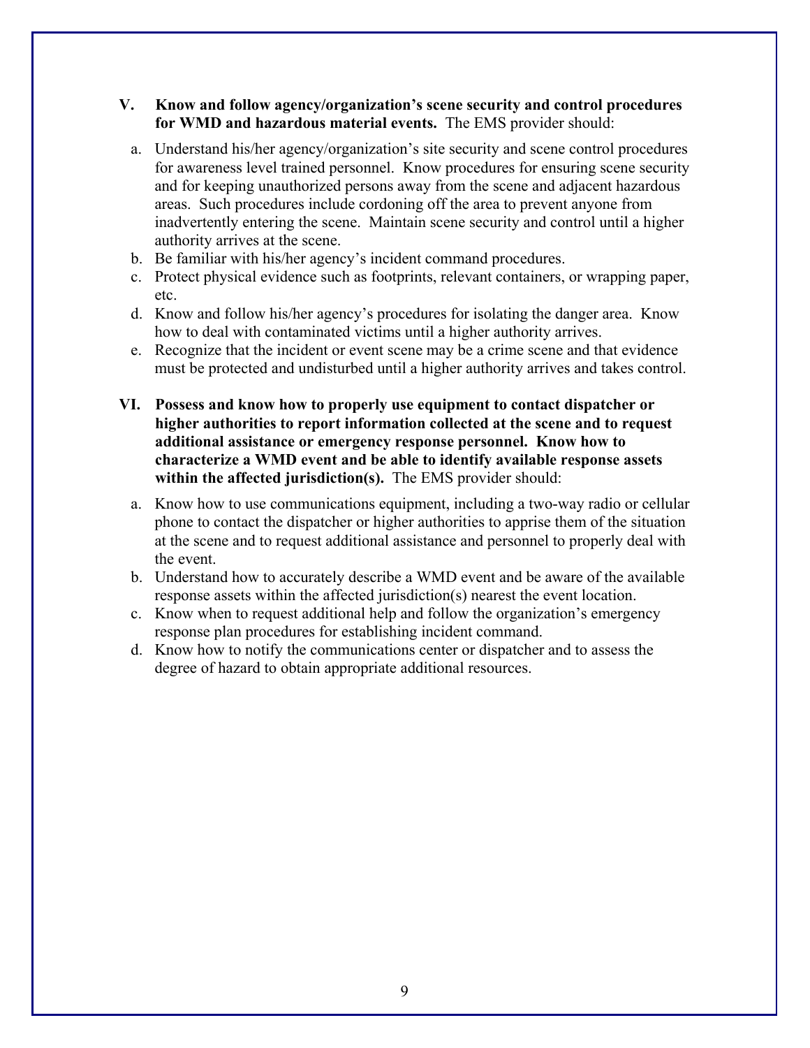**V. Know and follow agency/organization's scene security and control procedures for WMD and hazardous material events.** The EMS provider should:

a. Understand his/her agency/organization's site security and scene control procedures for awareness level trained personnel. Know procedures for ensuring scene security and for keeping unauthorized persons away from the scene and adjacent hazardous areas. Such procedures include cordoning off the area to prevent anyone from inadvertently entering the scene. Maintain scene security and control until a higher authority arrives at the scene.
b. Be familiar with his/her agency's incident command procedures.
c. Protect physical evidence such as footprints, relevant containers, or wrapping paper, etc.
d. Know and follow his/her agency's procedures for isolating the danger area. Know how to deal with contaminated victims until a higher authority arrives.
e. Recognize that the incident or event scene may be a crime scene and that evidence must be protected and undisturbed until a higher authority arrives and takes control.

**VI. Possess and know how to properly use equipment to contact dispatcher or higher authorities to report information collected at the scene and to request additional assistance or emergency response personnel. Know how to characterize a WMD event and be able to identify available response assets within the affected jurisdiction(s).** The EMS provider should:

a. Know how to use communications equipment, including a two-way radio or cellular phone to contact the dispatcher or higher authorities to apprise them of the situation at the scene and to request additional assistance and personnel to properly deal with the event.
b. Understand how to accurately describe a WMD event and be aware of the available response assets within the affected jurisdiction(s) nearest the event location.
c. Know when to request additional help and follow the organization's emergency response plan procedures for establishing incident command.
d. Know how to notify the communications center or dispatcher and to assess the degree of hazard to obtain appropriate additional resources.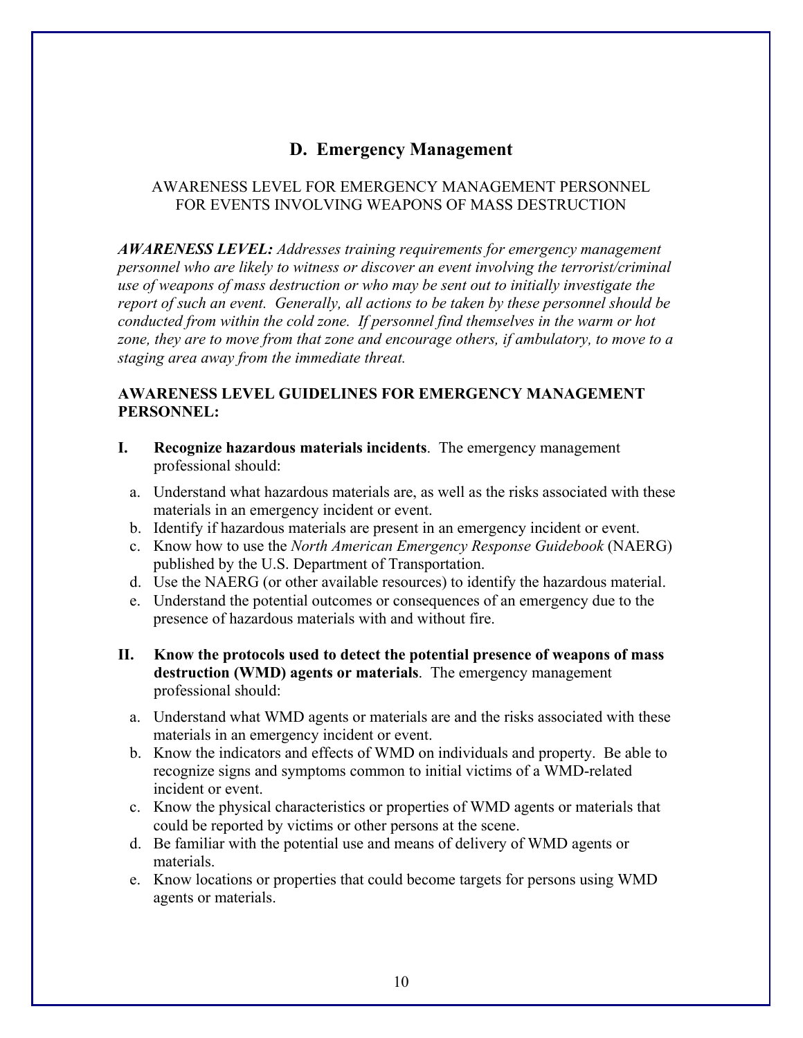## D. Emergency Management

AWARENESS LEVEL FOR EMERGENCY MANAGEMENT PERSONNEL
FOR EVENTS INVOLVING WEAPONS OF MASS DESTRUCTION

***AWARENESS LEVEL:*** *Addresses training requirements for emergency management personnel who are likely to witness or discover an event involving the terrorist/criminal use of weapons of mass destruction or who may be sent out to initially investigate the report of such an event. Generally, all actions to be taken by these personnel should be conducted from within the cold zone. If personnel find themselves in the warm or hot zone, they are to move from that zone and encourage others, if ambulatory, to move to a staging area away from the immediate threat.*

**AWARENESS LEVEL GUIDELINES FOR EMERGENCY MANAGEMENT PERSONNEL:**

**I. Recognize hazardous materials incidents**. The emergency management professional should:

a. Understand what hazardous materials are, as well as the risks associated with these materials in an emergency incident or event.
b. Identify if hazardous materials are present in an emergency incident or event.
c. Know how to use the *North American Emergency Response Guidebook* (NAERG) published by the U.S. Department of Transportation.
d. Use the NAERG (or other available resources) to identify the hazardous material.
e. Understand the potential outcomes or consequences of an emergency due to the presence of hazardous materials with and without fire.

**II. Know the protocols used to detect the potential presence of weapons of mass destruction (WMD) agents or materials**. The emergency management professional should:

a. Understand what WMD agents or materials are and the risks associated with these materials in an emergency incident or event.
b. Know the indicators and effects of WMD on individuals and property. Be able to recognize signs and symptoms common to initial victims of a WMD-related incident or event.
c. Know the physical characteristics or properties of WMD agents or materials that could be reported by victims or other persons at the scene.
d. Be familiar with the potential use and means of delivery of WMD agents or materials.
e. Know locations or properties that could become targets for persons using WMD agents or materials.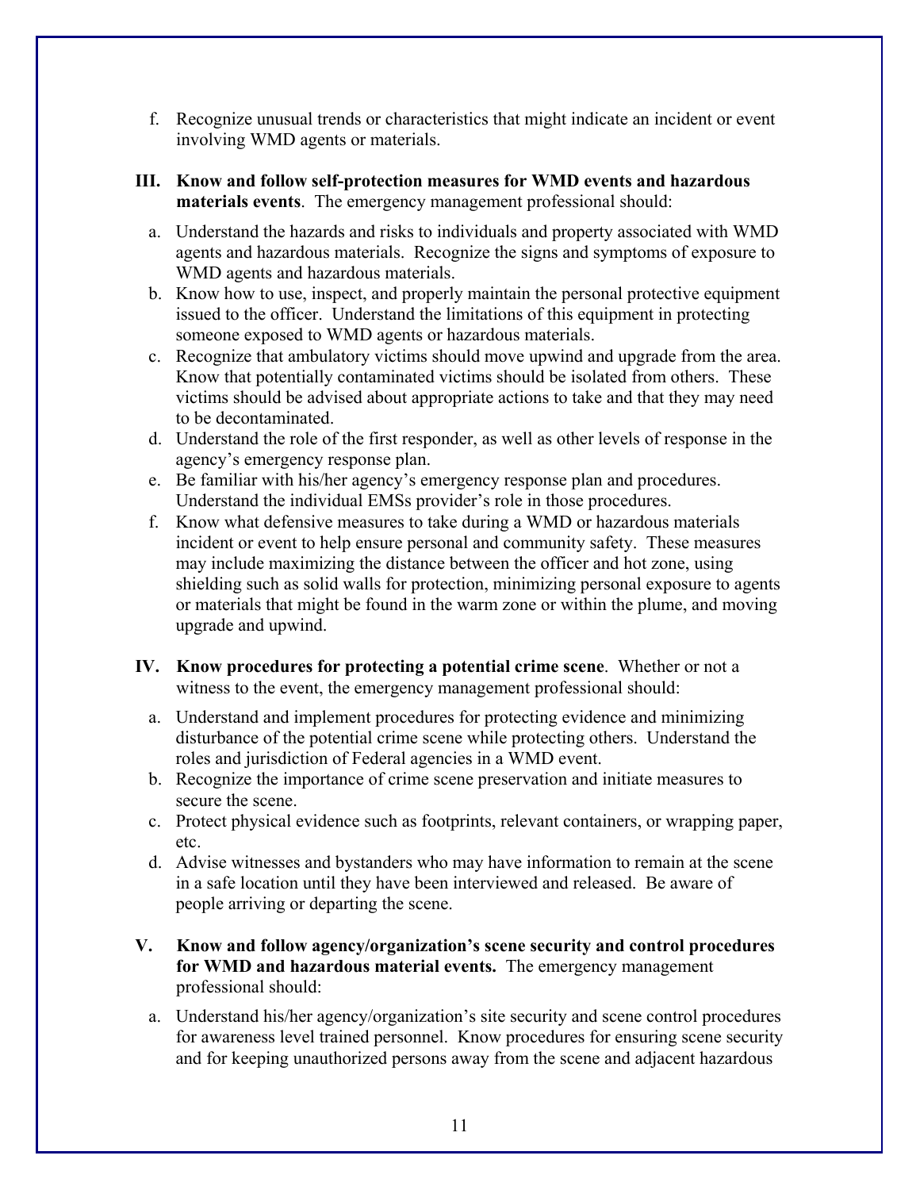f. Recognize unusual trends or characteristics that might indicate an incident or event involving WMD agents or materials.

**III. Know and follow self-protection measures for WMD events and hazardous materials events**. The emergency management professional should:

a. Understand the hazards and risks to individuals and property associated with WMD agents and hazardous materials. Recognize the signs and symptoms of exposure to WMD agents and hazardous materials.
b. Know how to use, inspect, and properly maintain the personal protective equipment issued to the officer. Understand the limitations of this equipment in protecting someone exposed to WMD agents or hazardous materials.
c. Recognize that ambulatory victims should move upwind and upgrade from the area. Know that potentially contaminated victims should be isolated from others. These victims should be advised about appropriate actions to take and that they may need to be decontaminated.
d. Understand the role of the first responder, as well as other levels of response in the agency's emergency response plan.
e. Be familiar with his/her agency's emergency response plan and procedures. Understand the individual EMSs provider's role in those procedures.
f. Know what defensive measures to take during a WMD or hazardous materials incident or event to help ensure personal and community safety. These measures may include maximizing the distance between the officer and hot zone, using shielding such as solid walls for protection, minimizing personal exposure to agents or materials that might be found in the warm zone or within the plume, and moving upgrade and upwind.

**IV. Know procedures for protecting a potential crime scene**. Whether or not a witness to the event, the emergency management professional should:

a. Understand and implement procedures for protecting evidence and minimizing disturbance of the potential crime scene while protecting others. Understand the roles and jurisdiction of Federal agencies in a WMD event.
b. Recognize the importance of crime scene preservation and initiate measures to secure the scene.
c. Protect physical evidence such as footprints, relevant containers, or wrapping paper, etc.
d. Advise witnesses and bystanders who may have information to remain at the scene in a safe location until they have been interviewed and released. Be aware of people arriving or departing the scene.

**V. Know and follow agency/organization's scene security and control procedures for WMD and hazardous material events.** The emergency management professional should:

a. Understand his/her agency/organization's site security and scene control procedures for awareness level trained personnel. Know procedures for ensuring scene security and for keeping unauthorized persons away from the scene and adjacent hazardous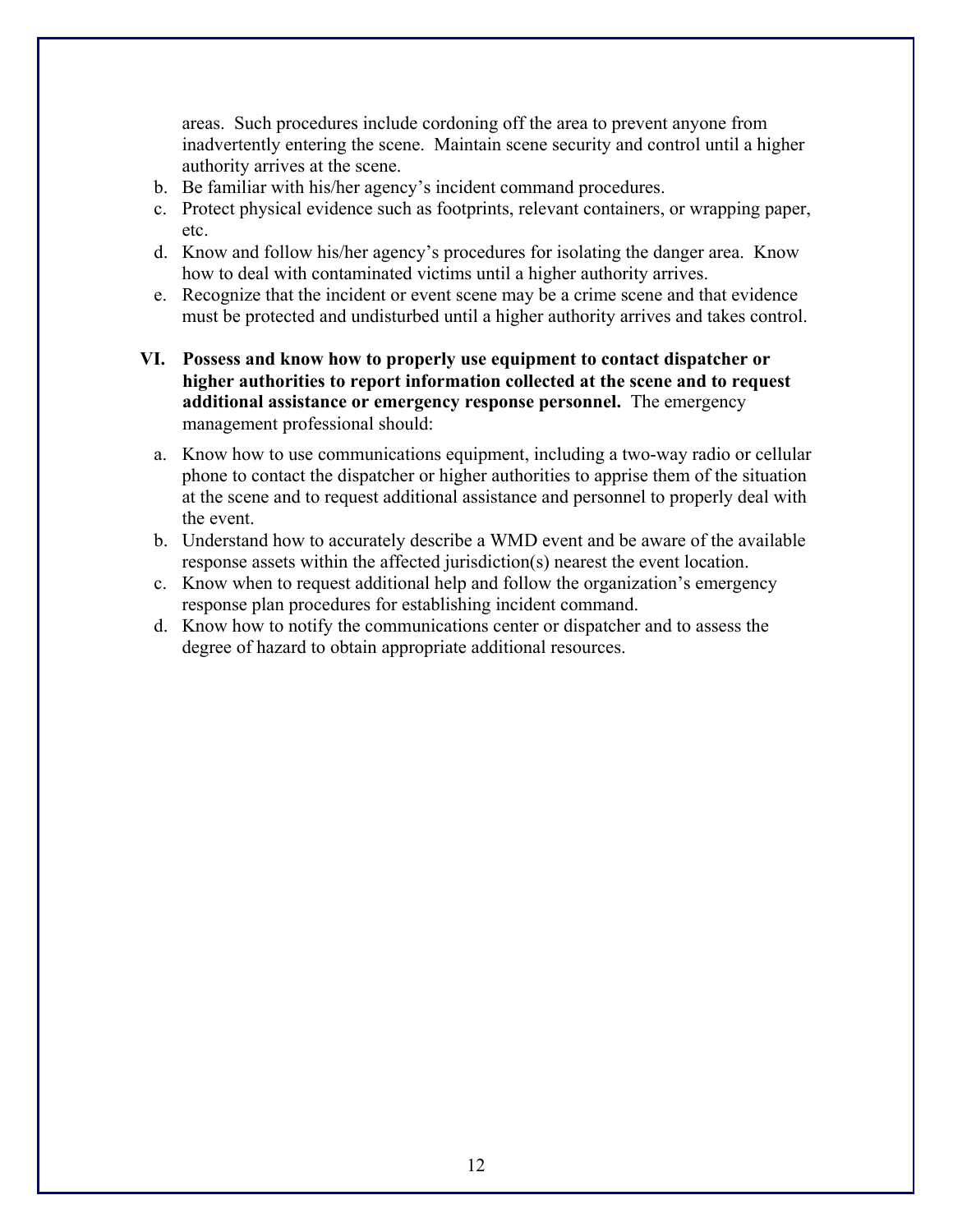areas. Such procedures include cordoning off the area to prevent anyone from inadvertently entering the scene. Maintain scene security and control until a higher authority arrives at the scene.

b. Be familiar with his/her agency's incident command procedures.
c. Protect physical evidence such as footprints, relevant containers, or wrapping paper, etc.
d. Know and follow his/her agency's procedures for isolating the danger area. Know how to deal with contaminated victims until a higher authority arrives.
e. Recognize that the incident or event scene may be a crime scene and that evidence must be protected and undisturbed until a higher authority arrives and takes control.

**VI. Possess and know how to properly use equipment to contact dispatcher or higher authorities to report information collected at the scene and to request additional assistance or emergency response personnel.** The emergency management professional should:

a. Know how to use communications equipment, including a two-way radio or cellular phone to contact the dispatcher or higher authorities to apprise them of the situation at the scene and to request additional assistance and personnel to properly deal with the event.
b. Understand how to accurately describe a WMD event and be aware of the available response assets within the affected jurisdiction(s) nearest the event location.
c. Know when to request additional help and follow the organization's emergency response plan procedures for establishing incident command.
d. Know how to notify the communications center or dispatcher and to assess the degree of hazard to obtain appropriate additional resources.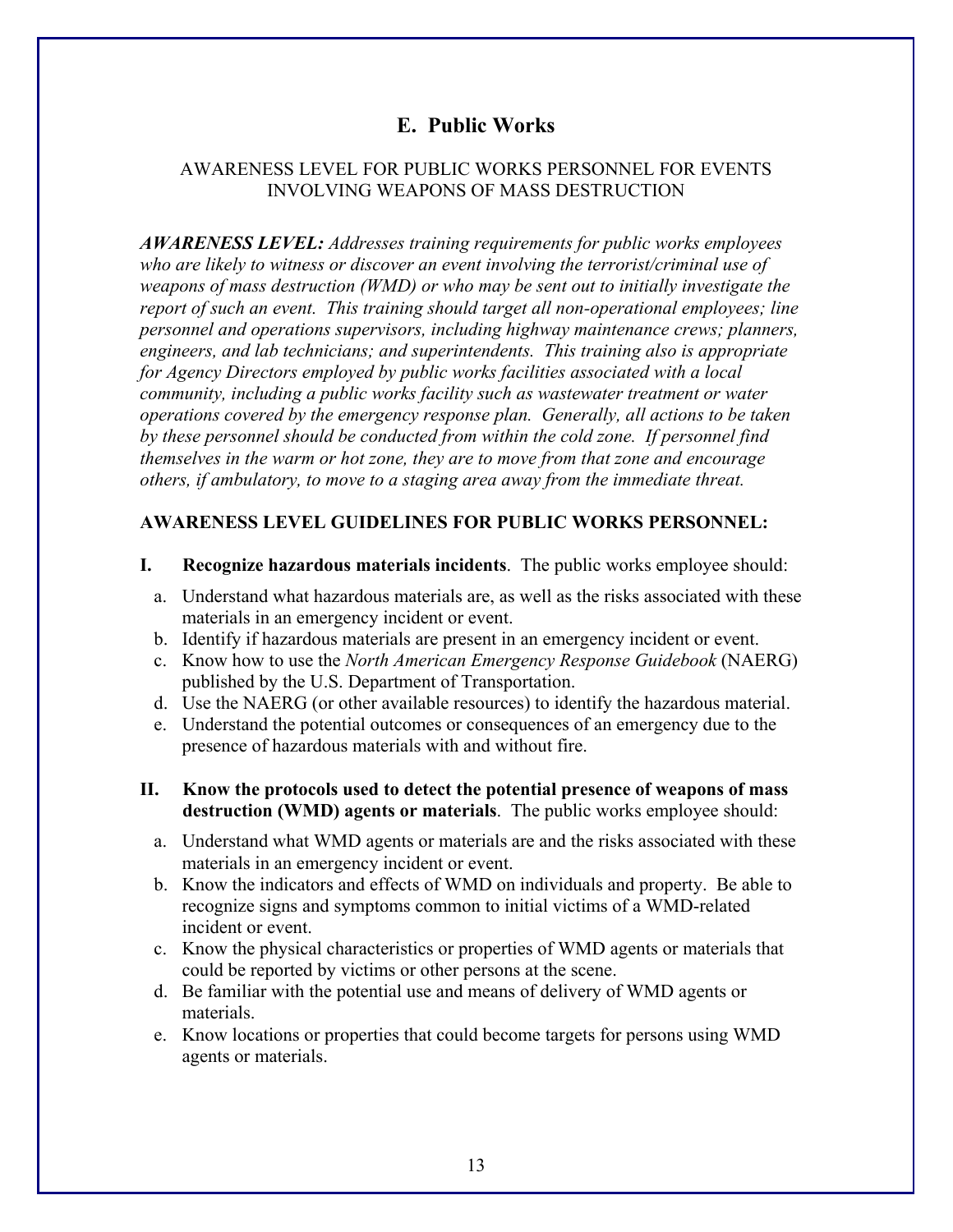## E. Public Works

AWARENESS LEVEL FOR PUBLIC WORKS PERSONNEL FOR EVENTS INVOLVING WEAPONS OF MASS DESTRUCTION

***AWARENESS LEVEL:*** *Addresses training requirements for public works employees who are likely to witness or discover an event involving the terrorist/criminal use of weapons of mass destruction (WMD) or who may be sent out to initially investigate the report of such an event. This training should target all non-operational employees; line personnel and operations supervisors, including highway maintenance crews; planners, engineers, and lab technicians; and superintendents. This training also is appropriate for Agency Directors employed by public works facilities associated with a local community, including a public works facility such as wastewater treatment or water operations covered by the emergency response plan. Generally, all actions to be taken by these personnel should be conducted from within the cold zone. If personnel find themselves in the warm or hot zone, they are to move from that zone and encourage others, if ambulatory, to move to a staging area away from the immediate threat.*

**AWARENESS LEVEL GUIDELINES FOR PUBLIC WORKS PERSONNEL:**

**I. Recognize hazardous materials incidents**. The public works employee should:

a. Understand what hazardous materials are, as well as the risks associated with these materials in an emergency incident or event.
b. Identify if hazardous materials are present in an emergency incident or event.
c. Know how to use the *North American Emergency Response Guidebook* (NAERG) published by the U.S. Department of Transportation.
d. Use the NAERG (or other available resources) to identify the hazardous material.
e. Understand the potential outcomes or consequences of an emergency due to the presence of hazardous materials with and without fire.

**II. Know the protocols used to detect the potential presence of weapons of mass destruction (WMD) agents or materials**. The public works employee should:

a. Understand what WMD agents or materials are and the risks associated with these materials in an emergency incident or event.
b. Know the indicators and effects of WMD on individuals and property. Be able to recognize signs and symptoms common to initial victims of a WMD-related incident or event.
c. Know the physical characteristics or properties of WMD agents or materials that could be reported by victims or other persons at the scene.
d. Be familiar with the potential use and means of delivery of WMD agents or materials.
e. Know locations or properties that could become targets for persons using WMD agents or materials.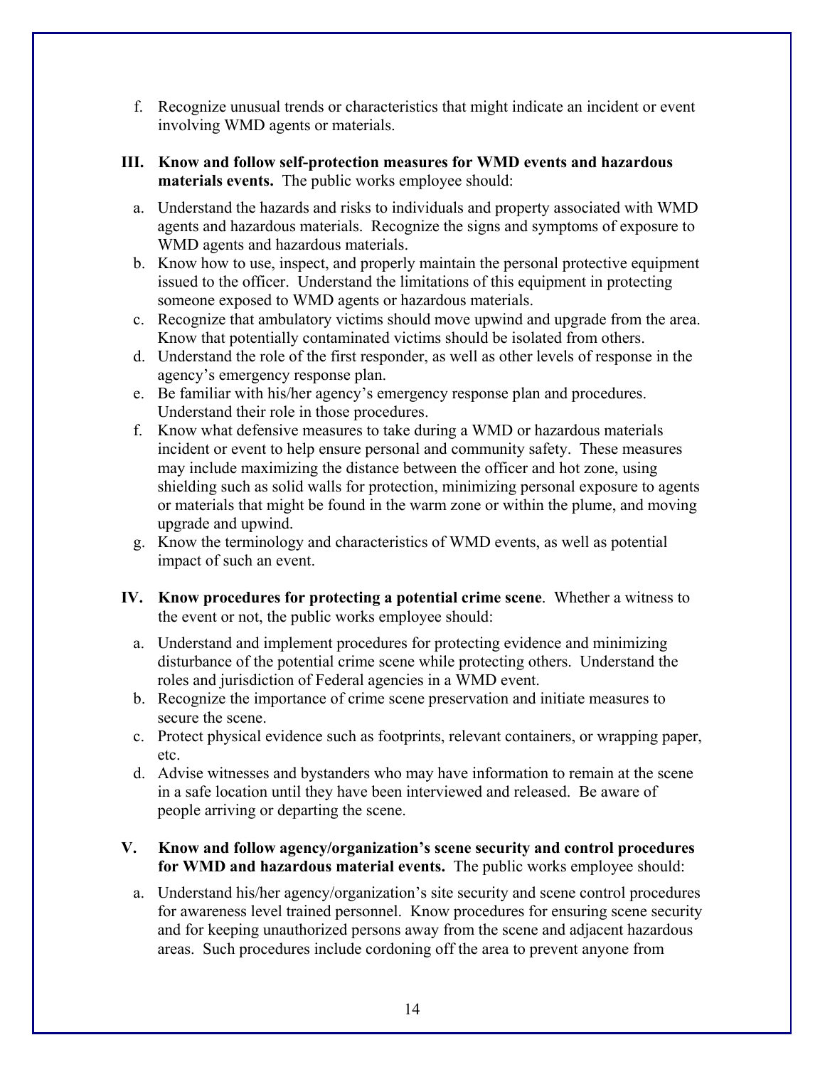f. Recognize unusual trends or characteristics that might indicate an incident or event involving WMD agents or materials.

**III. Know and follow self-protection measures for WMD events and hazardous materials events.** The public works employee should:

a. Understand the hazards and risks to individuals and property associated with WMD agents and hazardous materials. Recognize the signs and symptoms of exposure to WMD agents and hazardous materials.
b. Know how to use, inspect, and properly maintain the personal protective equipment issued to the officer. Understand the limitations of this equipment in protecting someone exposed to WMD agents or hazardous materials.
c. Recognize that ambulatory victims should move upwind and upgrade from the area. Know that potentially contaminated victims should be isolated from others.
d. Understand the role of the first responder, as well as other levels of response in the agency's emergency response plan.
e. Be familiar with his/her agency's emergency response plan and procedures. Understand their role in those procedures.
f. Know what defensive measures to take during a WMD or hazardous materials incident or event to help ensure personal and community safety. These measures may include maximizing the distance between the officer and hot zone, using shielding such as solid walls for protection, minimizing personal exposure to agents or materials that might be found in the warm zone or within the plume, and moving upgrade and upwind.
g. Know the terminology and characteristics of WMD events, as well as potential impact of such an event.

**IV. Know procedures for protecting a potential crime scene**. Whether a witness to the event or not, the public works employee should:

a. Understand and implement procedures for protecting evidence and minimizing disturbance of the potential crime scene while protecting others. Understand the roles and jurisdiction of Federal agencies in a WMD event.
b. Recognize the importance of crime scene preservation and initiate measures to secure the scene.
c. Protect physical evidence such as footprints, relevant containers, or wrapping paper, etc.
d. Advise witnesses and bystanders who may have information to remain at the scene in a safe location until they have been interviewed and released. Be aware of people arriving or departing the scene.

**V. Know and follow agency/organization's scene security and control procedures for WMD and hazardous material events.** The public works employee should:

a. Understand his/her agency/organization's site security and scene control procedures for awareness level trained personnel. Know procedures for ensuring scene security and for keeping unauthorized persons away from the scene and adjacent hazardous areas. Such procedures include cordoning off the area to prevent anyone from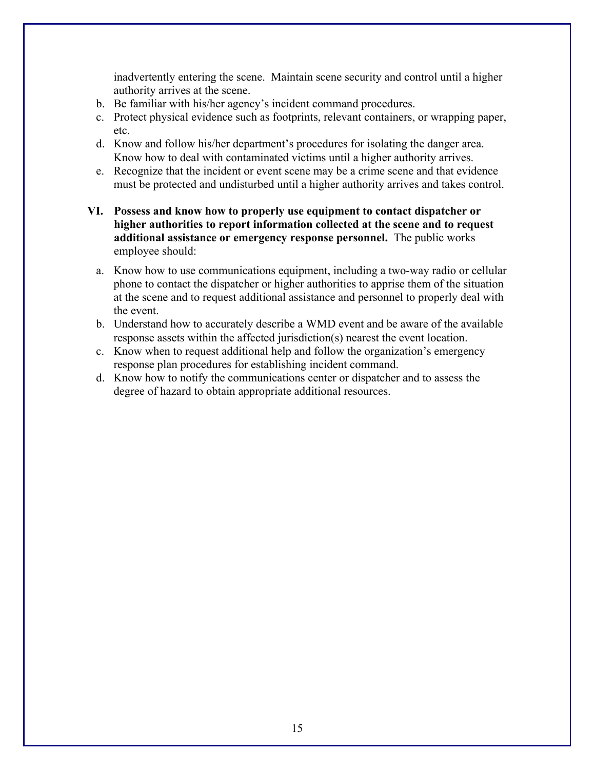inadvertently entering the scene. Maintain scene security and control until a higher authority arrives at the scene.

b. Be familiar with his/her agency's incident command procedures.
c. Protect physical evidence such as footprints, relevant containers, or wrapping paper, etc.
d. Know and follow his/her department's procedures for isolating the danger area. Know how to deal with contaminated victims until a higher authority arrives.
e. Recognize that the incident or event scene may be a crime scene and that evidence must be protected and undisturbed until a higher authority arrives and takes control.

**VI. Possess and know how to properly use equipment to contact dispatcher or higher authorities to report information collected at the scene and to request additional assistance or emergency response personnel.** The public works employee should:

a. Know how to use communications equipment, including a two-way radio or cellular phone to contact the dispatcher or higher authorities to apprise them of the situation at the scene and to request additional assistance and personnel to properly deal with the event.
b. Understand how to accurately describe a WMD event and be aware of the available response assets within the affected jurisdiction(s) nearest the event location.
c. Know when to request additional help and follow the organization's emergency response plan procedures for establishing incident command.
d. Know how to notify the communications center or dispatcher and to assess the degree of hazard to obtain appropriate additional resources.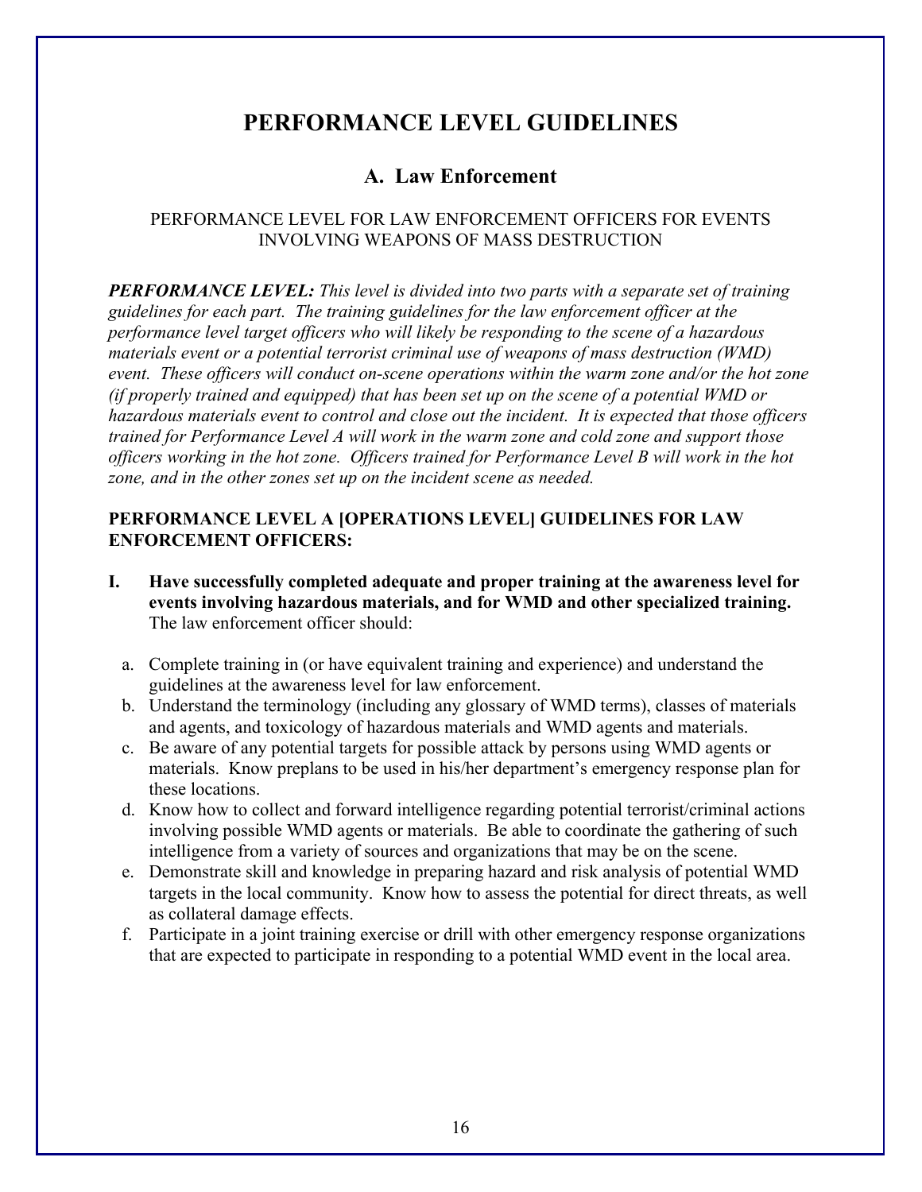# PERFORMANCE LEVEL GUIDELINES

## A. Law Enforcement

PERFORMANCE LEVEL FOR LAW ENFORCEMENT OFFICERS FOR EVENTS INVOLVING WEAPONS OF MASS DESTRUCTION

***PERFORMANCE LEVEL:*** *This level is divided into two parts with a separate set of training guidelines for each part. The training guidelines for the law enforcement officer at the performance level target officers who will likely be responding to the scene of a hazardous materials event or a potential terrorist criminal use of weapons of mass destruction (WMD) event. These officers will conduct on-scene operations within the warm zone and/or the hot zone (if properly trained and equipped) that has been set up on the scene of a potential WMD or hazardous materials event to control and close out the incident. It is expected that those officers trained for Performance Level A will work in the warm zone and cold zone and support those officers working in the hot zone. Officers trained for Performance Level B will work in the hot zone, and in the other zones set up on the incident scene as needed.*

**PERFORMANCE LEVEL A [OPERATIONS LEVEL] GUIDELINES FOR LAW ENFORCEMENT OFFICERS:**

**I. Have successfully completed adequate and proper training at the awareness level for events involving hazardous materials, and for WMD and other specialized training.** The law enforcement officer should:

a. Complete training in (or have equivalent training and experience) and understand the guidelines at the awareness level for law enforcement.
b. Understand the terminology (including any glossary of WMD terms), classes of materials and agents, and toxicology of hazardous materials and WMD agents and materials.
c. Be aware of any potential targets for possible attack by persons using WMD agents or materials. Know preplans to be used in his/her department's emergency response plan for these locations.
d. Know how to collect and forward intelligence regarding potential terrorist/criminal actions involving possible WMD agents or materials. Be able to coordinate the gathering of such intelligence from a variety of sources and organizations that may be on the scene.
e. Demonstrate skill and knowledge in preparing hazard and risk analysis of potential WMD targets in the local community. Know how to assess the potential for direct threats, as well as collateral damage effects.
f. Participate in a joint training exercise or drill with other emergency response organizations that are expected to participate in responding to a potential WMD event in the local area.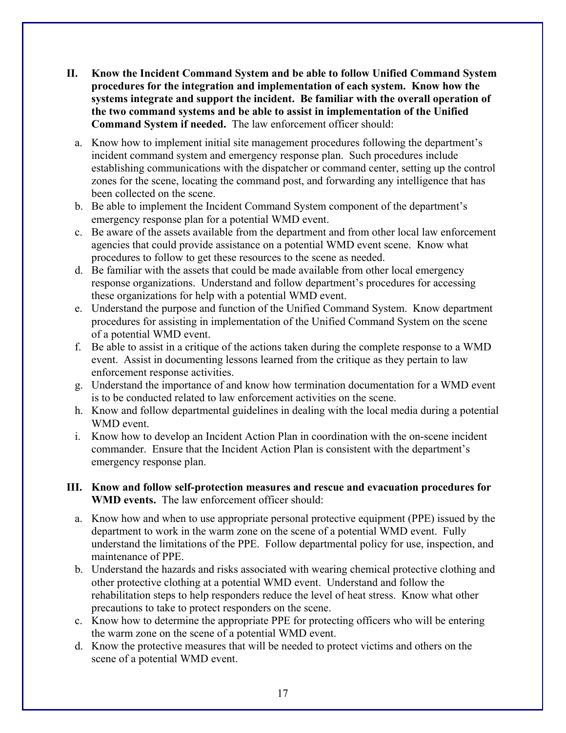**II. Know the Incident Command System and be able to follow Unified Command System procedures for the integration and implementation of each system. Know how the systems integrate and support the incident. Be familiar with the overall operation of the two command systems and be able to assist in implementation of the Unified Command System if needed.** The law enforcement officer should:

a. Know how to implement initial site management procedures following the department's incident command system and emergency response plan. Such procedures include establishing communications with the dispatcher or command center, setting up the control zones for the scene, locating the command post, and forwarding any intelligence that has been collected on the scene.

b. Be able to implement the Incident Command System component of the department's emergency response plan for a potential WMD event.

c. Be aware of the assets available from the department and from other local law enforcement agencies that could provide assistance on a potential WMD event scene. Know what procedures to follow to get these resources to the scene as needed.

d. Be familiar with the assets that could be made available from other local emergency response organizations. Understand and follow department's procedures for accessing these organizations for help with a potential WMD event.

e. Understand the purpose and function of the Unified Command System. Know department procedures for assisting in implementation of the Unified Command System on the scene of a potential WMD event.

f. Be able to assist in a critique of the actions taken during the complete response to a WMD event. Assist in documenting lessons learned from the critique as they pertain to law enforcement response activities.

g. Understand the importance of and know how termination documentation for a WMD event is to be conducted related to law enforcement activities on the scene.

h. Know and follow departmental guidelines in dealing with the local media during a potential WMD event.

i. Know how to develop an Incident Action Plan in coordination with the on-scene incident commander. Ensure that the Incident Action Plan is consistent with the department's emergency response plan.

**III. Know and follow self-protection measures and rescue and evacuation procedures for WMD events.** The law enforcement officer should:

a. Know how and when to use appropriate personal protective equipment (PPE) issued by the department to work in the warm zone on the scene of a potential WMD event. Fully understand the limitations of the PPE. Follow departmental policy for use, inspection, and maintenance of PPE.

b. Understand the hazards and risks associated with wearing chemical protective clothing and other protective clothing at a potential WMD event. Understand and follow the rehabilitation steps to help responders reduce the level of heat stress. Know what other precautions to take to protect responders on the scene.

c. Know how to determine the appropriate PPE for protecting officers who will be entering the warm zone on the scene of a potential WMD event.

d. Know the protective measures that will be needed to protect victims and others on the scene of a potential WMD event.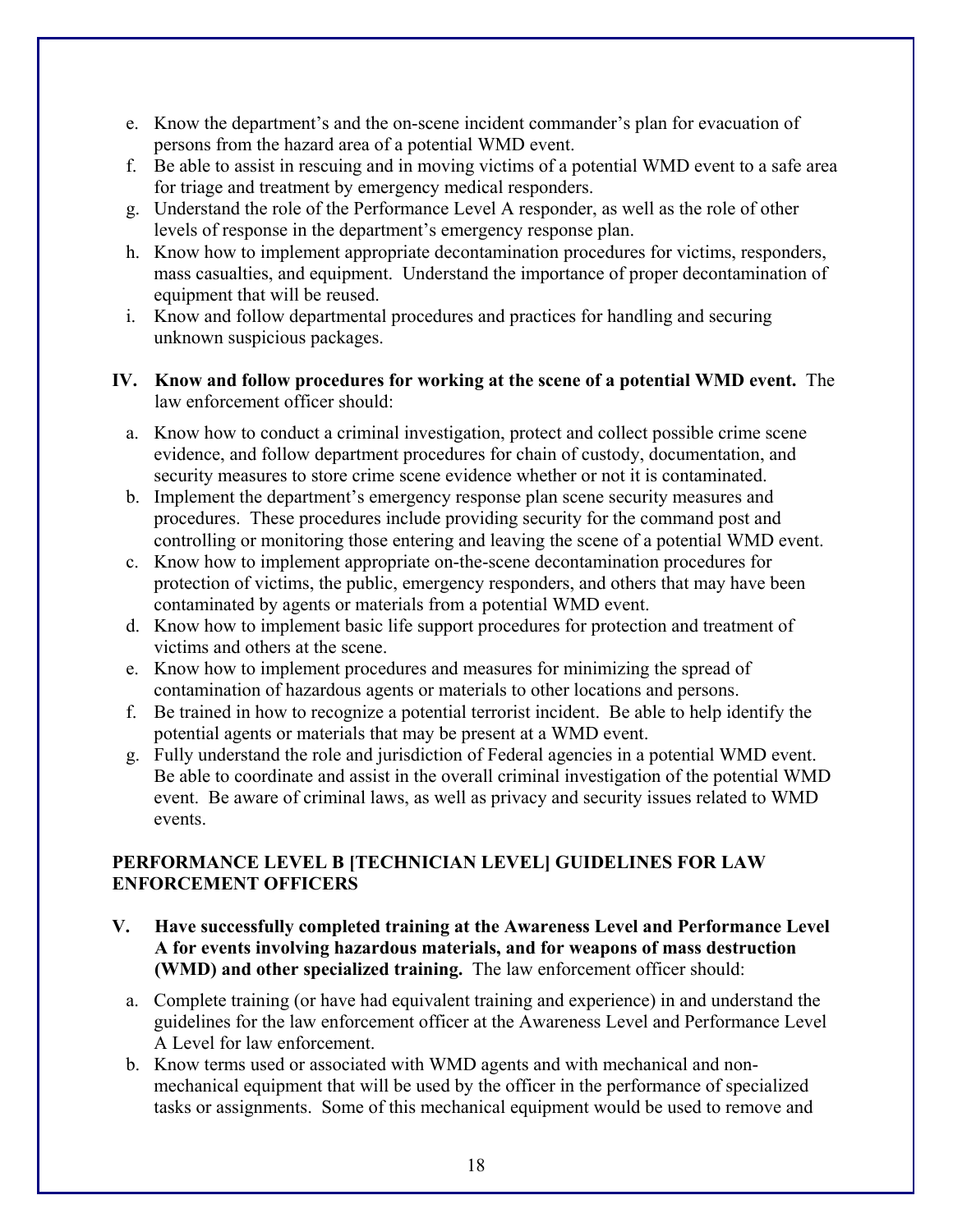e. Know the department's and the on-scene incident commander's plan for evacuation of persons from the hazard area of a potential WMD event.
f. Be able to assist in rescuing and in moving victims of a potential WMD event to a safe area for triage and treatment by emergency medical responders.
g. Understand the role of the Performance Level A responder, as well as the role of other levels of response in the department's emergency response plan.
h. Know how to implement appropriate decontamination procedures for victims, responders, mass casualties, and equipment. Understand the importance of proper decontamination of equipment that will be reused.
i. Know and follow departmental procedures and practices for handling and securing unknown suspicious packages.

**IV. Know and follow procedures for working at the scene of a potential WMD event.** The law enforcement officer should:

a. Know how to conduct a criminal investigation, protect and collect possible crime scene evidence, and follow department procedures for chain of custody, documentation, and security measures to store crime scene evidence whether or not it is contaminated.
b. Implement the department's emergency response plan scene security measures and procedures. These procedures include providing security for the command post and controlling or monitoring those entering and leaving the scene of a potential WMD event.
c. Know how to implement appropriate on-the-scene decontamination procedures for protection of victims, the public, emergency responders, and others that may have been contaminated by agents or materials from a potential WMD event.
d. Know how to implement basic life support procedures for protection and treatment of victims and others at the scene.
e. Know how to implement procedures and measures for minimizing the spread of contamination of hazardous agents or materials to other locations and persons.
f. Be trained in how to recognize a potential terrorist incident. Be able to help identify the potential agents or materials that may be present at a WMD event.
g. Fully understand the role and jurisdiction of Federal agencies in a potential WMD event. Be able to coordinate and assist in the overall criminal investigation of the potential WMD event. Be aware of criminal laws, as well as privacy and security issues related to WMD events.

## PERFORMANCE LEVEL B [TECHNICIAN LEVEL] GUIDELINES FOR LAW ENFORCEMENT OFFICERS

**V. Have successfully completed training at the Awareness Level and Performance Level A for events involving hazardous materials, and for weapons of mass destruction (WMD) and other specialized training.** The law enforcement officer should:

a. Complete training (or have had equivalent training and experience) in and understand the guidelines for the law enforcement officer at the Awareness Level and Performance Level A Level for law enforcement.
b. Know terms used or associated with WMD agents and with mechanical and non-mechanical equipment that will be used by the officer in the performance of specialized tasks or assignments. Some of this mechanical equipment would be used to remove and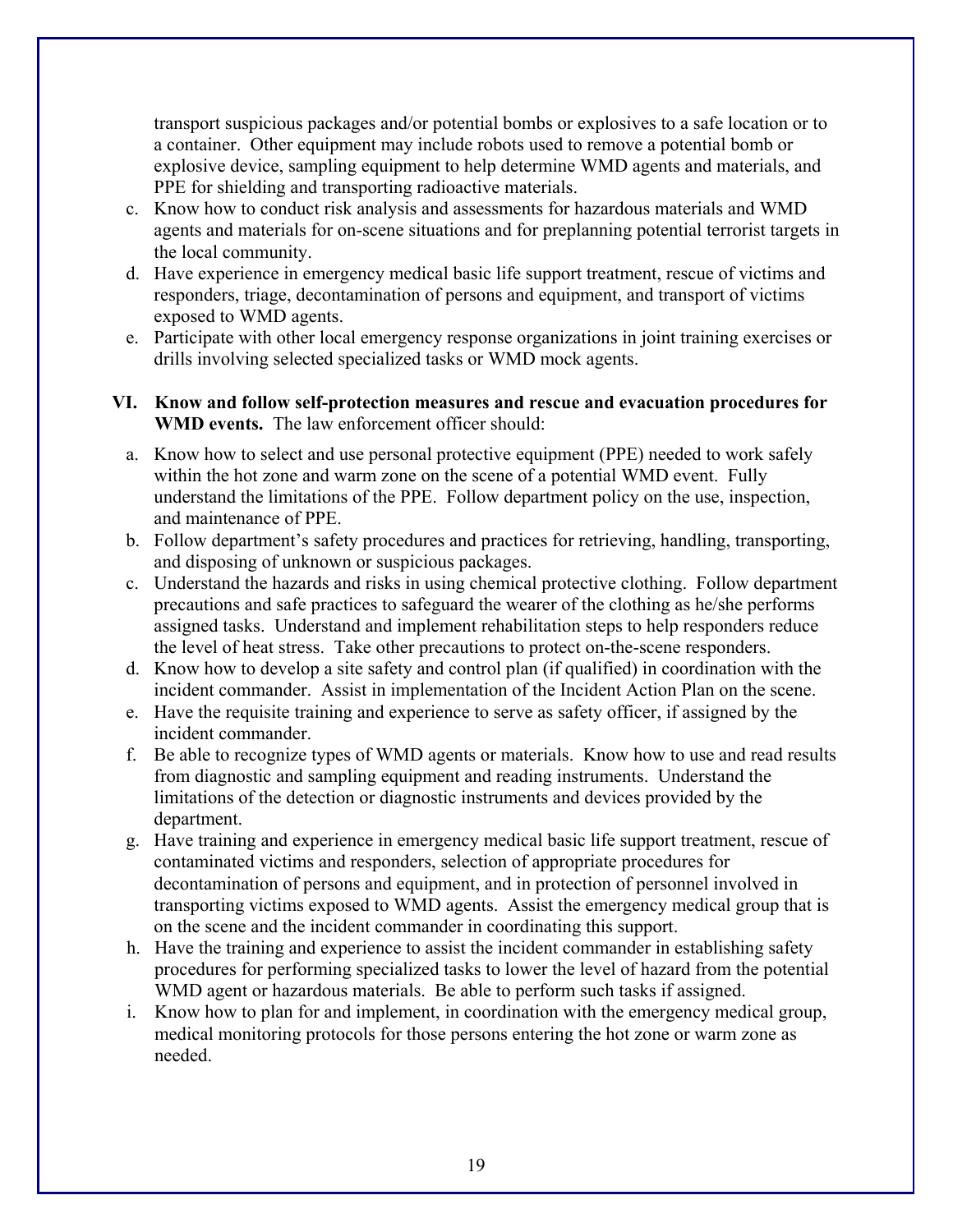transport suspicious packages and/or potential bombs or explosives to a safe location or to a container. Other equipment may include robots used to remove a potential bomb or explosive device, sampling equipment to help determine WMD agents and materials, and PPE for shielding and transporting radioactive materials.

c. Know how to conduct risk analysis and assessments for hazardous materials and WMD agents and materials for on-scene situations and for preplanning potential terrorist targets in the local community.
d. Have experience in emergency medical basic life support treatment, rescue of victims and responders, triage, decontamination of persons and equipment, and transport of victims exposed to WMD agents.
e. Participate with other local emergency response organizations in joint training exercises or drills involving selected specialized tasks or WMD mock agents.

**VI. Know and follow self-protection measures and rescue and evacuation procedures for WMD events.** The law enforcement officer should:

a. Know how to select and use personal protective equipment (PPE) needed to work safely within the hot zone and warm zone on the scene of a potential WMD event. Fully understand the limitations of the PPE. Follow department policy on the use, inspection, and maintenance of PPE.
b. Follow department's safety procedures and practices for retrieving, handling, transporting, and disposing of unknown or suspicious packages.
c. Understand the hazards and risks in using chemical protective clothing. Follow department precautions and safe practices to safeguard the wearer of the clothing as he/she performs assigned tasks. Understand and implement rehabilitation steps to help responders reduce the level of heat stress. Take other precautions to protect on-the-scene responders.
d. Know how to develop a site safety and control plan (if qualified) in coordination with the incident commander. Assist in implementation of the Incident Action Plan on the scene.
e. Have the requisite training and experience to serve as safety officer, if assigned by the incident commander.
f. Be able to recognize types of WMD agents or materials. Know how to use and read results from diagnostic and sampling equipment and reading instruments. Understand the limitations of the detection or diagnostic instruments and devices provided by the department.
g. Have training and experience in emergency medical basic life support treatment, rescue of contaminated victims and responders, selection of appropriate procedures for decontamination of persons and equipment, and in protection of personnel involved in transporting victims exposed to WMD agents. Assist the emergency medical group that is on the scene and the incident commander in coordinating this support.
h. Have the training and experience to assist the incident commander in establishing safety procedures for performing specialized tasks to lower the level of hazard from the potential WMD agent or hazardous materials. Be able to perform such tasks if assigned.
i. Know how to plan for and implement, in coordination with the emergency medical group, medical monitoring protocols for those persons entering the hot zone or warm zone as needed.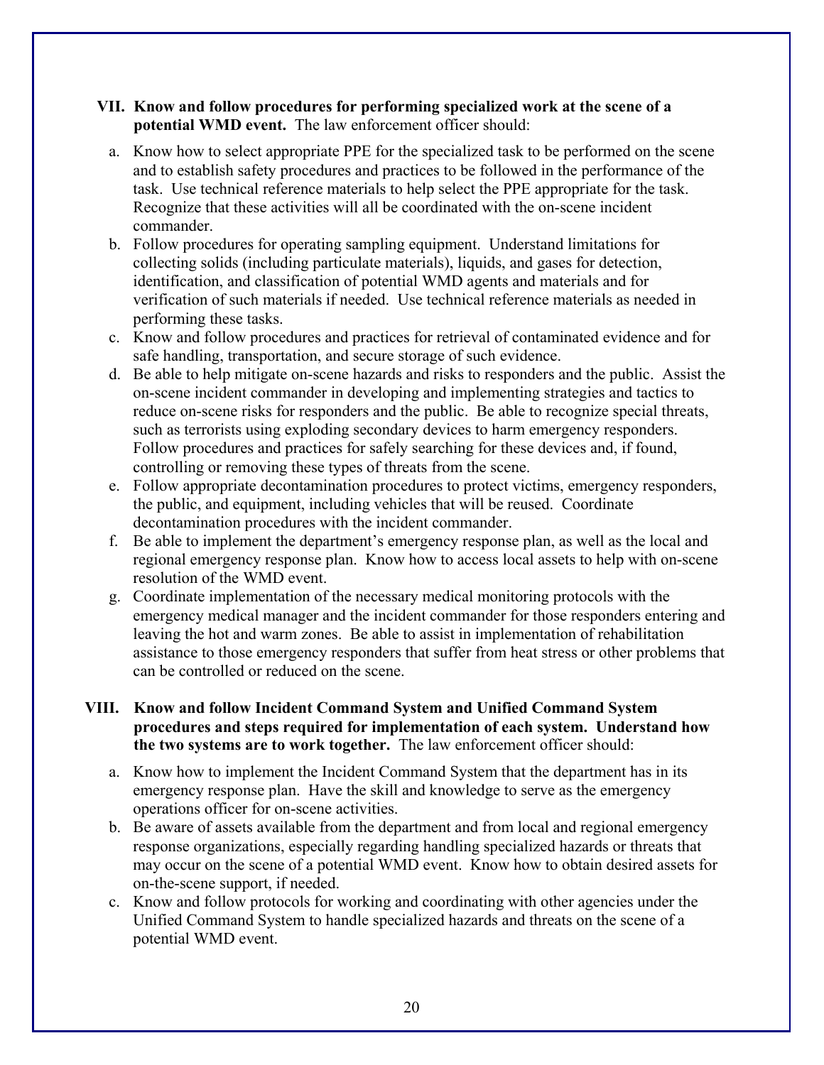**VII. Know and follow procedures for performing specialized work at the scene of a potential WMD event.** The law enforcement officer should:

a. Know how to select appropriate PPE for the specialized task to be performed on the scene and to establish safety procedures and practices to be followed in the performance of the task. Use technical reference materials to help select the PPE appropriate for the task. Recognize that these activities will all be coordinated with the on-scene incident commander.
b. Follow procedures for operating sampling equipment. Understand limitations for collecting solids (including particulate materials), liquids, and gases for detection, identification, and classification of potential WMD agents and materials and for verification of such materials if needed. Use technical reference materials as needed in performing these tasks.
c. Know and follow procedures and practices for retrieval of contaminated evidence and for safe handling, transportation, and secure storage of such evidence.
d. Be able to help mitigate on-scene hazards and risks to responders and the public. Assist the on-scene incident commander in developing and implementing strategies and tactics to reduce on-scene risks for responders and the public. Be able to recognize special threats, such as terrorists using exploding secondary devices to harm emergency responders. Follow procedures and practices for safely searching for these devices and, if found, controlling or removing these types of threats from the scene.
e. Follow appropriate decontamination procedures to protect victims, emergency responders, the public, and equipment, including vehicles that will be reused. Coordinate decontamination procedures with the incident commander.
f. Be able to implement the department's emergency response plan, as well as the local and regional emergency response plan. Know how to access local assets to help with on-scene resolution of the WMD event.
g. Coordinate implementation of the necessary medical monitoring protocols with the emergency medical manager and the incident commander for those responders entering and leaving the hot and warm zones. Be able to assist in implementation of rehabilitation assistance to those emergency responders that suffer from heat stress or other problems that can be controlled or reduced on the scene.

**VIII. Know and follow Incident Command System and Unified Command System procedures and steps required for implementation of each system. Understand how the two systems are to work together.** The law enforcement officer should:

a. Know how to implement the Incident Command System that the department has in its emergency response plan. Have the skill and knowledge to serve as the emergency operations officer for on-scene activities.
b. Be aware of assets available from the department and from local and regional emergency response organizations, especially regarding handling specialized hazards or threats that may occur on the scene of a potential WMD event. Know how to obtain desired assets for on-the-scene support, if needed.
c. Know and follow protocols for working and coordinating with other agencies under the Unified Command System to handle specialized hazards and threats on the scene of a potential WMD event.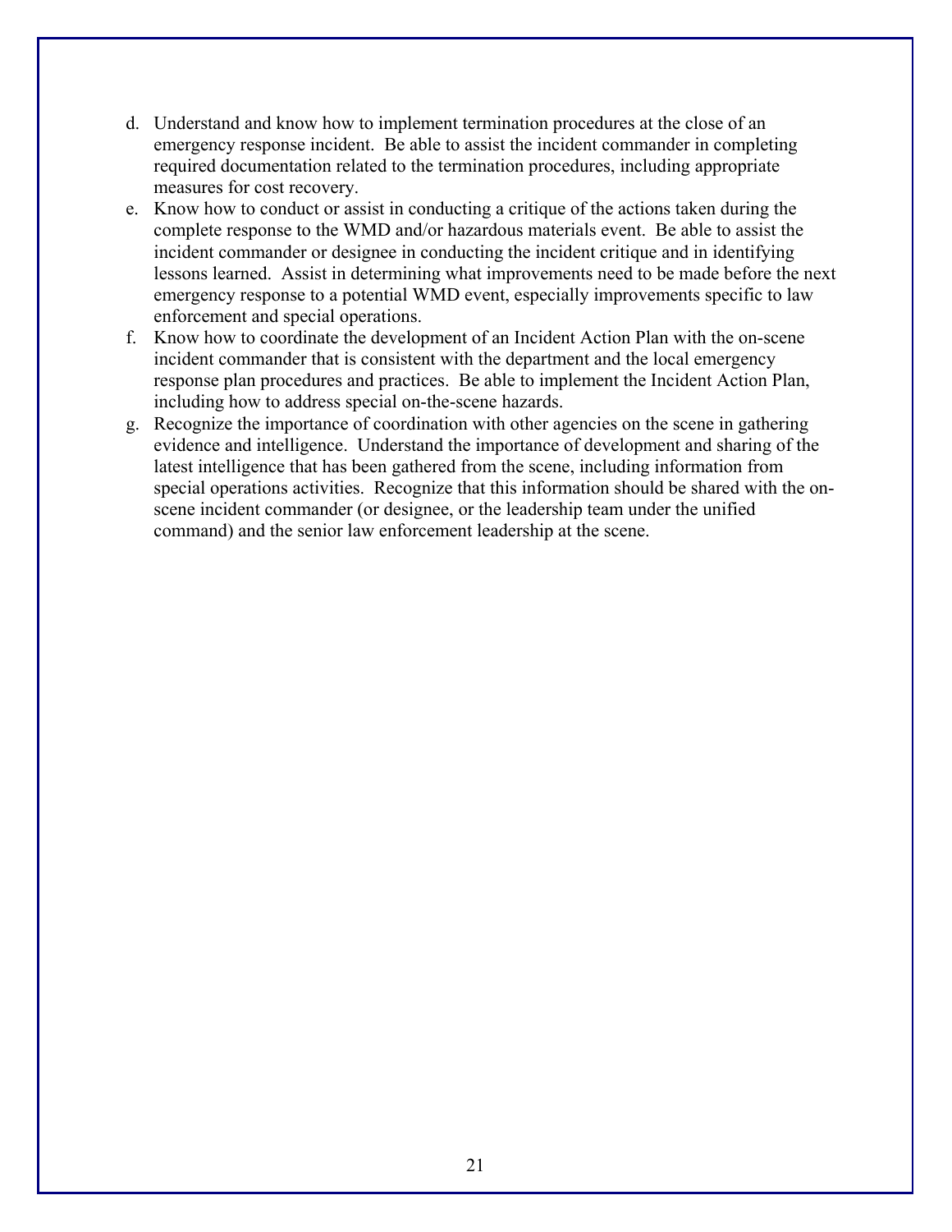d. Understand and know how to implement termination procedures at the close of an emergency response incident. Be able to assist the incident commander in completing required documentation related to the termination procedures, including appropriate measures for cost recovery.
e. Know how to conduct or assist in conducting a critique of the actions taken during the complete response to the WMD and/or hazardous materials event. Be able to assist the incident commander or designee in conducting the incident critique and in identifying lessons learned. Assist in determining what improvements need to be made before the next emergency response to a potential WMD event, especially improvements specific to law enforcement and special operations.
f. Know how to coordinate the development of an Incident Action Plan with the on-scene incident commander that is consistent with the department and the local emergency response plan procedures and practices. Be able to implement the Incident Action Plan, including how to address special on-the-scene hazards.
g. Recognize the importance of coordination with other agencies on the scene in gathering evidence and intelligence. Understand the importance of development and sharing of the latest intelligence that has been gathered from the scene, including information from special operations activities. Recognize that this information should be shared with the on-scene incident commander (or designee, or the leadership team under the unified command) and the senior law enforcement leadership at the scene.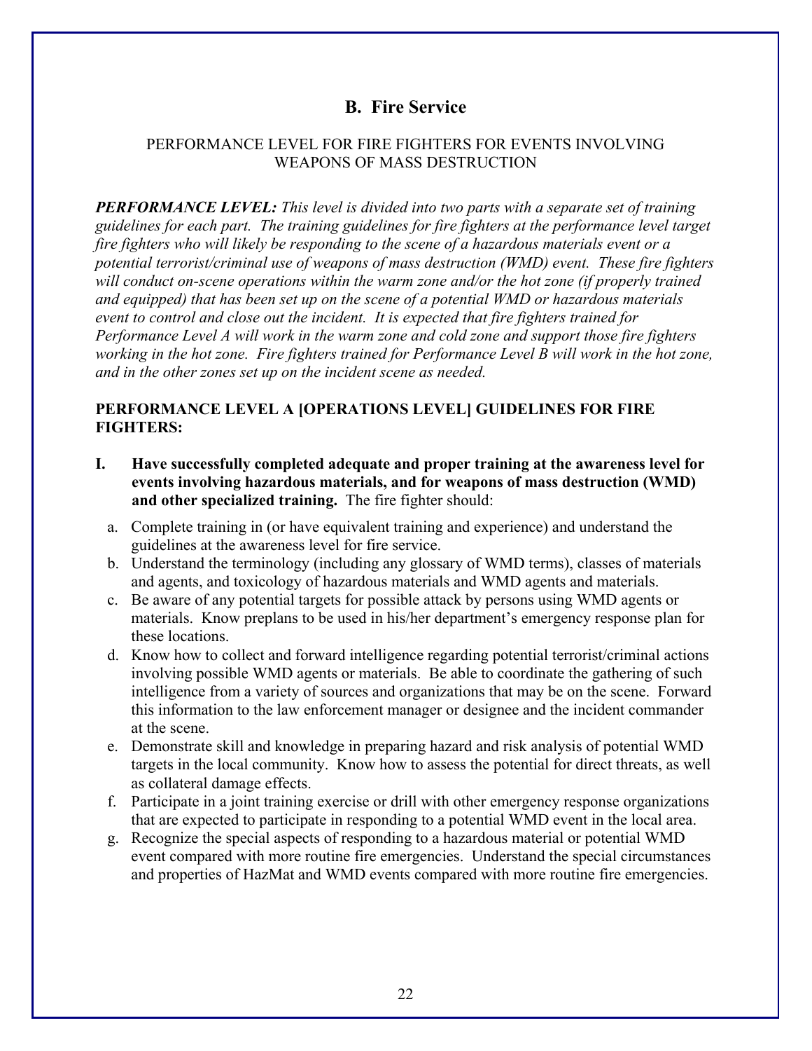## B. Fire Service

PERFORMANCE LEVEL FOR FIRE FIGHTERS FOR EVENTS INVOLVING WEAPONS OF MASS DESTRUCTION

***PERFORMANCE LEVEL:*** *This level is divided into two parts with a separate set of training guidelines for each part. The training guidelines for fire fighters at the performance level target fire fighters who will likely be responding to the scene of a hazardous materials event or a potential terrorist/criminal use of weapons of mass destruction (WMD) event. These fire fighters will conduct on-scene operations within the warm zone and/or the hot zone (if properly trained and equipped) that has been set up on the scene of a potential WMD or hazardous materials event to control and close out the incident. It is expected that fire fighters trained for Performance Level A will work in the warm zone and cold zone and support those fire fighters working in the hot zone. Fire fighters trained for Performance Level B will work in the hot zone, and in the other zones set up on the incident scene as needed.*

**PERFORMANCE LEVEL A [OPERATIONS LEVEL] GUIDELINES FOR FIRE FIGHTERS:**

**I. Have successfully completed adequate and proper training at the awareness level for events involving hazardous materials, and for weapons of mass destruction (WMD) and other specialized training.** The fire fighter should:

a. Complete training in (or have equivalent training and experience) and understand the guidelines at the awareness level for fire service.
b. Understand the terminology (including any glossary of WMD terms), classes of materials and agents, and toxicology of hazardous materials and WMD agents and materials.
c. Be aware of any potential targets for possible attack by persons using WMD agents or materials. Know preplans to be used in his/her department's emergency response plan for these locations.
d. Know how to collect and forward intelligence regarding potential terrorist/criminal actions involving possible WMD agents or materials. Be able to coordinate the gathering of such intelligence from a variety of sources and organizations that may be on the scene. Forward this information to the law enforcement manager or designee and the incident commander at the scene.
e. Demonstrate skill and knowledge in preparing hazard and risk analysis of potential WMD targets in the local community. Know how to assess the potential for direct threats, as well as collateral damage effects.
f. Participate in a joint training exercise or drill with other emergency response organizations that are expected to participate in responding to a potential WMD event in the local area.
g. Recognize the special aspects of responding to a hazardous material or potential WMD event compared with more routine fire emergencies. Understand the special circumstances and properties of HazMat and WMD events compared with more routine fire emergencies.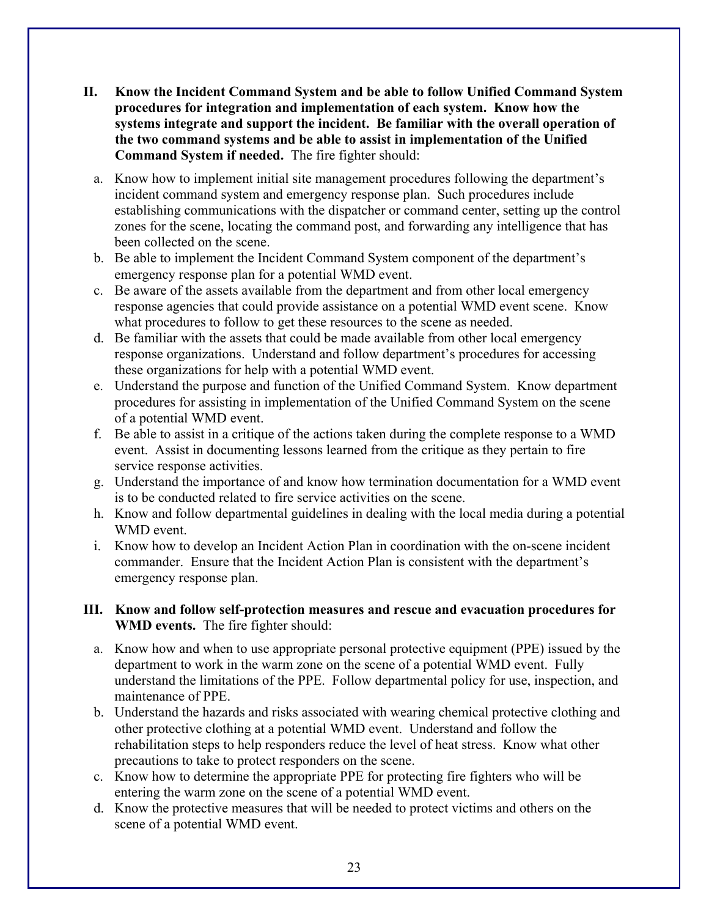**II. Know the Incident Command System and be able to follow Unified Command System procedures for integration and implementation of each system. Know how the systems integrate and support the incident. Be familiar with the overall operation of the two command systems and be able to assist in implementation of the Unified Command System if needed.** The fire fighter should:

a. Know how to implement initial site management procedures following the department's incident command system and emergency response plan. Such procedures include establishing communications with the dispatcher or command center, setting up the control zones for the scene, locating the command post, and forwarding any intelligence that has been collected on the scene.
b. Be able to implement the Incident Command System component of the department's emergency response plan for a potential WMD event.
c. Be aware of the assets available from the department and from other local emergency response agencies that could provide assistance on a potential WMD event scene. Know what procedures to follow to get these resources to the scene as needed.
d. Be familiar with the assets that could be made available from other local emergency response organizations. Understand and follow department's procedures for accessing these organizations for help with a potential WMD event.
e. Understand the purpose and function of the Unified Command System. Know department procedures for assisting in implementation of the Unified Command System on the scene of a potential WMD event.
f. Be able to assist in a critique of the actions taken during the complete response to a WMD event. Assist in documenting lessons learned from the critique as they pertain to fire service response activities.
g. Understand the importance of and know how termination documentation for a WMD event is to be conducted related to fire service activities on the scene.
h. Know and follow departmental guidelines in dealing with the local media during a potential WMD event.
i. Know how to develop an Incident Action Plan in coordination with the on-scene incident commander. Ensure that the Incident Action Plan is consistent with the department's emergency response plan.

**III. Know and follow self-protection measures and rescue and evacuation procedures for WMD events.** The fire fighter should:

a. Know how and when to use appropriate personal protective equipment (PPE) issued by the department to work in the warm zone on the scene of a potential WMD event. Fully understand the limitations of the PPE. Follow departmental policy for use, inspection, and maintenance of PPE.
b. Understand the hazards and risks associated with wearing chemical protective clothing and other protective clothing at a potential WMD event. Understand and follow the rehabilitation steps to help responders reduce the level of heat stress. Know what other precautions to take to protect responders on the scene.
c. Know how to determine the appropriate PPE for protecting fire fighters who will be entering the warm zone on the scene of a potential WMD event.
d. Know the protective measures that will be needed to protect victims and others on the scene of a potential WMD event.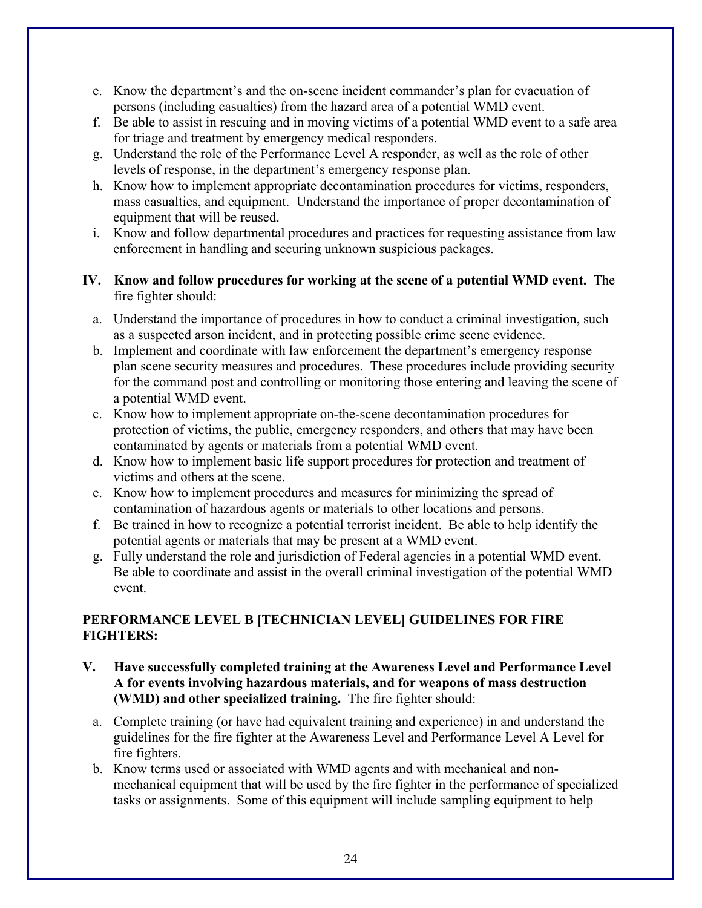e. Know the department's and the on-scene incident commander's plan for evacuation of persons (including casualties) from the hazard area of a potential WMD event.
f. Be able to assist in rescuing and in moving victims of a potential WMD event to a safe area for triage and treatment by emergency medical responders.
g. Understand the role of the Performance Level A responder, as well as the role of other levels of response, in the department's emergency response plan.
h. Know how to implement appropriate decontamination procedures for victims, responders, mass casualties, and equipment. Understand the importance of proper decontamination of equipment that will be reused.
i. Know and follow departmental procedures and practices for requesting assistance from law enforcement in handling and securing unknown suspicious packages.

**IV. Know and follow procedures for working at the scene of a potential WMD event.** The fire fighter should:

a. Understand the importance of procedures in how to conduct a criminal investigation, such as a suspected arson incident, and in protecting possible crime scene evidence.
b. Implement and coordinate with law enforcement the department's emergency response plan scene security measures and procedures. These procedures include providing security for the command post and controlling or monitoring those entering and leaving the scene of a potential WMD event.
c. Know how to implement appropriate on-the-scene decontamination procedures for protection of victims, the public, emergency responders, and others that may have been contaminated by agents or materials from a potential WMD event.
d. Know how to implement basic life support procedures for protection and treatment of victims and others at the scene.
e. Know how to implement procedures and measures for minimizing the spread of contamination of hazardous agents or materials to other locations and persons.
f. Be trained in how to recognize a potential terrorist incident. Be able to help identify the potential agents or materials that may be present at a WMD event.
g. Fully understand the role and jurisdiction of Federal agencies in a potential WMD event. Be able to coordinate and assist in the overall criminal investigation of the potential WMD event.

**PERFORMANCE LEVEL B [TECHNICIAN LEVEL] GUIDELINES FOR FIRE FIGHTERS:**

**V. Have successfully completed training at the Awareness Level and Performance Level A for events involving hazardous materials, and for weapons of mass destruction (WMD) and other specialized training.** The fire fighter should:

a. Complete training (or have had equivalent training and experience) in and understand the guidelines for the fire fighter at the Awareness Level and Performance Level A Level for fire fighters.
b. Know terms used or associated with WMD agents and with mechanical and non-mechanical equipment that will be used by the fire fighter in the performance of specialized tasks or assignments. Some of this equipment will include sampling equipment to help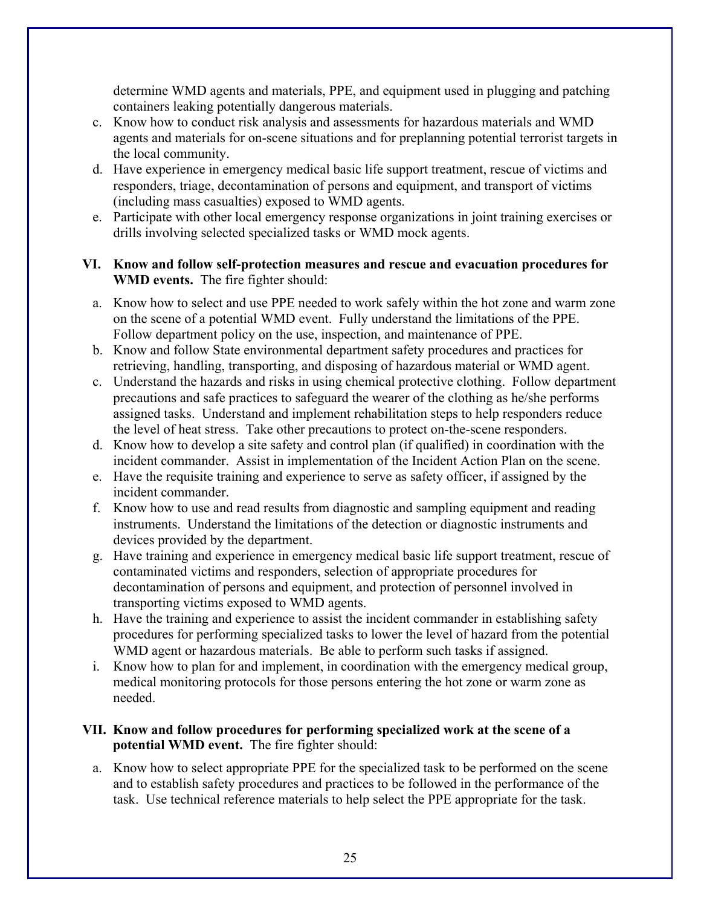determine WMD agents and materials, PPE, and equipment used in plugging and patching containers leaking potentially dangerous materials.

c. Know how to conduct risk analysis and assessments for hazardous materials and WMD agents and materials for on-scene situations and for preplanning potential terrorist targets in the local community.
d. Have experience in emergency medical basic life support treatment, rescue of victims and responders, triage, decontamination of persons and equipment, and transport of victims (including mass casualties) exposed to WMD agents.
e. Participate with other local emergency response organizations in joint training exercises or drills involving selected specialized tasks or WMD mock agents.

**VI. Know and follow self-protection measures and rescue and evacuation procedures for WMD events.** The fire fighter should:

a. Know how to select and use PPE needed to work safely within the hot zone and warm zone on the scene of a potential WMD event. Fully understand the limitations of the PPE. Follow department policy on the use, inspection, and maintenance of PPE.
b. Know and follow State environmental department safety procedures and practices for retrieving, handling, transporting, and disposing of hazardous material or WMD agent.
c. Understand the hazards and risks in using chemical protective clothing. Follow department precautions and safe practices to safeguard the wearer of the clothing as he/she performs assigned tasks. Understand and implement rehabilitation steps to help responders reduce the level of heat stress. Take other precautions to protect on-the-scene responders.
d. Know how to develop a site safety and control plan (if qualified) in coordination with the incident commander. Assist in implementation of the Incident Action Plan on the scene.
e. Have the requisite training and experience to serve as safety officer, if assigned by the incident commander.
f. Know how to use and read results from diagnostic and sampling equipment and reading instruments. Understand the limitations of the detection or diagnostic instruments and devices provided by the department.
g. Have training and experience in emergency medical basic life support treatment, rescue of contaminated victims and responders, selection of appropriate procedures for decontamination of persons and equipment, and protection of personnel involved in transporting victims exposed to WMD agents.
h. Have the training and experience to assist the incident commander in establishing safety procedures for performing specialized tasks to lower the level of hazard from the potential WMD agent or hazardous materials. Be able to perform such tasks if assigned.
i. Know how to plan for and implement, in coordination with the emergency medical group, medical monitoring protocols for those persons entering the hot zone or warm zone as needed.

**VII. Know and follow procedures for performing specialized work at the scene of a potential WMD event.** The fire fighter should:

a. Know how to select appropriate PPE for the specialized task to be performed on the scene and to establish safety procedures and practices to be followed in the performance of the task. Use technical reference materials to help select the PPE appropriate for the task.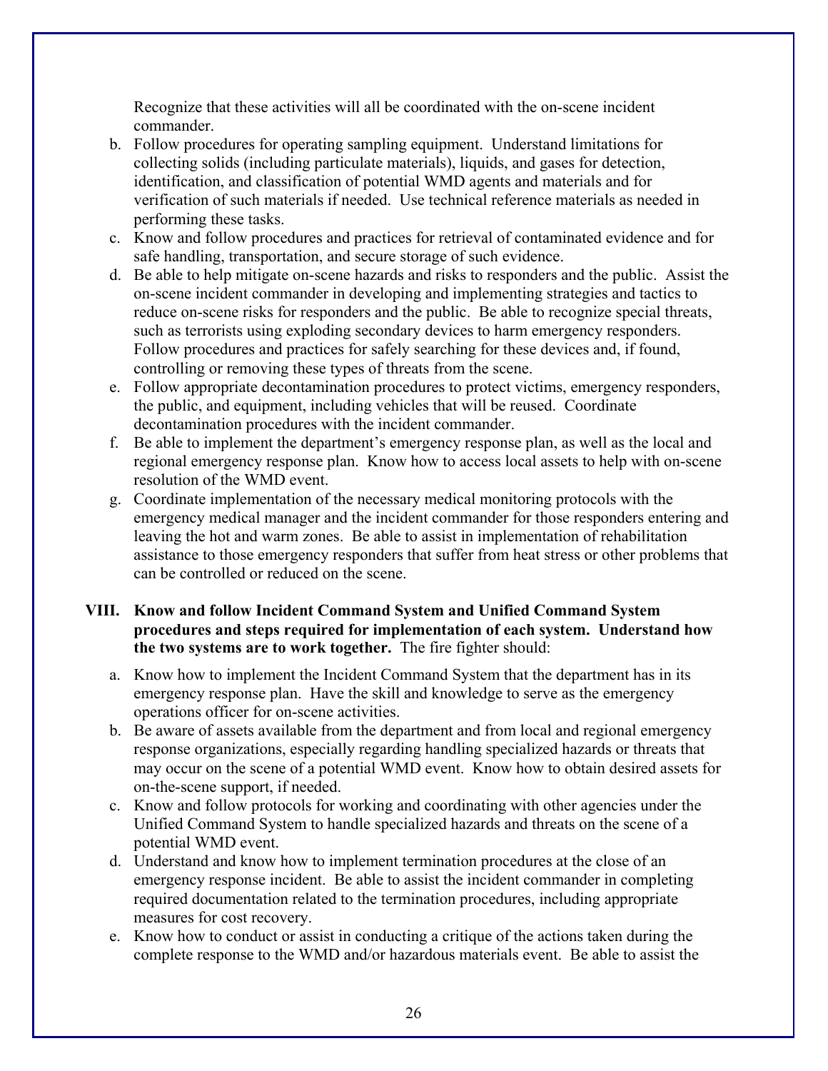Recognize that these activities will all be coordinated with the on-scene incident commander.

b. Follow procedures for operating sampling equipment. Understand limitations for collecting solids (including particulate materials), liquids, and gases for detection, identification, and classification of potential WMD agents and materials and for verification of such materials if needed. Use technical reference materials as needed in performing these tasks.
c. Know and follow procedures and practices for retrieval of contaminated evidence and for safe handling, transportation, and secure storage of such evidence.
d. Be able to help mitigate on-scene hazards and risks to responders and the public. Assist the on-scene incident commander in developing and implementing strategies and tactics to reduce on-scene risks for responders and the public. Be able to recognize special threats, such as terrorists using exploding secondary devices to harm emergency responders. Follow procedures and practices for safely searching for these devices and, if found, controlling or removing these types of threats from the scene.
e. Follow appropriate decontamination procedures to protect victims, emergency responders, the public, and equipment, including vehicles that will be reused. Coordinate decontamination procedures with the incident commander.
f. Be able to implement the department's emergency response plan, as well as the local and regional emergency response plan. Know how to access local assets to help with on-scene resolution of the WMD event.
g. Coordinate implementation of the necessary medical monitoring protocols with the emergency medical manager and the incident commander for those responders entering and leaving the hot and warm zones. Be able to assist in implementation of rehabilitation assistance to those emergency responders that suffer from heat stress or other problems that can be controlled or reduced on the scene.

**VIII. Know and follow Incident Command System and Unified Command System procedures and steps required for implementation of each system. Understand how the two systems are to work together.** The fire fighter should:

a. Know how to implement the Incident Command System that the department has in its emergency response plan. Have the skill and knowledge to serve as the emergency operations officer for on-scene activities.
b. Be aware of assets available from the department and from local and regional emergency response organizations, especially regarding handling specialized hazards or threats that may occur on the scene of a potential WMD event. Know how to obtain desired assets for on-the-scene support, if needed.
c. Know and follow protocols for working and coordinating with other agencies under the Unified Command System to handle specialized hazards and threats on the scene of a potential WMD event.
d. Understand and know how to implement termination procedures at the close of an emergency response incident. Be able to assist the incident commander in completing required documentation related to the termination procedures, including appropriate measures for cost recovery.
e. Know how to conduct or assist in conducting a critique of the actions taken during the complete response to the WMD and/or hazardous materials event. Be able to assist the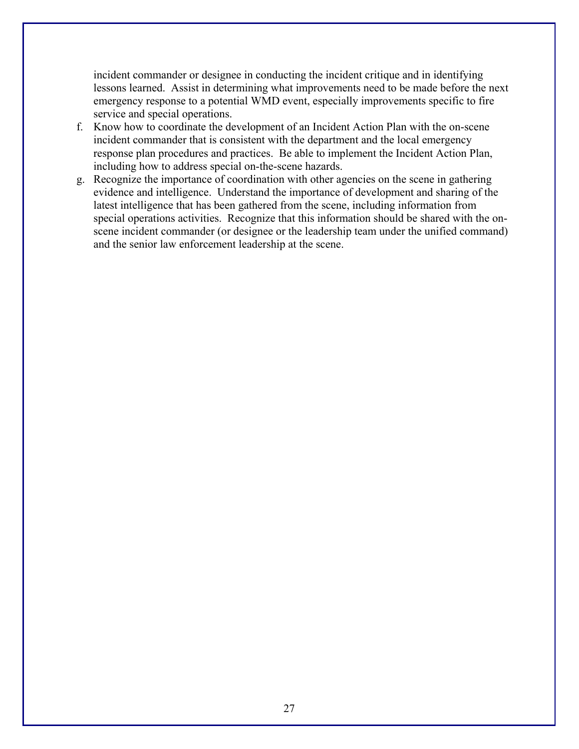incident commander or designee in conducting the incident critique and in identifying lessons learned. Assist in determining what improvements need to be made before the next emergency response to a potential WMD event, especially improvements specific to fire service and special operations.

f. Know how to coordinate the development of an Incident Action Plan with the on-scene incident commander that is consistent with the department and the local emergency response plan procedures and practices. Be able to implement the Incident Action Plan, including how to address special on-the-scene hazards.

g. Recognize the importance of coordination with other agencies on the scene in gathering evidence and intelligence. Understand the importance of development and sharing of the latest intelligence that has been gathered from the scene, including information from special operations activities. Recognize that this information should be shared with the on-scene incident commander (or designee or the leadership team under the unified command) and the senior law enforcement leadership at the scene.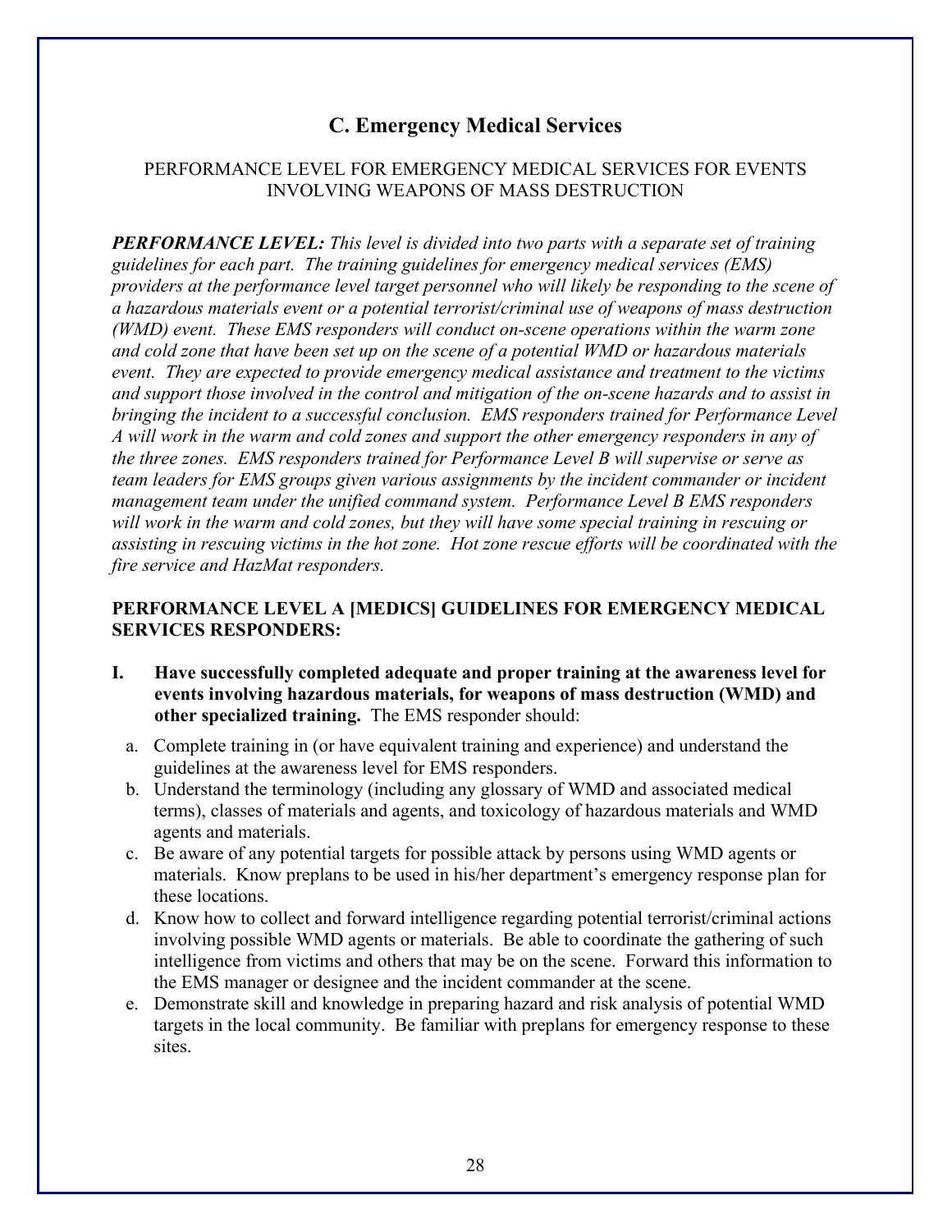## C. Emergency Medical Services

PERFORMANCE LEVEL FOR EMERGENCY MEDICAL SERVICES FOR EVENTS INVOLVING WEAPONS OF MASS DESTRUCTION

***PERFORMANCE LEVEL:*** *This level is divided into two parts with a separate set of training guidelines for each part. The training guidelines for emergency medical services (EMS) providers at the performance level target personnel who will likely be responding to the scene of a hazardous materials event or a potential terrorist/criminal use of weapons of mass destruction (WMD) event. These EMS responders will conduct on-scene operations within the warm zone and cold zone that have been set up on the scene of a potential WMD or hazardous materials event. They are expected to provide emergency medical assistance and treatment to the victims and support those involved in the control and mitigation of the on-scene hazards and to assist in bringing the incident to a successful conclusion. EMS responders trained for Performance Level A will work in the warm and cold zones and support the other emergency responders in any of the three zones. EMS responders trained for Performance Level B will supervise or serve as team leaders for EMS groups given various assignments by the incident commander or incident management team under the unified command system. Performance Level B EMS responders will work in the warm and cold zones, but they will have some special training in rescuing or assisting in rescuing victims in the hot zone. Hot zone rescue efforts will be coordinated with the fire service and HazMat responders.*

**PERFORMANCE LEVEL A [MEDICS] GUIDELINES FOR EMERGENCY MEDICAL SERVICES RESPONDERS:**

**I. Have successfully completed adequate and proper training at the awareness level for events involving hazardous materials, for weapons of mass destruction (WMD) and other specialized training.** The EMS responder should:

a. Complete training in (or have equivalent training and experience) and understand the guidelines at the awareness level for EMS responders.

b. Understand the terminology (including any glossary of WMD and associated medical terms), classes of materials and agents, and toxicology of hazardous materials and WMD agents and materials.

c. Be aware of any potential targets for possible attack by persons using WMD agents or materials. Know preplans to be used in his/her department's emergency response plan for these locations.

d. Know how to collect and forward intelligence regarding potential terrorist/criminal actions involving possible WMD agents or materials. Be able to coordinate the gathering of such intelligence from victims and others that may be on the scene. Forward this information to the EMS manager or designee and the incident commander at the scene.

e. Demonstrate skill and knowledge in preparing hazard and risk analysis of potential WMD targets in the local community. Be familiar with preplans for emergency response to these sites.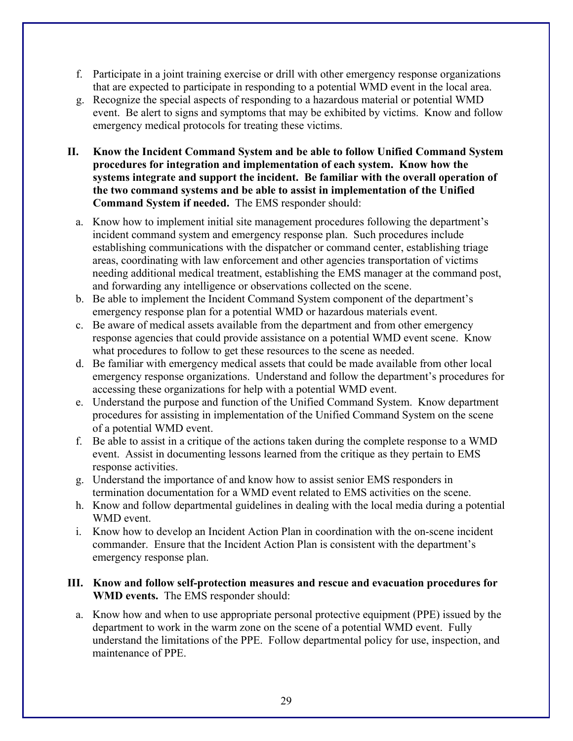f. Participate in a joint training exercise or drill with other emergency response organizations that are expected to participate in responding to a potential WMD event in the local area.
g. Recognize the special aspects of responding to a hazardous material or potential WMD event. Be alert to signs and symptoms that may be exhibited by victims. Know and follow emergency medical protocols for treating these victims.

**II. Know the Incident Command System and be able to follow Unified Command System procedures for integration and implementation of each system. Know how the systems integrate and support the incident. Be familiar with the overall operation of the two command systems and be able to assist in implementation of the Unified Command System if needed.** The EMS responder should:

a. Know how to implement initial site management procedures following the department's incident command system and emergency response plan. Such procedures include establishing communications with the dispatcher or command center, establishing triage areas, coordinating with law enforcement and other agencies transportation of victims needing additional medical treatment, establishing the EMS manager at the command post, and forwarding any intelligence or observations collected on the scene.
b. Be able to implement the Incident Command System component of the department's emergency response plan for a potential WMD or hazardous materials event.
c. Be aware of medical assets available from the department and from other emergency response agencies that could provide assistance on a potential WMD event scene. Know what procedures to follow to get these resources to the scene as needed.
d. Be familiar with emergency medical assets that could be made available from other local emergency response organizations. Understand and follow the department's procedures for accessing these organizations for help with a potential WMD event.
e. Understand the purpose and function of the Unified Command System. Know department procedures for assisting in implementation of the Unified Command System on the scene of a potential WMD event.
f. Be able to assist in a critique of the actions taken during the complete response to a WMD event. Assist in documenting lessons learned from the critique as they pertain to EMS response activities.
g. Understand the importance of and know how to assist senior EMS responders in termination documentation for a WMD event related to EMS activities on the scene.
h. Know and follow departmental guidelines in dealing with the local media during a potential WMD event.
i. Know how to develop an Incident Action Plan in coordination with the on-scene incident commander. Ensure that the Incident Action Plan is consistent with the department's emergency response plan.

**III. Know and follow self-protection measures and rescue and evacuation procedures for WMD events.** The EMS responder should:

a. Know how and when to use appropriate personal protective equipment (PPE) issued by the department to work in the warm zone on the scene of a potential WMD event. Fully understand the limitations of the PPE. Follow departmental policy for use, inspection, and maintenance of PPE.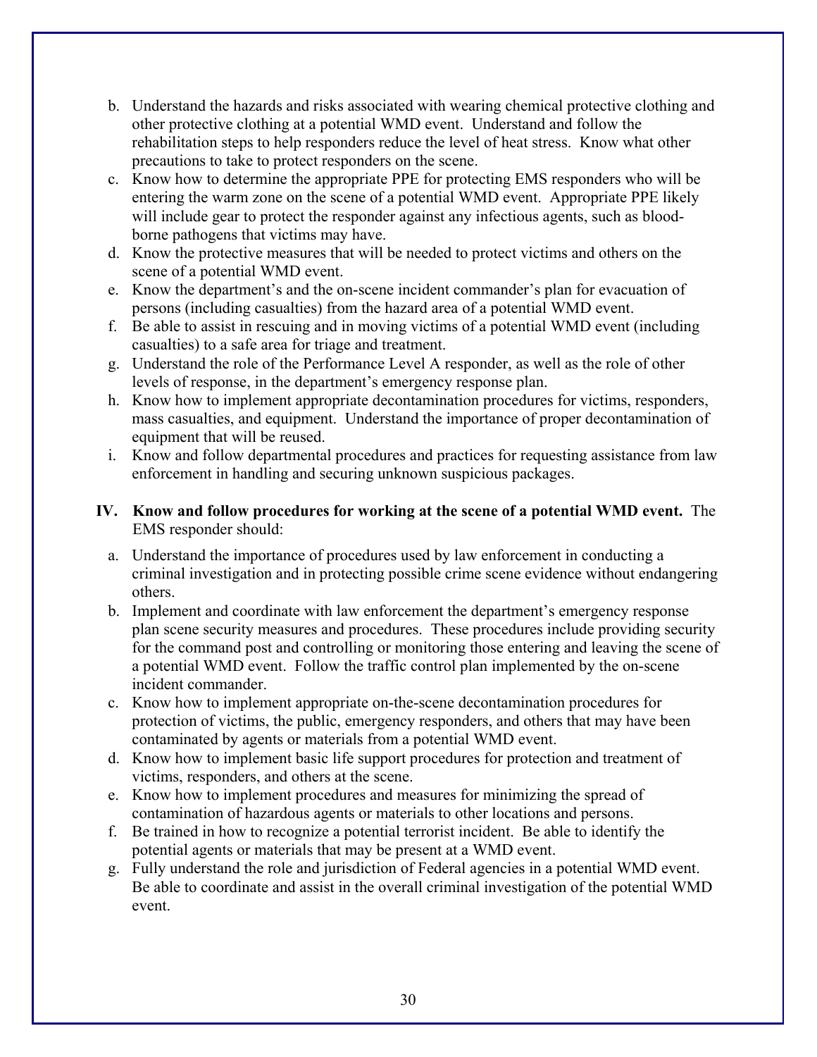b. Understand the hazards and risks associated with wearing chemical protective clothing and other protective clothing at a potential WMD event. Understand and follow the rehabilitation steps to help responders reduce the level of heat stress. Know what other precautions to take to protect responders on the scene.
c. Know how to determine the appropriate PPE for protecting EMS responders who will be entering the warm zone on the scene of a potential WMD event. Appropriate PPE likely will include gear to protect the responder against any infectious agents, such as blood-borne pathogens that victims may have.
d. Know the protective measures that will be needed to protect victims and others on the scene of a potential WMD event.
e. Know the department's and the on-scene incident commander's plan for evacuation of persons (including casualties) from the hazard area of a potential WMD event.
f. Be able to assist in rescuing and in moving victims of a potential WMD event (including casualties) to a safe area for triage and treatment.
g. Understand the role of the Performance Level A responder, as well as the role of other levels of response, in the department's emergency response plan.
h. Know how to implement appropriate decontamination procedures for victims, responders, mass casualties, and equipment. Understand the importance of proper decontamination of equipment that will be reused.
i. Know and follow departmental procedures and practices for requesting assistance from law enforcement in handling and securing unknown suspicious packages.

**IV. Know and follow procedures for working at the scene of a potential WMD event.** The EMS responder should:

a. Understand the importance of procedures used by law enforcement in conducting a criminal investigation and in protecting possible crime scene evidence without endangering others.
b. Implement and coordinate with law enforcement the department's emergency response plan scene security measures and procedures. These procedures include providing security for the command post and controlling or monitoring those entering and leaving the scene of a potential WMD event. Follow the traffic control plan implemented by the on-scene incident commander.
c. Know how to implement appropriate on-the-scene decontamination procedures for protection of victims, the public, emergency responders, and others that may have been contaminated by agents or materials from a potential WMD event.
d. Know how to implement basic life support procedures for protection and treatment of victims, responders, and others at the scene.
e. Know how to implement procedures and measures for minimizing the spread of contamination of hazardous agents or materials to other locations and persons.
f. Be trained in how to recognize a potential terrorist incident. Be able to identify the potential agents or materials that may be present at a WMD event.
g. Fully understand the role and jurisdiction of Federal agencies in a potential WMD event. Be able to coordinate and assist in the overall criminal investigation of the potential WMD event.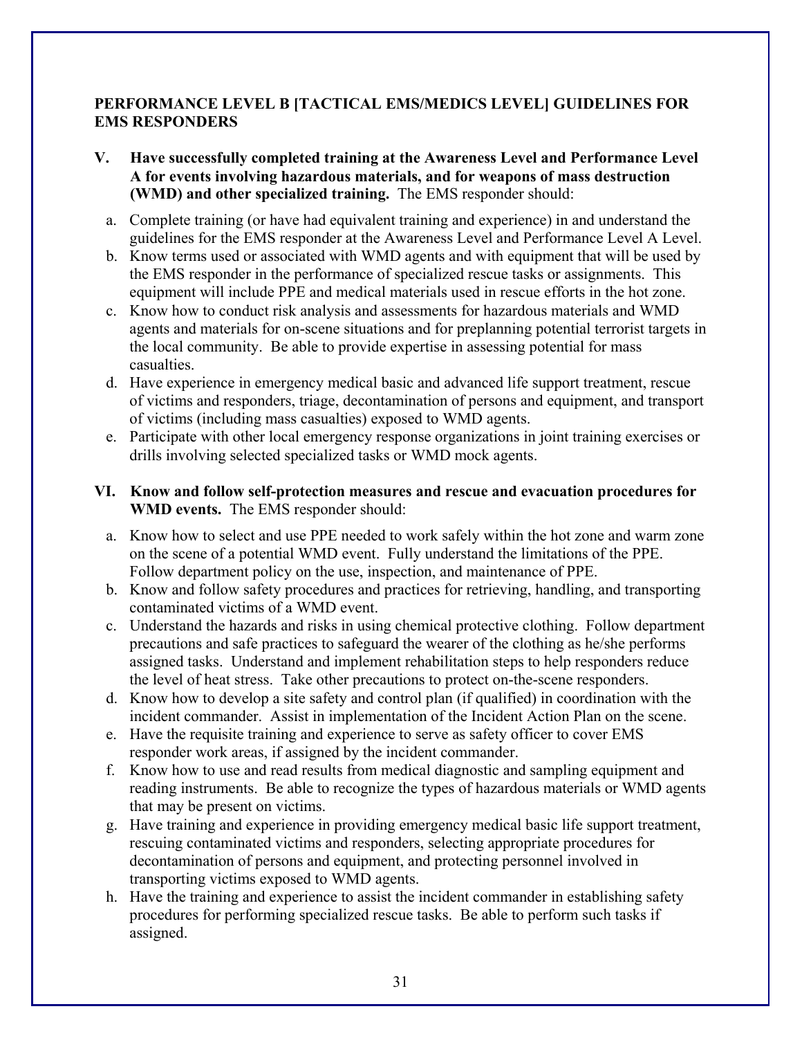**PERFORMANCE LEVEL B [TACTICAL EMS/MEDICS LEVEL] GUIDELINES FOR EMS RESPONDERS**

**V. Have successfully completed training at the Awareness Level and Performance Level A for events involving hazardous materials, and for weapons of mass destruction (WMD) and other specialized training.** The EMS responder should:

a. Complete training (or have had equivalent training and experience) in and understand the guidelines for the EMS responder at the Awareness Level and Performance Level A Level.
b. Know terms used or associated with WMD agents and with equipment that will be used by the EMS responder in the performance of specialized rescue tasks or assignments. This equipment will include PPE and medical materials used in rescue efforts in the hot zone.
c. Know how to conduct risk analysis and assessments for hazardous materials and WMD agents and materials for on-scene situations and for preplanning potential terrorist targets in the local community. Be able to provide expertise in assessing potential for mass casualties.
d. Have experience in emergency medical basic and advanced life support treatment, rescue of victims and responders, triage, decontamination of persons and equipment, and transport of victims (including mass casualties) exposed to WMD agents.
e. Participate with other local emergency response organizations in joint training exercises or drills involving selected specialized tasks or WMD mock agents.

**VI. Know and follow self-protection measures and rescue and evacuation procedures for WMD events.** The EMS responder should:

a. Know how to select and use PPE needed to work safely within the hot zone and warm zone on the scene of a potential WMD event. Fully understand the limitations of the PPE. Follow department policy on the use, inspection, and maintenance of PPE.
b. Know and follow safety procedures and practices for retrieving, handling, and transporting contaminated victims of a WMD event.
c. Understand the hazards and risks in using chemical protective clothing. Follow department precautions and safe practices to safeguard the wearer of the clothing as he/she performs assigned tasks. Understand and implement rehabilitation steps to help responders reduce the level of heat stress. Take other precautions to protect on-the-scene responders.
d. Know how to develop a site safety and control plan (if qualified) in coordination with the incident commander. Assist in implementation of the Incident Action Plan on the scene.
e. Have the requisite training and experience to serve as safety officer to cover EMS responder work areas, if assigned by the incident commander.
f. Know how to use and read results from medical diagnostic and sampling equipment and reading instruments. Be able to recognize the types of hazardous materials or WMD agents that may be present on victims.
g. Have training and experience in providing emergency medical basic life support treatment, rescuing contaminated victims and responders, selecting appropriate procedures for decontamination of persons and equipment, and protecting personnel involved in transporting victims exposed to WMD agents.
h. Have the training and experience to assist the incident commander in establishing safety procedures for performing specialized rescue tasks. Be able to perform such tasks if assigned.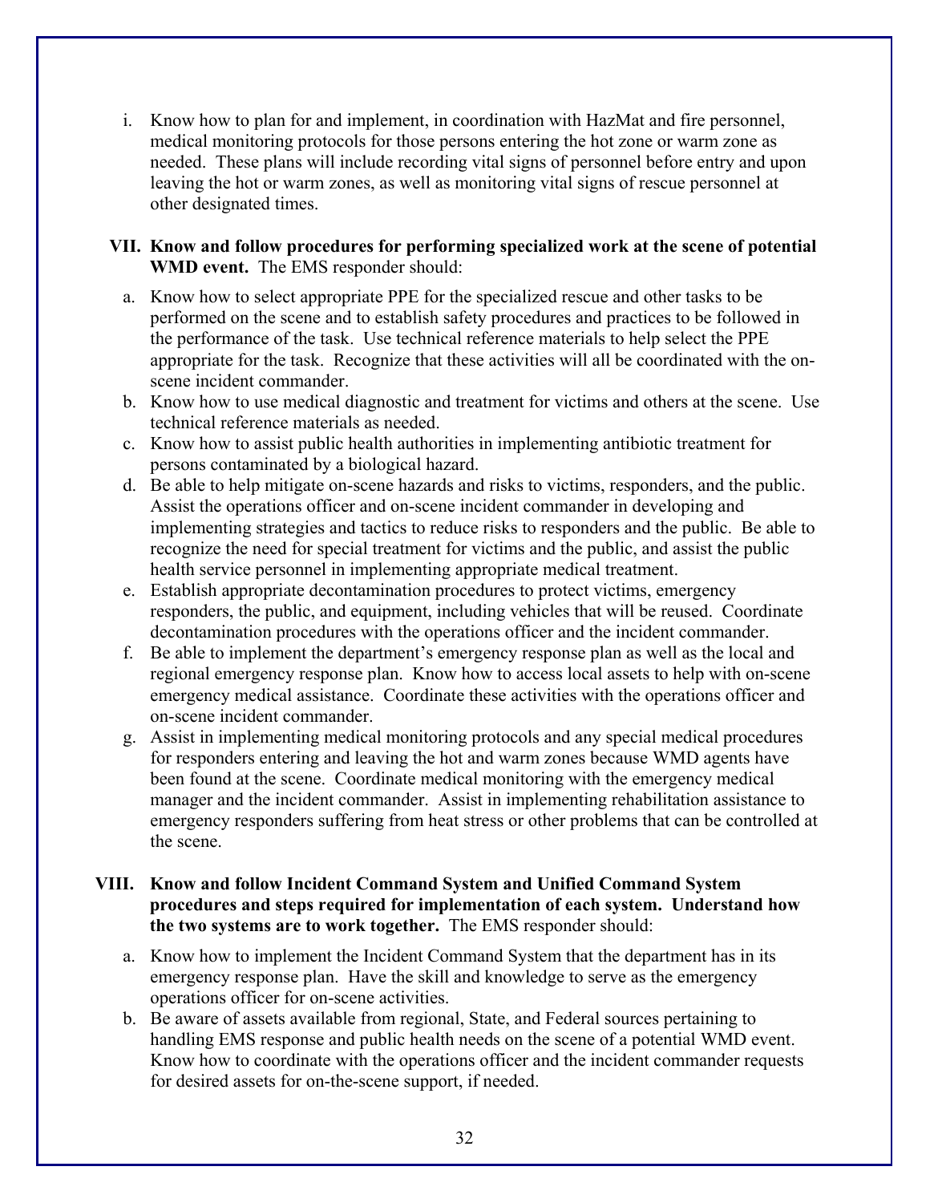i. Know how to plan for and implement, in coordination with HazMat and fire personnel, medical monitoring protocols for those persons entering the hot zone or warm zone as needed. These plans will include recording vital signs of personnel before entry and upon leaving the hot or warm zones, as well as monitoring vital signs of rescue personnel at other designated times.

**VII. Know and follow procedures for performing specialized work at the scene of potential WMD event.** The EMS responder should:

a. Know how to select appropriate PPE for the specialized rescue and other tasks to be performed on the scene and to establish safety procedures and practices to be followed in the performance of the task. Use technical reference materials to help select the PPE appropriate for the task. Recognize that these activities will all be coordinated with the on-scene incident commander.
b. Know how to use medical diagnostic and treatment for victims and others at the scene. Use technical reference materials as needed.
c. Know how to assist public health authorities in implementing antibiotic treatment for persons contaminated by a biological hazard.
d. Be able to help mitigate on-scene hazards and risks to victims, responders, and the public. Assist the operations officer and on-scene incident commander in developing and implementing strategies and tactics to reduce risks to responders and the public. Be able to recognize the need for special treatment for victims and the public, and assist the public health service personnel in implementing appropriate medical treatment.
e. Establish appropriate decontamination procedures to protect victims, emergency responders, the public, and equipment, including vehicles that will be reused. Coordinate decontamination procedures with the operations officer and the incident commander.
f. Be able to implement the department's emergency response plan as well as the local and regional emergency response plan. Know how to access local assets to help with on-scene emergency medical assistance. Coordinate these activities with the operations officer and on-scene incident commander.
g. Assist in implementing medical monitoring protocols and any special medical procedures for responders entering and leaving the hot and warm zones because WMD agents have been found at the scene. Coordinate medical monitoring with the emergency medical manager and the incident commander. Assist in implementing rehabilitation assistance to emergency responders suffering from heat stress or other problems that can be controlled at the scene.

**VIII. Know and follow Incident Command System and Unified Command System procedures and steps required for implementation of each system. Understand how the two systems are to work together.** The EMS responder should:

a. Know how to implement the Incident Command System that the department has in its emergency response plan. Have the skill and knowledge to serve as the emergency operations officer for on-scene activities.
b. Be aware of assets available from regional, State, and Federal sources pertaining to handling EMS response and public health needs on the scene of a potential WMD event. Know how to coordinate with the operations officer and the incident commander requests for desired assets for on-the-scene support, if needed.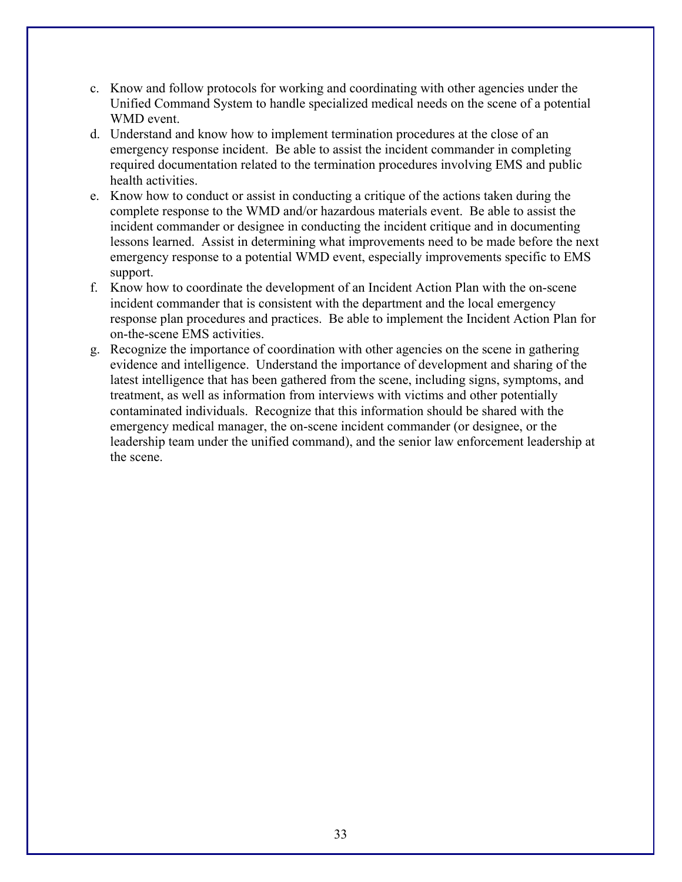c. Know and follow protocols for working and coordinating with other agencies under the Unified Command System to handle specialized medical needs on the scene of a potential WMD event.
d. Understand and know how to implement termination procedures at the close of an emergency response incident. Be able to assist the incident commander in completing required documentation related to the termination procedures involving EMS and public health activities.
e. Know how to conduct or assist in conducting a critique of the actions taken during the complete response to the WMD and/or hazardous materials event. Be able to assist the incident commander or designee in conducting the incident critique and in documenting lessons learned. Assist in determining what improvements need to be made before the next emergency response to a potential WMD event, especially improvements specific to EMS support.
f. Know how to coordinate the development of an Incident Action Plan with the on-scene incident commander that is consistent with the department and the local emergency response plan procedures and practices. Be able to implement the Incident Action Plan for on-the-scene EMS activities.
g. Recognize the importance of coordination with other agencies on the scene in gathering evidence and intelligence. Understand the importance of development and sharing of the latest intelligence that has been gathered from the scene, including signs, symptoms, and treatment, as well as information from interviews with victims and other potentially contaminated individuals. Recognize that this information should be shared with the emergency medical manager, the on-scene incident commander (or designee, or the leadership team under the unified command), and the senior law enforcement leadership at the scene.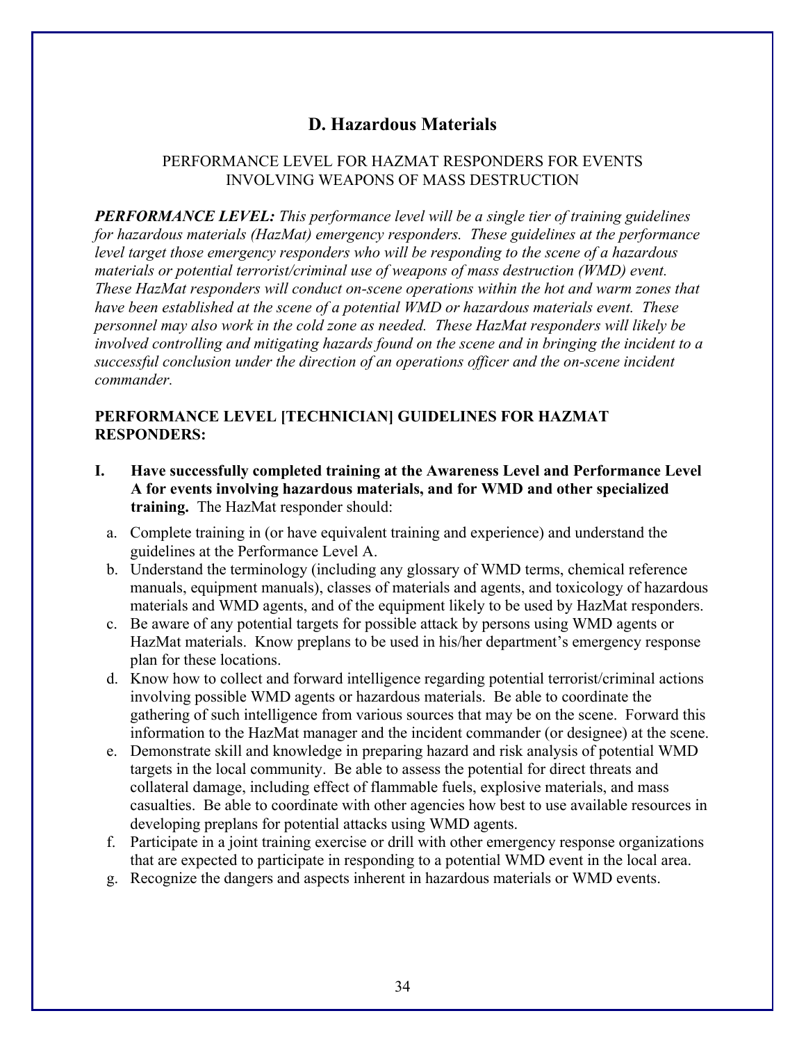## D. Hazardous Materials

PERFORMANCE LEVEL FOR HAZMAT RESPONDERS FOR EVENTS INVOLVING WEAPONS OF MASS DESTRUCTION

***PERFORMANCE LEVEL:*** *This performance level will be a single tier of training guidelines for hazardous materials (HazMat) emergency responders. These guidelines at the performance level target those emergency responders who will be responding to the scene of a hazardous materials or potential terrorist/criminal use of weapons of mass destruction (WMD) event. These HazMat responders will conduct on-scene operations within the hot and warm zones that have been established at the scene of a potential WMD or hazardous materials event. These personnel may also work in the cold zone as needed. These HazMat responders will likely be involved controlling and mitigating hazards found on the scene and in bringing the incident to a successful conclusion under the direction of an operations officer and the on-scene incident commander.*

**PERFORMANCE LEVEL [TECHNICIAN] GUIDELINES FOR HAZMAT RESPONDERS:**

**I. Have successfully completed training at the Awareness Level and Performance Level A for events involving hazardous materials, and for WMD and other specialized training.** The HazMat responder should:

a. Complete training in (or have equivalent training and experience) and understand the guidelines at the Performance Level A.

b. Understand the terminology (including any glossary of WMD terms, chemical reference manuals, equipment manuals), classes of materials and agents, and toxicology of hazardous materials and WMD agents, and of the equipment likely to be used by HazMat responders.

c. Be aware of any potential targets for possible attack by persons using WMD agents or HazMat materials. Know preplans to be used in his/her department's emergency response plan for these locations.

d. Know how to collect and forward intelligence regarding potential terrorist/criminal actions involving possible WMD agents or hazardous materials. Be able to coordinate the gathering of such intelligence from various sources that may be on the scene. Forward this information to the HazMat manager and the incident commander (or designee) at the scene.

e. Demonstrate skill and knowledge in preparing hazard and risk analysis of potential WMD targets in the local community. Be able to assess the potential for direct threats and collateral damage, including effect of flammable fuels, explosive materials, and mass casualties. Be able to coordinate with other agencies how best to use available resources in developing preplans for potential attacks using WMD agents.

f. Participate in a joint training exercise or drill with other emergency response organizations that are expected to participate in responding to a potential WMD event in the local area.

g. Recognize the dangers and aspects inherent in hazardous materials or WMD events.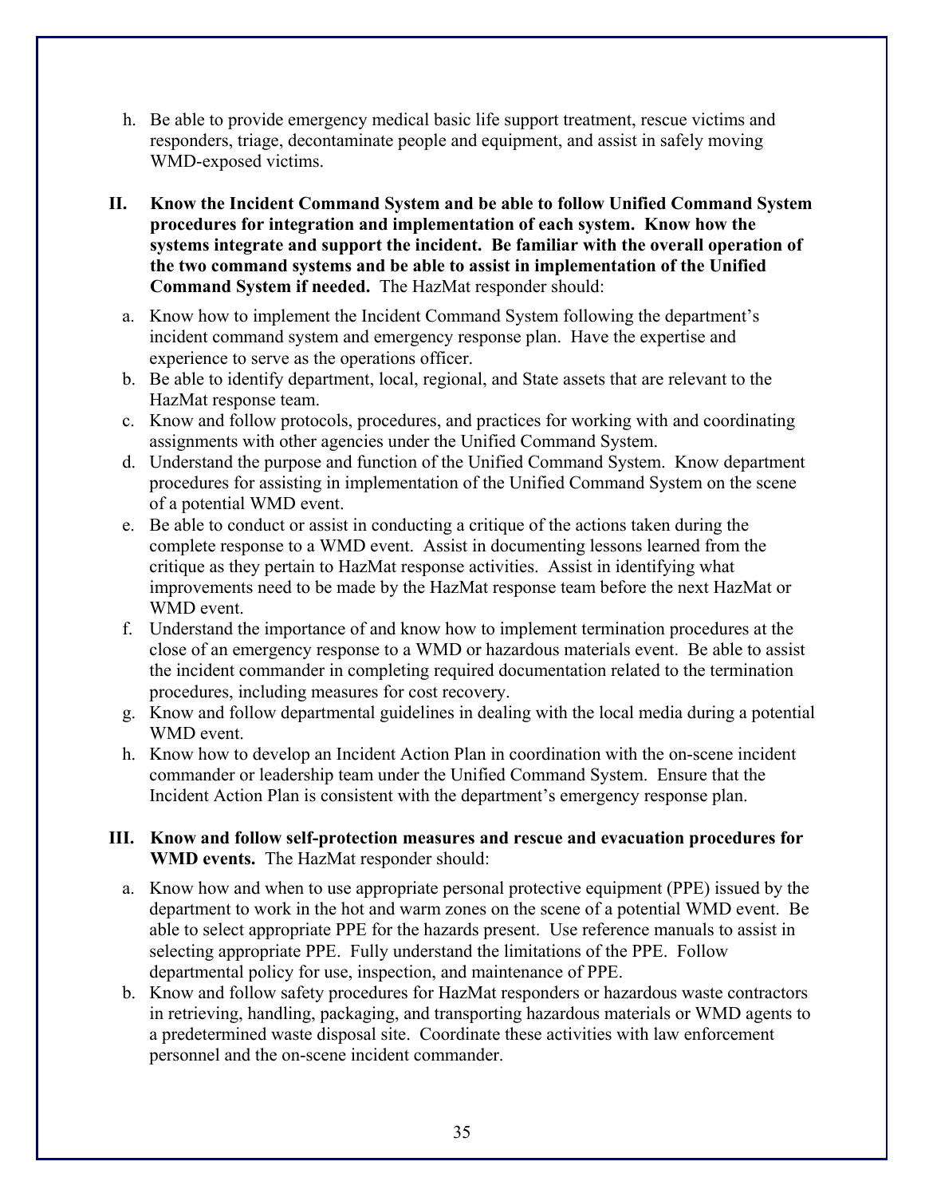h. Be able to provide emergency medical basic life support treatment, rescue victims and responders, triage, decontaminate people and equipment, and assist in safely moving WMD-exposed victims.

**II. Know the Incident Command System and be able to follow Unified Command System procedures for integration and implementation of each system. Know how the systems integrate and support the incident. Be familiar with the overall operation of the two command systems and be able to assist in implementation of the Unified Command System if needed.** The HazMat responder should:

a. Know how to implement the Incident Command System following the department's incident command system and emergency response plan. Have the expertise and experience to serve as the operations officer.
b. Be able to identify department, local, regional, and State assets that are relevant to the HazMat response team.
c. Know and follow protocols, procedures, and practices for working with and coordinating assignments with other agencies under the Unified Command System.
d. Understand the purpose and function of the Unified Command System. Know department procedures for assisting in implementation of the Unified Command System on the scene of a potential WMD event.
e. Be able to conduct or assist in conducting a critique of the actions taken during the complete response to a WMD event. Assist in documenting lessons learned from the critique as they pertain to HazMat response activities. Assist in identifying what improvements need to be made by the HazMat response team before the next HazMat or WMD event.
f. Understand the importance of and know how to implement termination procedures at the close of an emergency response to a WMD or hazardous materials event. Be able to assist the incident commander in completing required documentation related to the termination procedures, including measures for cost recovery.
g. Know and follow departmental guidelines in dealing with the local media during a potential WMD event.
h. Know how to develop an Incident Action Plan in coordination with the on-scene incident commander or leadership team under the Unified Command System. Ensure that the Incident Action Plan is consistent with the department's emergency response plan.

**III. Know and follow self-protection measures and rescue and evacuation procedures for WMD events.** The HazMat responder should:

a. Know how and when to use appropriate personal protective equipment (PPE) issued by the department to work in the hot and warm zones on the scene of a potential WMD event. Be able to select appropriate PPE for the hazards present. Use reference manuals to assist in selecting appropriate PPE. Fully understand the limitations of the PPE. Follow departmental policy for use, inspection, and maintenance of PPE.
b. Know and follow safety procedures for HazMat responders or hazardous waste contractors in retrieving, handling, packaging, and transporting hazardous materials or WMD agents to a predetermined waste disposal site. Coordinate these activities with law enforcement personnel and the on-scene incident commander.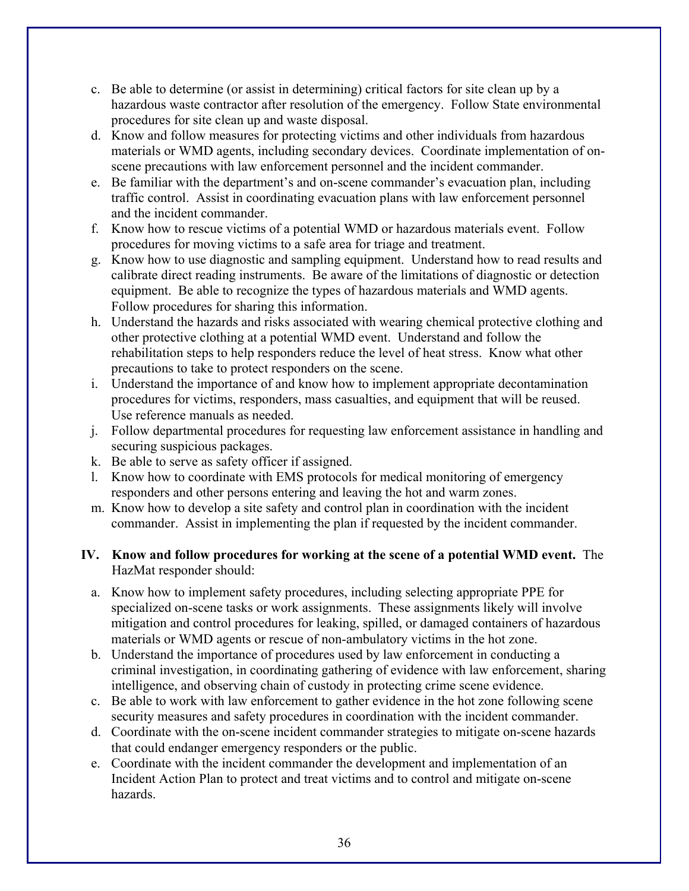c. Be able to determine (or assist in determining) critical factors for site clean up by a hazardous waste contractor after resolution of the emergency. Follow State environmental procedures for site clean up and waste disposal.
d. Know and follow measures for protecting victims and other individuals from hazardous materials or WMD agents, including secondary devices. Coordinate implementation of on-scene precautions with law enforcement personnel and the incident commander.
e. Be familiar with the department's and on-scene commander's evacuation plan, including traffic control. Assist in coordinating evacuation plans with law enforcement personnel and the incident commander.
f. Know how to rescue victims of a potential WMD or hazardous materials event. Follow procedures for moving victims to a safe area for triage and treatment.
g. Know how to use diagnostic and sampling equipment. Understand how to read results and calibrate direct reading instruments. Be aware of the limitations of diagnostic or detection equipment. Be able to recognize the types of hazardous materials and WMD agents. Follow procedures for sharing this information.
h. Understand the hazards and risks associated with wearing chemical protective clothing and other protective clothing at a potential WMD event. Understand and follow the rehabilitation steps to help responders reduce the level of heat stress. Know what other precautions to take to protect responders on the scene.
i. Understand the importance of and know how to implement appropriate decontamination procedures for victims, responders, mass casualties, and equipment that will be reused. Use reference manuals as needed.
j. Follow departmental procedures for requesting law enforcement assistance in handling and securing suspicious packages.
k. Be able to serve as safety officer if assigned.
l. Know how to coordinate with EMS protocols for medical monitoring of emergency responders and other persons entering and leaving the hot and warm zones.
m. Know how to develop a site safety and control plan in coordination with the incident commander. Assist in implementing the plan if requested by the incident commander.

**IV. Know and follow procedures for working at the scene of a potential WMD event.** The HazMat responder should:

a. Know how to implement safety procedures, including selecting appropriate PPE for specialized on-scene tasks or work assignments. These assignments likely will involve mitigation and control procedures for leaking, spilled, or damaged containers of hazardous materials or WMD agents or rescue of non-ambulatory victims in the hot zone.
b. Understand the importance of procedures used by law enforcement in conducting a criminal investigation, in coordinating gathering of evidence with law enforcement, sharing intelligence, and observing chain of custody in protecting crime scene evidence.
c. Be able to work with law enforcement to gather evidence in the hot zone following scene security measures and safety procedures in coordination with the incident commander.
d. Coordinate with the on-scene incident commander strategies to mitigate on-scene hazards that could endanger emergency responders or the public.
e. Coordinate with the incident commander the development and implementation of an Incident Action Plan to protect and treat victims and to control and mitigate on-scene hazards.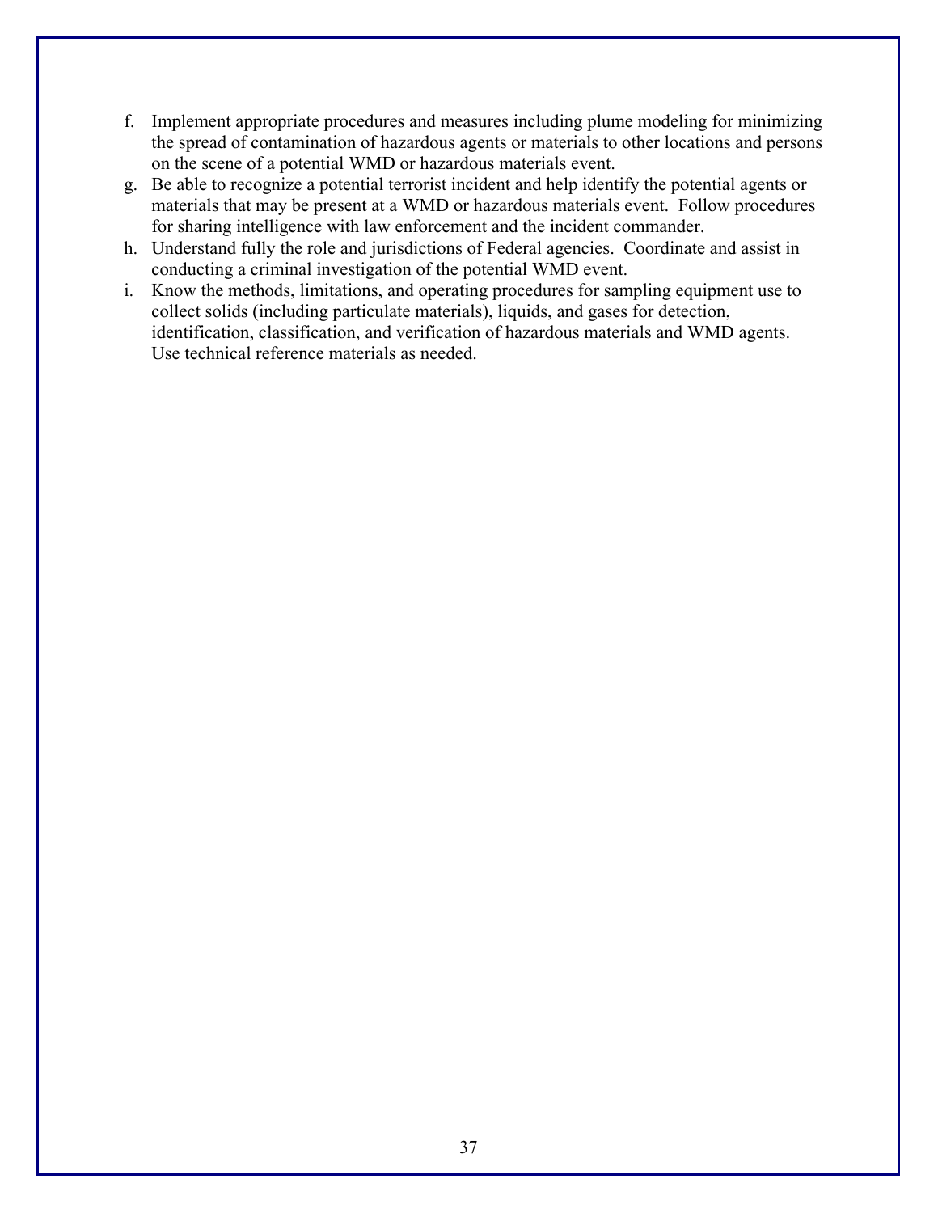f. Implement appropriate procedures and measures including plume modeling for minimizing the spread of contamination of hazardous agents or materials to other locations and persons on the scene of a potential WMD or hazardous materials event.
g. Be able to recognize a potential terrorist incident and help identify the potential agents or materials that may be present at a WMD or hazardous materials event. Follow procedures for sharing intelligence with law enforcement and the incident commander.
h. Understand fully the role and jurisdictions of Federal agencies. Coordinate and assist in conducting a criminal investigation of the potential WMD event.
i. Know the methods, limitations, and operating procedures for sampling equipment use to collect solids (including particulate materials), liquids, and gases for detection, identification, classification, and verification of hazardous materials and WMD agents. Use technical reference materials as needed.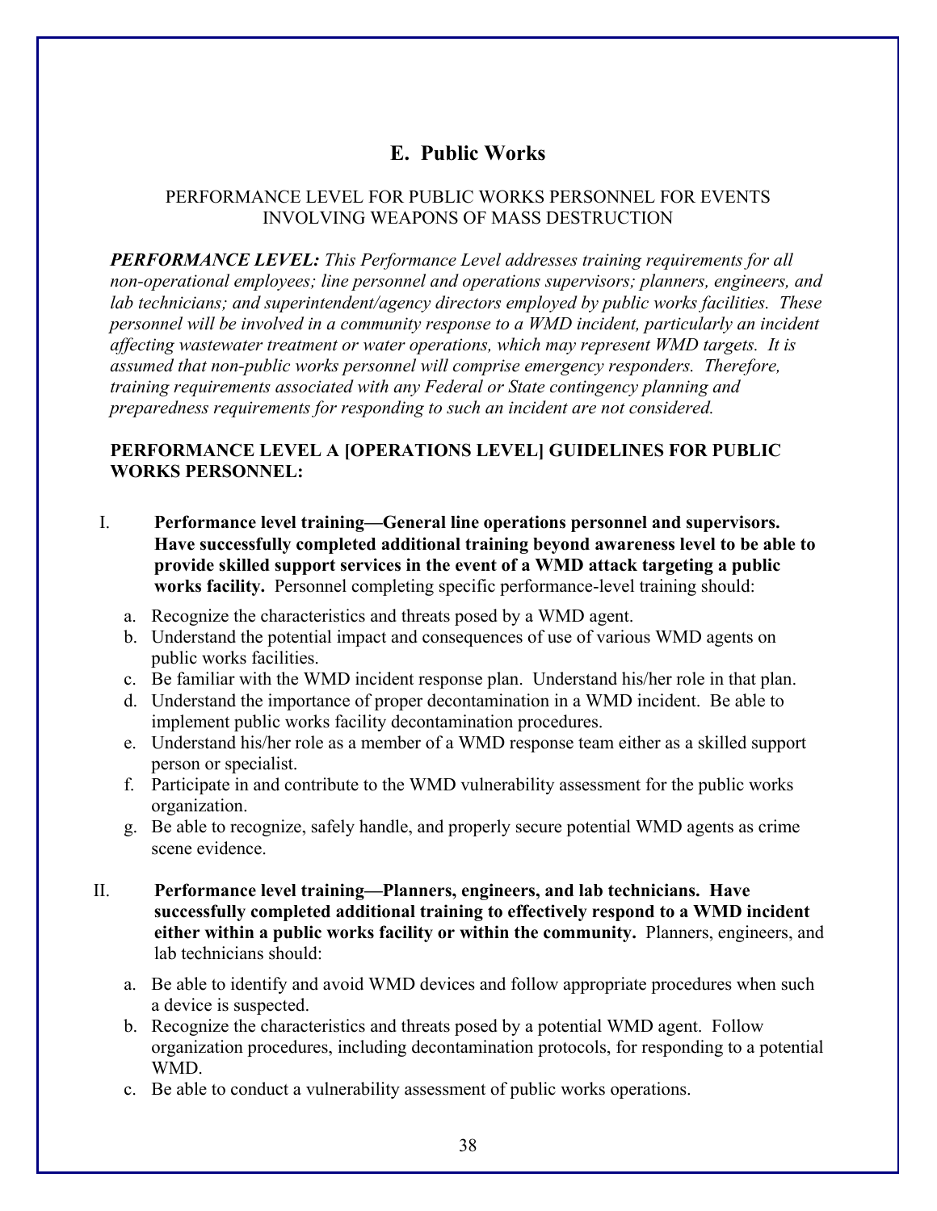## E. Public Works

PERFORMANCE LEVEL FOR PUBLIC WORKS PERSONNEL FOR EVENTS INVOLVING WEAPONS OF MASS DESTRUCTION

***PERFORMANCE LEVEL:*** *This Performance Level addresses training requirements for all non-operational employees; line personnel and operations supervisors; planners, engineers, and lab technicians; and superintendent/agency directors employed by public works facilities. These personnel will be involved in a community response to a WMD incident, particularly an incident affecting wastewater treatment or water operations, which may represent WMD targets. It is assumed that non-public works personnel will comprise emergency responders. Therefore, training requirements associated with any Federal or State contingency planning and preparedness requirements for responding to such an incident are not considered.*

**PERFORMANCE LEVEL A [OPERATIONS LEVEL] GUIDELINES FOR PUBLIC WORKS PERSONNEL:**

I. **Performance level training—General line operations personnel and supervisors. Have successfully completed additional training beyond awareness level to be able to provide skilled support services in the event of a WMD attack targeting a public works facility.** Personnel completing specific performance-level training should:

   a. Recognize the characteristics and threats posed by a WMD agent.
   b. Understand the potential impact and consequences of use of various WMD agents on public works facilities.
   c. Be familiar with the WMD incident response plan. Understand his/her role in that plan.
   d. Understand the importance of proper decontamination in a WMD incident. Be able to implement public works facility decontamination procedures.
   e. Understand his/her role as a member of a WMD response team either as a skilled support person or specialist.
   f. Participate in and contribute to the WMD vulnerability assessment for the public works organization.
   g. Be able to recognize, safely handle, and properly secure potential WMD agents as crime scene evidence.

II. **Performance level training—Planners, engineers, and lab technicians. Have successfully completed additional training to effectively respond to a WMD incident either within a public works facility or within the community.** Planners, engineers, and lab technicians should:

   a. Be able to identify and avoid WMD devices and follow appropriate procedures when such a device is suspected.
   b. Recognize the characteristics and threats posed by a potential WMD agent. Follow organization procedures, including decontamination protocols, for responding to a potential WMD.
   c. Be able to conduct a vulnerability assessment of public works operations.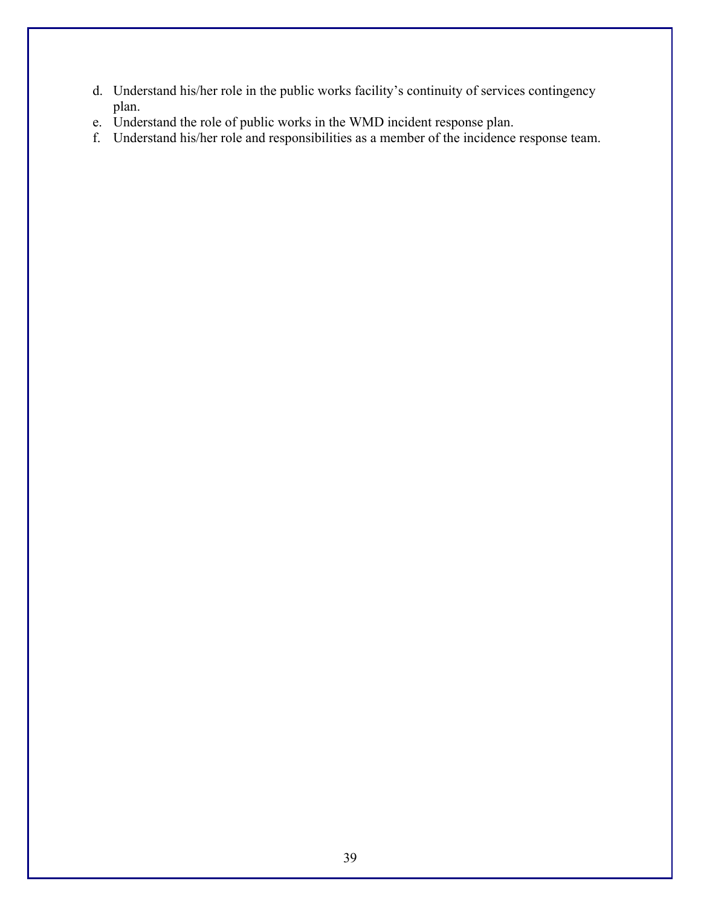d. Understand his/her role in the public works facility's continuity of services contingency plan.
e. Understand the role of public works in the WMD incident response plan.
f. Understand his/her role and responsibilities as a member of the incidence response team.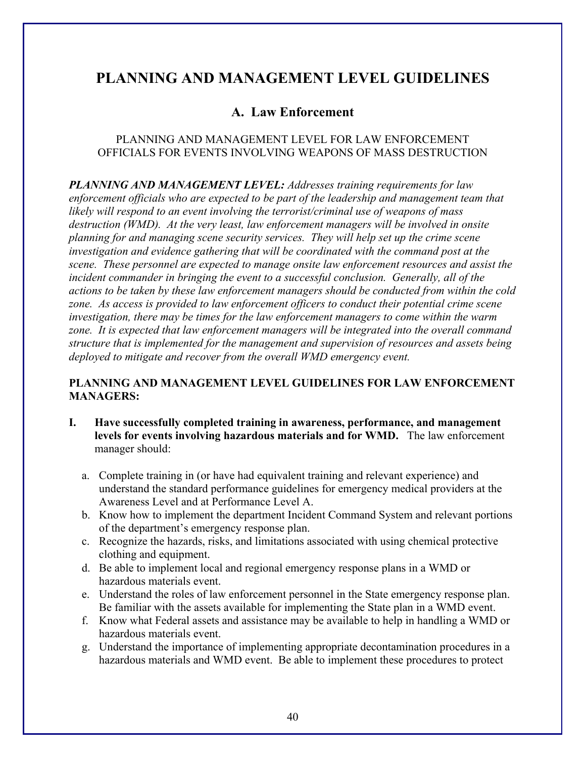# PLANNING AND MANAGEMENT LEVEL GUIDELINES

## A. Law Enforcement

PLANNING AND MANAGEMENT LEVEL FOR LAW ENFORCEMENT OFFICIALS FOR EVENTS INVOLVING WEAPONS OF MASS DESTRUCTION

***PLANNING AND MANAGEMENT LEVEL:*** *Addresses training requirements for law enforcement officials who are expected to be part of the leadership and management team that likely will respond to an event involving the terrorist/criminal use of weapons of mass destruction (WMD). At the very least, law enforcement managers will be involved in onsite planning for and managing scene security services. They will help set up the crime scene investigation and evidence gathering that will be coordinated with the command post at the scene. These personnel are expected to manage onsite law enforcement resources and assist the incident commander in bringing the event to a successful conclusion. Generally, all of the actions to be taken by these law enforcement managers should be conducted from within the cold zone. As access is provided to law enforcement officers to conduct their potential crime scene investigation, there may be times for the law enforcement managers to come within the warm zone. It is expected that law enforcement managers will be integrated into the overall command structure that is implemented for the management and supervision of resources and assets being deployed to mitigate and recover from the overall WMD emergency event.*

**PLANNING AND MANAGEMENT LEVEL GUIDELINES FOR LAW ENFORCEMENT MANAGERS:**

**I. Have successfully completed training in awareness, performance, and management levels for events involving hazardous materials and for WMD.** The law enforcement manager should:

a. Complete training in (or have had equivalent training and relevant experience) and understand the standard performance guidelines for emergency medical providers at the Awareness Level and at Performance Level A.
b. Know how to implement the department Incident Command System and relevant portions of the department's emergency response plan.
c. Recognize the hazards, risks, and limitations associated with using chemical protective clothing and equipment.
d. Be able to implement local and regional emergency response plans in a WMD or hazardous materials event.
e. Understand the roles of law enforcement personnel in the State emergency response plan. Be familiar with the assets available for implementing the State plan in a WMD event.
f. Know what Federal assets and assistance may be available to help in handling a WMD or hazardous materials event.
g. Understand the importance of implementing appropriate decontamination procedures in a hazardous materials and WMD event. Be able to implement these procedures to protect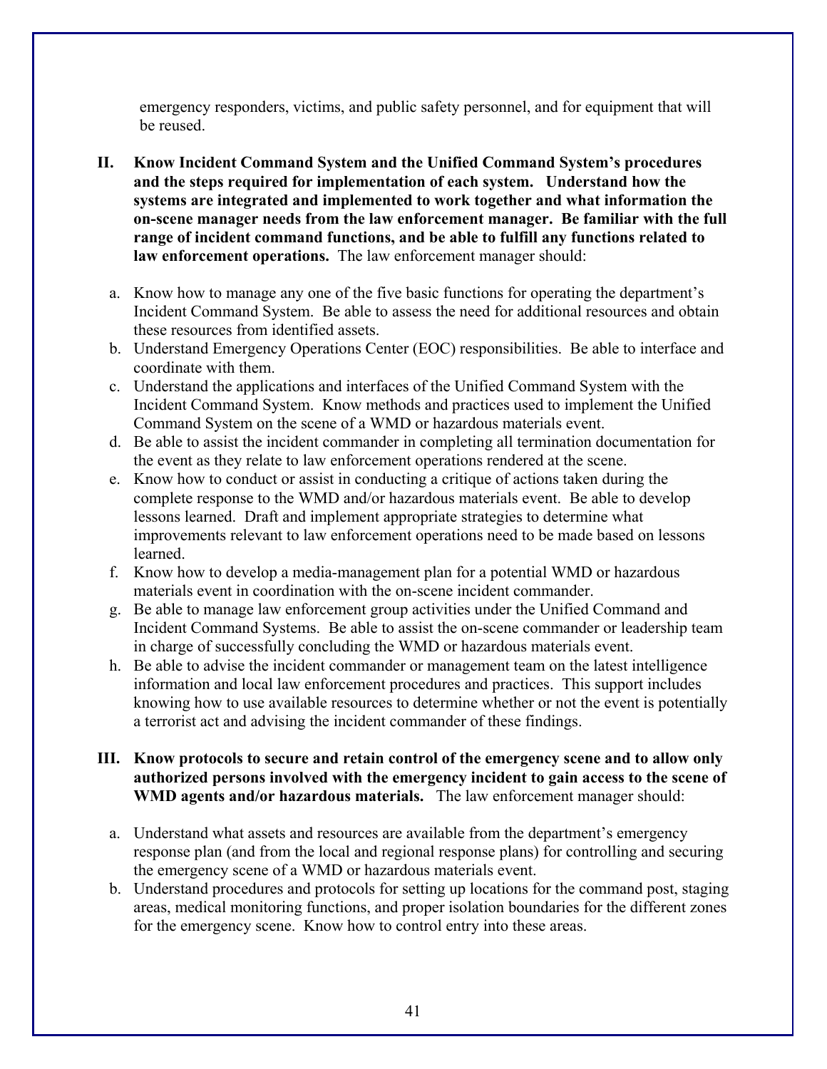emergency responders, victims, and public safety personnel, and for equipment that will be reused.

**II. Know Incident Command System and the Unified Command System's procedures and the steps required for implementation of each system. Understand how the systems are integrated and implemented to work together and what information the on-scene manager needs from the law enforcement manager. Be familiar with the full range of incident command functions, and be able to fulfill any functions related to law enforcement operations.** The law enforcement manager should:

a. Know how to manage any one of the five basic functions for operating the department's Incident Command System. Be able to assess the need for additional resources and obtain these resources from identified assets.
b. Understand Emergency Operations Center (EOC) responsibilities. Be able to interface and coordinate with them.
c. Understand the applications and interfaces of the Unified Command System with the Incident Command System. Know methods and practices used to implement the Unified Command System on the scene of a WMD or hazardous materials event.
d. Be able to assist the incident commander in completing all termination documentation for the event as they relate to law enforcement operations rendered at the scene.
e. Know how to conduct or assist in conducting a critique of actions taken during the complete response to the WMD and/or hazardous materials event. Be able to develop lessons learned. Draft and implement appropriate strategies to determine what improvements relevant to law enforcement operations need to be made based on lessons learned.
f. Know how to develop a media-management plan for a potential WMD or hazardous materials event in coordination with the on-scene incident commander.
g. Be able to manage law enforcement group activities under the Unified Command and Incident Command Systems. Be able to assist the on-scene commander or leadership team in charge of successfully concluding the WMD or hazardous materials event.
h. Be able to advise the incident commander or management team on the latest intelligence information and local law enforcement procedures and practices. This support includes knowing how to use available resources to determine whether or not the event is potentially a terrorist act and advising the incident commander of these findings.

**III. Know protocols to secure and retain control of the emergency scene and to allow only authorized persons involved with the emergency incident to gain access to the scene of WMD agents and/or hazardous materials.** The law enforcement manager should:

a. Understand what assets and resources are available from the department's emergency response plan (and from the local and regional response plans) for controlling and securing the emergency scene of a WMD or hazardous materials event.
b. Understand procedures and protocols for setting up locations for the command post, staging areas, medical monitoring functions, and proper isolation boundaries for the different zones for the emergency scene. Know how to control entry into these areas.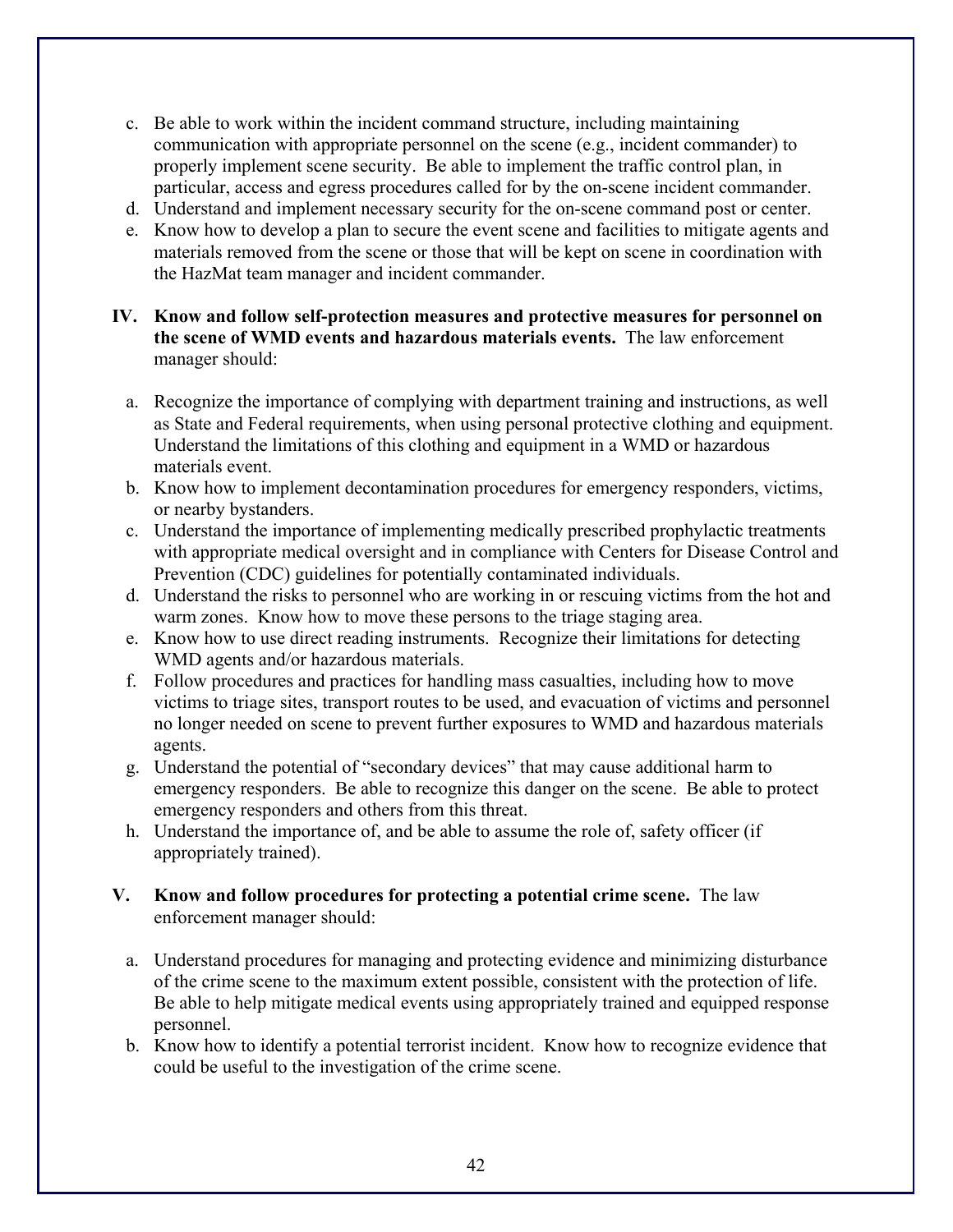c. Be able to work within the incident command structure, including maintaining communication with appropriate personnel on the scene (e.g., incident commander) to properly implement scene security. Be able to implement the traffic control plan, in particular, access and egress procedures called for by the on-scene incident commander.
d. Understand and implement necessary security for the on-scene command post or center.
e. Know how to develop a plan to secure the event scene and facilities to mitigate agents and materials removed from the scene or those that will be kept on scene in coordination with the HazMat team manager and incident commander.

**IV. Know and follow self-protection measures and protective measures for personnel on the scene of WMD events and hazardous materials events.** The law enforcement manager should:

a. Recognize the importance of complying with department training and instructions, as well as State and Federal requirements, when using personal protective clothing and equipment. Understand the limitations of this clothing and equipment in a WMD or hazardous materials event.
b. Know how to implement decontamination procedures for emergency responders, victims, or nearby bystanders.
c. Understand the importance of implementing medically prescribed prophylactic treatments with appropriate medical oversight and in compliance with Centers for Disease Control and Prevention (CDC) guidelines for potentially contaminated individuals.
d. Understand the risks to personnel who are working in or rescuing victims from the hot and warm zones. Know how to move these persons to the triage staging area.
e. Know how to use direct reading instruments. Recognize their limitations for detecting WMD agents and/or hazardous materials.
f. Follow procedures and practices for handling mass casualties, including how to move victims to triage sites, transport routes to be used, and evacuation of victims and personnel no longer needed on scene to prevent further exposures to WMD and hazardous materials agents.
g. Understand the potential of "secondary devices" that may cause additional harm to emergency responders. Be able to recognize this danger on the scene. Be able to protect emergency responders and others from this threat.
h. Understand the importance of, and be able to assume the role of, safety officer (if appropriately trained).

**V. Know and follow procedures for protecting a potential crime scene.** The law enforcement manager should:

a. Understand procedures for managing and protecting evidence and minimizing disturbance of the crime scene to the maximum extent possible, consistent with the protection of life. Be able to help mitigate medical events using appropriately trained and equipped response personnel.
b. Know how to identify a potential terrorist incident. Know how to recognize evidence that could be useful to the investigation of the crime scene.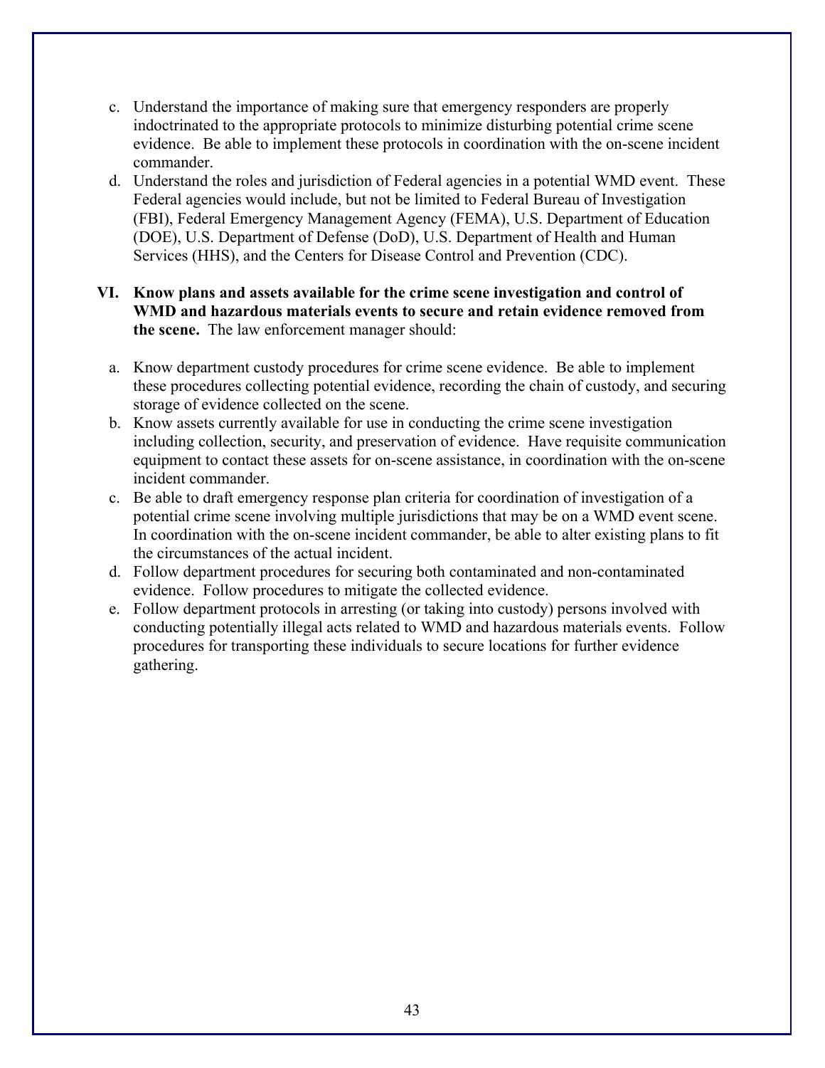c. Understand the importance of making sure that emergency responders are properly indoctrinated to the appropriate protocols to minimize disturbing potential crime scene evidence. Be able to implement these protocols in coordination with the on-scene incident commander.

d. Understand the roles and jurisdiction of Federal agencies in a potential WMD event. These Federal agencies would include, but not be limited to Federal Bureau of Investigation (FBI), Federal Emergency Management Agency (FEMA), U.S. Department of Education (DOE), U.S. Department of Defense (DoD), U.S. Department of Health and Human Services (HHS), and the Centers for Disease Control and Prevention (CDC).

**VI. Know plans and assets available for the crime scene investigation and control of WMD and hazardous materials events to secure and retain evidence removed from the scene.** The law enforcement manager should:

a. Know department custody procedures for crime scene evidence. Be able to implement these procedures collecting potential evidence, recording the chain of custody, and securing storage of evidence collected on the scene.

b. Know assets currently available for use in conducting the crime scene investigation including collection, security, and preservation of evidence. Have requisite communication equipment to contact these assets for on-scene assistance, in coordination with the on-scene incident commander.

c. Be able to draft emergency response plan criteria for coordination of investigation of a potential crime scene involving multiple jurisdictions that may be on a WMD event scene. In coordination with the on-scene incident commander, be able to alter existing plans to fit the circumstances of the actual incident.

d. Follow department procedures for securing both contaminated and non-contaminated evidence. Follow procedures to mitigate the collected evidence.

e. Follow department protocols in arresting (or taking into custody) persons involved with conducting potentially illegal acts related to WMD and hazardous materials events. Follow procedures for transporting these individuals to secure locations for further evidence gathering.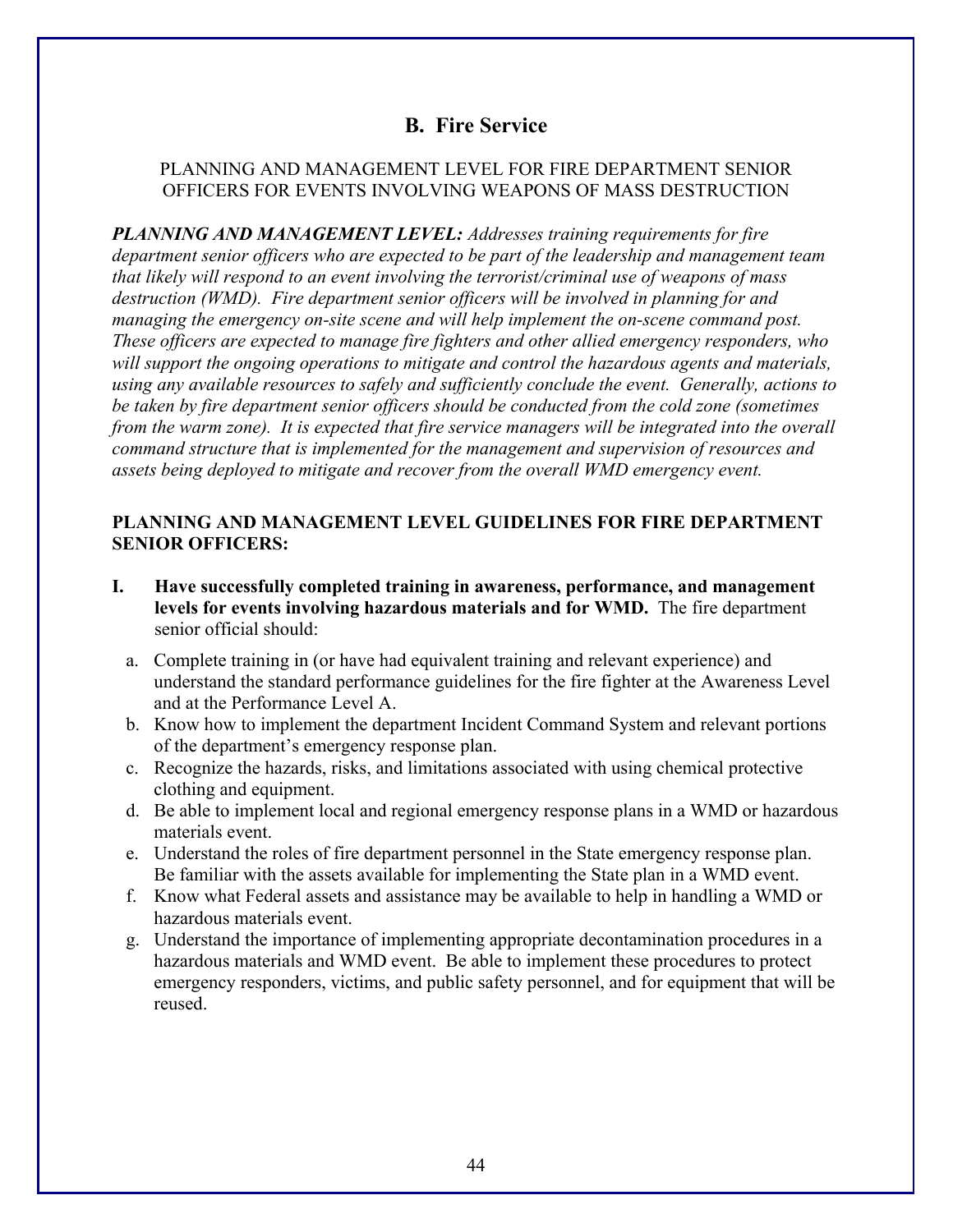## B. Fire Service

PLANNING AND MANAGEMENT LEVEL FOR FIRE DEPARTMENT SENIOR OFFICERS FOR EVENTS INVOLVING WEAPONS OF MASS DESTRUCTION

***PLANNING AND MANAGEMENT LEVEL:*** *Addresses training requirements for fire department senior officers who are expected to be part of the leadership and management team that likely will respond to an event involving the terrorist/criminal use of weapons of mass destruction (WMD). Fire department senior officers will be involved in planning for and managing the emergency on-site scene and will help implement the on-scene command post. These officers are expected to manage fire fighters and other allied emergency responders, who will support the ongoing operations to mitigate and control the hazardous agents and materials, using any available resources to safely and sufficiently conclude the event. Generally, actions to be taken by fire department senior officers should be conducted from the cold zone (sometimes from the warm zone). It is expected that fire service managers will be integrated into the overall command structure that is implemented for the management and supervision of resources and assets being deployed to mitigate and recover from the overall WMD emergency event.*

**PLANNING AND MANAGEMENT LEVEL GUIDELINES FOR FIRE DEPARTMENT SENIOR OFFICERS:**

**I. Have successfully completed training in awareness, performance, and management levels for events involving hazardous materials and for WMD.** The fire department senior official should:

a. Complete training in (or have had equivalent training and relevant experience) and understand the standard performance guidelines for the fire fighter at the Awareness Level and at the Performance Level A.

b. Know how to implement the department Incident Command System and relevant portions of the department's emergency response plan.

c. Recognize the hazards, risks, and limitations associated with using chemical protective clothing and equipment.

d. Be able to implement local and regional emergency response plans in a WMD or hazardous materials event.

e. Understand the roles of fire department personnel in the State emergency response plan. Be familiar with the assets available for implementing the State plan in a WMD event.

f. Know what Federal assets and assistance may be available to help in handling a WMD or hazardous materials event.

g. Understand the importance of implementing appropriate decontamination procedures in a hazardous materials and WMD event. Be able to implement these procedures to protect emergency responders, victims, and public safety personnel, and for equipment that will be reused.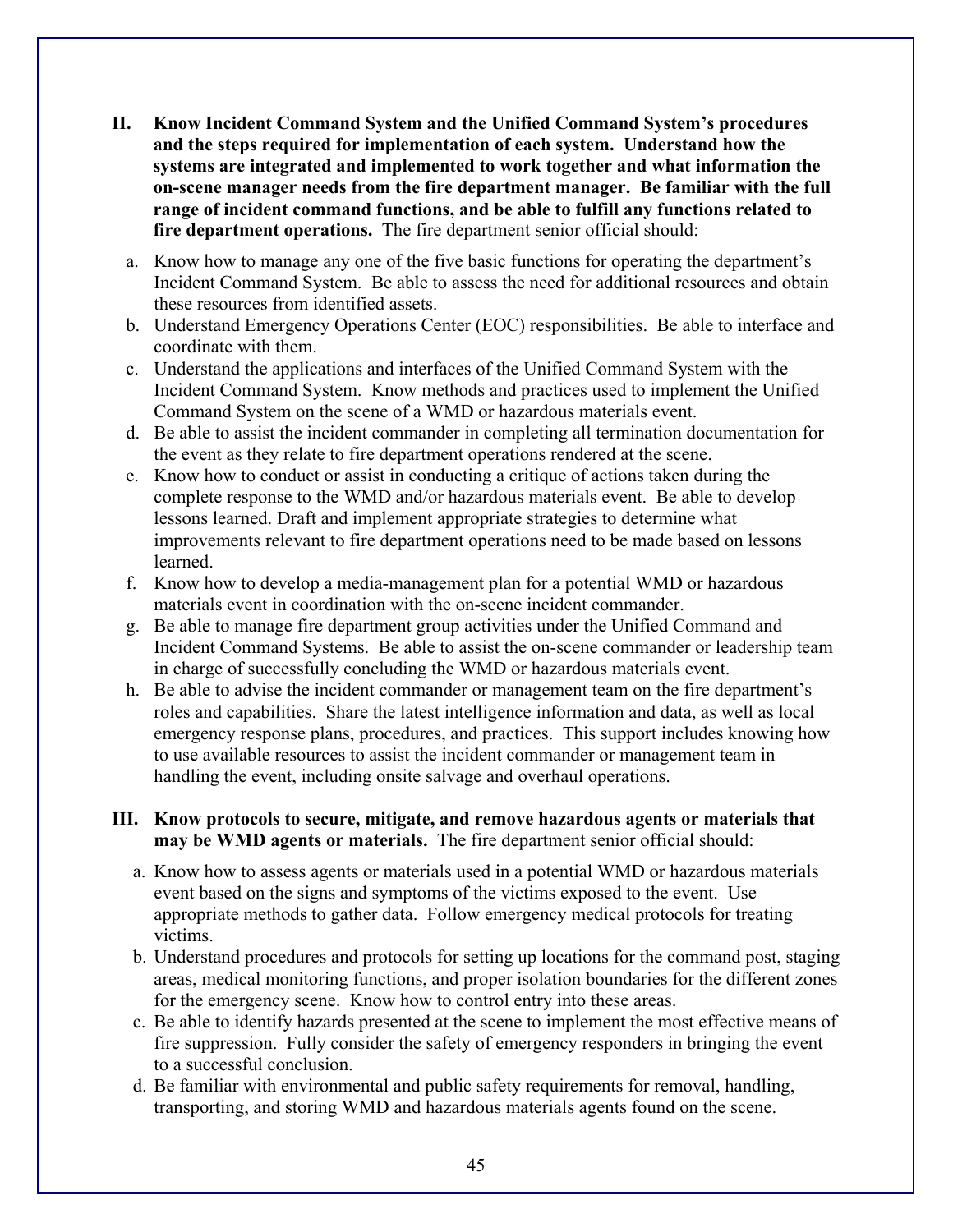II. **Know Incident Command System and the Unified Command System's procedures and the steps required for implementation of each system. Understand how the systems are integrated and implemented to work together and what information the on-scene manager needs from the fire department manager. Be familiar with the full range of incident command functions, and be able to fulfill any functions related to fire department operations.** The fire department senior official should:

a. Know how to manage any one of the five basic functions for operating the department's Incident Command System. Be able to assess the need for additional resources and obtain these resources from identified assets.
b. Understand Emergency Operations Center (EOC) responsibilities. Be able to interface and coordinate with them.
c. Understand the applications and interfaces of the Unified Command System with the Incident Command System. Know methods and practices used to implement the Unified Command System on the scene of a WMD or hazardous materials event.
d. Be able to assist the incident commander in completing all termination documentation for the event as they relate to fire department operations rendered at the scene.
e. Know how to conduct or assist in conducting a critique of actions taken during the complete response to the WMD and/or hazardous materials event. Be able to develop lessons learned. Draft and implement appropriate strategies to determine what improvements relevant to fire department operations need to be made based on lessons learned.
f. Know how to develop a media-management plan for a potential WMD or hazardous materials event in coordination with the on-scene incident commander.
g. Be able to manage fire department group activities under the Unified Command and Incident Command Systems. Be able to assist the on-scene commander or leadership team in charge of successfully concluding the WMD or hazardous materials event.
h. Be able to advise the incident commander or management team on the fire department's roles and capabilities. Share the latest intelligence information and data, as well as local emergency response plans, procedures, and practices. This support includes knowing how to use available resources to assist the incident commander or management team in handling the event, including onsite salvage and overhaul operations.

III. **Know protocols to secure, mitigate, and remove hazardous agents or materials that may be WMD agents or materials.** The fire department senior official should:

a. Know how to assess agents or materials used in a potential WMD or hazardous materials event based on the signs and symptoms of the victims exposed to the event. Use appropriate methods to gather data. Follow emergency medical protocols for treating victims.
b. Understand procedures and protocols for setting up locations for the command post, staging areas, medical monitoring functions, and proper isolation boundaries for the different zones for the emergency scene. Know how to control entry into these areas.
c. Be able to identify hazards presented at the scene to implement the most effective means of fire suppression. Fully consider the safety of emergency responders in bringing the event to a successful conclusion.
d. Be familiar with environmental and public safety requirements for removal, handling, transporting, and storing WMD and hazardous materials agents found on the scene.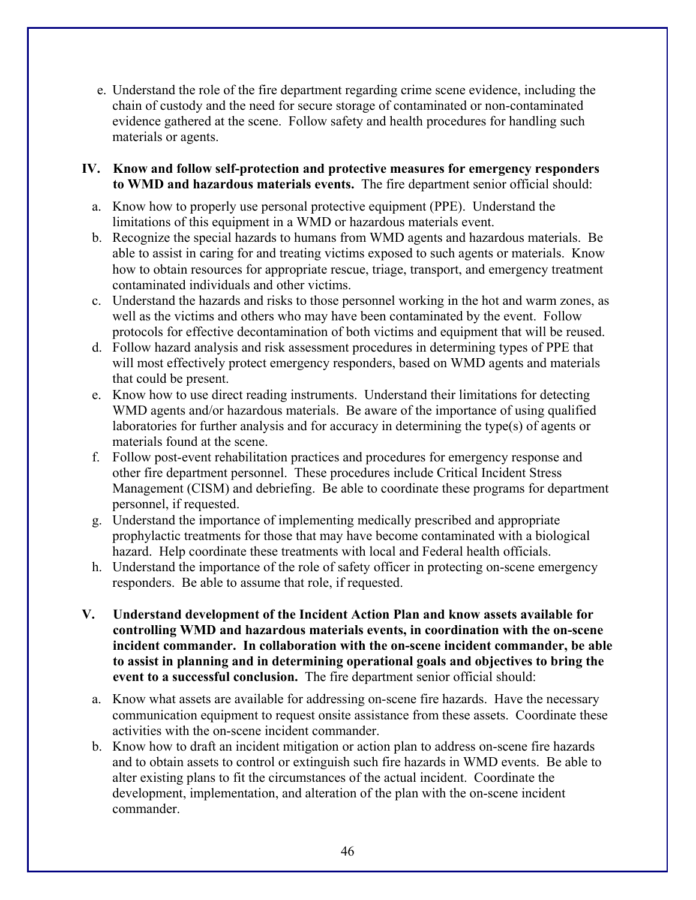e. Understand the role of the fire department regarding crime scene evidence, including the chain of custody and the need for secure storage of contaminated or non-contaminated evidence gathered at the scene. Follow safety and health procedures for handling such materials or agents.

**IV. Know and follow self-protection and protective measures for emergency responders to WMD and hazardous materials events.** The fire department senior official should:

a. Know how to properly use personal protective equipment (PPE). Understand the limitations of this equipment in a WMD or hazardous materials event.

b. Recognize the special hazards to humans from WMD agents and hazardous materials. Be able to assist in caring for and treating victims exposed to such agents or materials. Know how to obtain resources for appropriate rescue, triage, transport, and emergency treatment contaminated individuals and other victims.

c. Understand the hazards and risks to those personnel working in the hot and warm zones, as well as the victims and others who may have been contaminated by the event. Follow protocols for effective decontamination of both victims and equipment that will be reused.

d. Follow hazard analysis and risk assessment procedures in determining types of PPE that will most effectively protect emergency responders, based on WMD agents and materials that could be present.

e. Know how to use direct reading instruments. Understand their limitations for detecting WMD agents and/or hazardous materials. Be aware of the importance of using qualified laboratories for further analysis and for accuracy in determining the type(s) of agents or materials found at the scene.

f. Follow post-event rehabilitation practices and procedures for emergency response and other fire department personnel. These procedures include Critical Incident Stress Management (CISM) and debriefing. Be able to coordinate these programs for department personnel, if requested.

g. Understand the importance of implementing medically prescribed and appropriate prophylactic treatments for those that may have become contaminated with a biological hazard. Help coordinate these treatments with local and Federal health officials.

h. Understand the importance of the role of safety officer in protecting on-scene emergency responders. Be able to assume that role, if requested.

**V. Understand development of the Incident Action Plan and know assets available for controlling WMD and hazardous materials events, in coordination with the on-scene incident commander. In collaboration with the on-scene incident commander, be able to assist in planning and in determining operational goals and objectives to bring the event to a successful conclusion.** The fire department senior official should:

a. Know what assets are available for addressing on-scene fire hazards. Have the necessary communication equipment to request onsite assistance from these assets. Coordinate these activities with the on-scene incident commander.

b. Know how to draft an incident mitigation or action plan to address on-scene fire hazards and to obtain assets to control or extinguish such fire hazards in WMD events. Be able to alter existing plans to fit the circumstances of the actual incident. Coordinate the development, implementation, and alteration of the plan with the on-scene incident commander.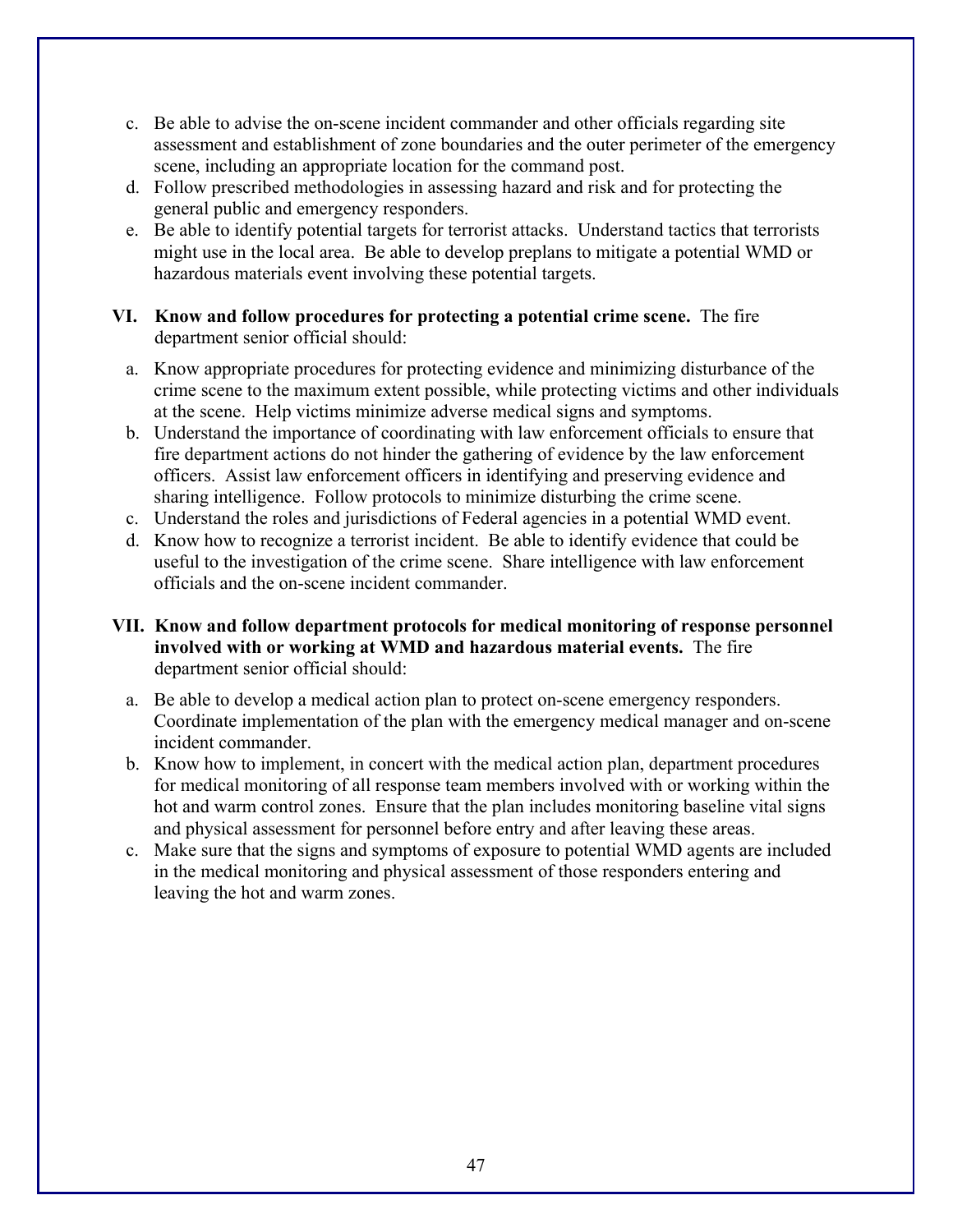c. Be able to advise the on-scene incident commander and other officials regarding site assessment and establishment of zone boundaries and the outer perimeter of the emergency scene, including an appropriate location for the command post.
d. Follow prescribed methodologies in assessing hazard and risk and for protecting the general public and emergency responders.
e. Be able to identify potential targets for terrorist attacks. Understand tactics that terrorists might use in the local area. Be able to develop preplans to mitigate a potential WMD or hazardous materials event involving these potential targets.

**VI. Know and follow procedures for protecting a potential crime scene.** The fire department senior official should:

a. Know appropriate procedures for protecting evidence and minimizing disturbance of the crime scene to the maximum extent possible, while protecting victims and other individuals at the scene. Help victims minimize adverse medical signs and symptoms.
b. Understand the importance of coordinating with law enforcement officials to ensure that fire department actions do not hinder the gathering of evidence by the law enforcement officers. Assist law enforcement officers in identifying and preserving evidence and sharing intelligence. Follow protocols to minimize disturbing the crime scene.
c. Understand the roles and jurisdictions of Federal agencies in a potential WMD event.
d. Know how to recognize a terrorist incident. Be able to identify evidence that could be useful to the investigation of the crime scene. Share intelligence with law enforcement officials and the on-scene incident commander.

**VII. Know and follow department protocols for medical monitoring of response personnel involved with or working at WMD and hazardous material events.** The fire department senior official should:

a. Be able to develop a medical action plan to protect on-scene emergency responders. Coordinate implementation of the plan with the emergency medical manager and on-scene incident commander.
b. Know how to implement, in concert with the medical action plan, department procedures for medical monitoring of all response team members involved with or working within the hot and warm control zones. Ensure that the plan includes monitoring baseline vital signs and physical assessment for personnel before entry and after leaving these areas.
c. Make sure that the signs and symptoms of exposure to potential WMD agents are included in the medical monitoring and physical assessment of those responders entering and leaving the hot and warm zones.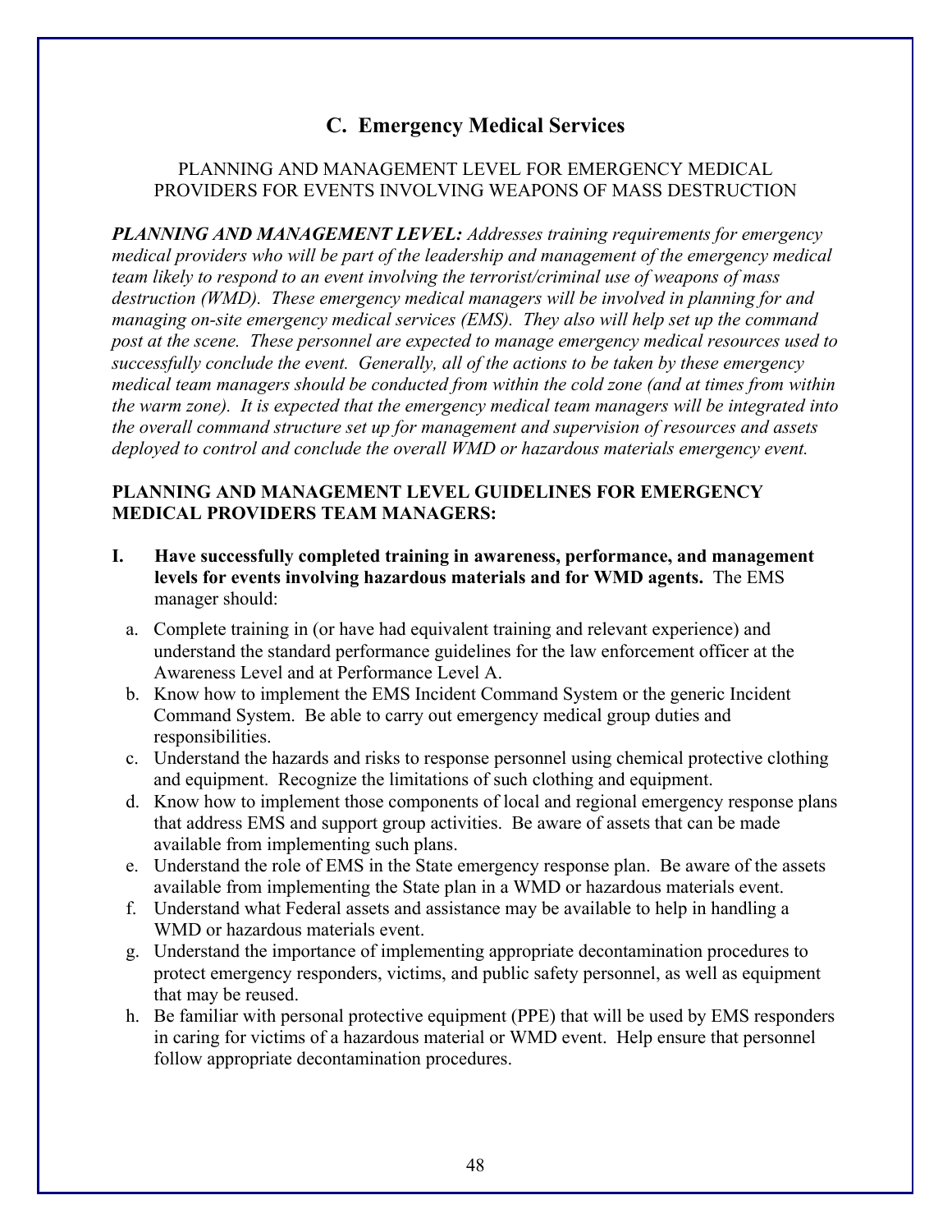## C. Emergency Medical Services

PLANNING AND MANAGEMENT LEVEL FOR EMERGENCY MEDICAL PROVIDERS FOR EVENTS INVOLVING WEAPONS OF MASS DESTRUCTION

***PLANNING AND MANAGEMENT LEVEL:*** *Addresses training requirements for emergency medical providers who will be part of the leadership and management of the emergency medical team likely to respond to an event involving the terrorist/criminal use of weapons of mass destruction (WMD). These emergency medical managers will be involved in planning for and managing on-site emergency medical services (EMS). They also will help set up the command post at the scene. These personnel are expected to manage emergency medical resources used to successfully conclude the event. Generally, all of the actions to be taken by these emergency medical team managers should be conducted from within the cold zone (and at times from within the warm zone). It is expected that the emergency medical team managers will be integrated into the overall command structure set up for management and supervision of resources and assets deployed to control and conclude the overall WMD or hazardous materials emergency event.*

**PLANNING AND MANAGEMENT LEVEL GUIDELINES FOR EMERGENCY MEDICAL PROVIDERS TEAM MANAGERS:**

**I. Have successfully completed training in awareness, performance, and management levels for events involving hazardous materials and for WMD agents.** The EMS manager should:

a. Complete training in (or have had equivalent training and relevant experience) and understand the standard performance guidelines for the law enforcement officer at the Awareness Level and at Performance Level A.

b. Know how to implement the EMS Incident Command System or the generic Incident Command System. Be able to carry out emergency medical group duties and responsibilities.

c. Understand the hazards and risks to response personnel using chemical protective clothing and equipment. Recognize the limitations of such clothing and equipment.

d. Know how to implement those components of local and regional emergency response plans that address EMS and support group activities. Be aware of assets that can be made available from implementing such plans.

e. Understand the role of EMS in the State emergency response plan. Be aware of the assets available from implementing the State plan in a WMD or hazardous materials event.

f. Understand what Federal assets and assistance may be available to help in handling a WMD or hazardous materials event.

g. Understand the importance of implementing appropriate decontamination procedures to protect emergency responders, victims, and public safety personnel, as well as equipment that may be reused.

h. Be familiar with personal protective equipment (PPE) that will be used by EMS responders in caring for victims of a hazardous material or WMD event. Help ensure that personnel follow appropriate decontamination procedures.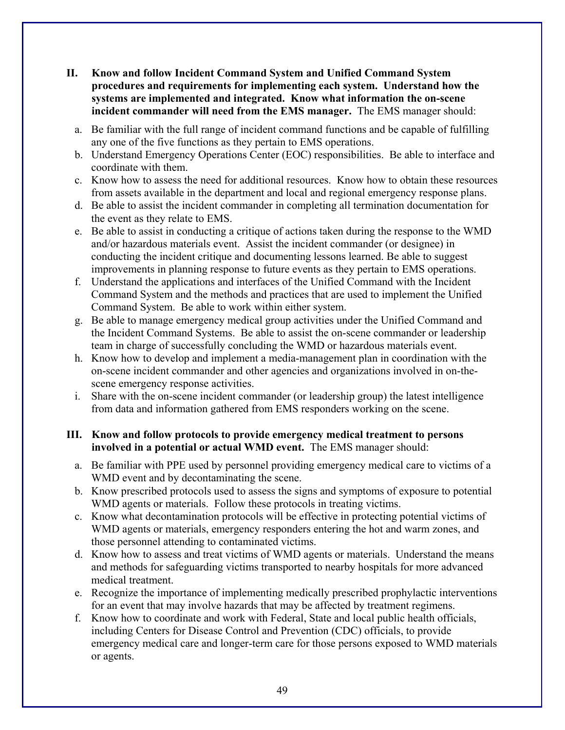**II. Know and follow Incident Command System and Unified Command System procedures and requirements for implementing each system. Understand how the systems are implemented and integrated. Know what information the on-scene incident commander will need from the EMS manager.** The EMS manager should:

a. Be familiar with the full range of incident command functions and be capable of fulfilling any one of the five functions as they pertain to EMS operations.
b. Understand Emergency Operations Center (EOC) responsibilities. Be able to interface and coordinate with them.
c. Know how to assess the need for additional resources. Know how to obtain these resources from assets available in the department and local and regional emergency response plans.
d. Be able to assist the incident commander in completing all termination documentation for the event as they relate to EMS.
e. Be able to assist in conducting a critique of actions taken during the response to the WMD and/or hazardous materials event. Assist the incident commander (or designee) in conducting the incident critique and documenting lessons learned. Be able to suggest improvements in planning response to future events as they pertain to EMS operations.
f. Understand the applications and interfaces of the Unified Command with the Incident Command System and the methods and practices that are used to implement the Unified Command System. Be able to work within either system.
g. Be able to manage emergency medical group activities under the Unified Command and the Incident Command Systems. Be able to assist the on-scene commander or leadership team in charge of successfully concluding the WMD or hazardous materials event.
h. Know how to develop and implement a media-management plan in coordination with the on-scene incident commander and other agencies and organizations involved in on-the-scene emergency response activities.
i. Share with the on-scene incident commander (or leadership group) the latest intelligence from data and information gathered from EMS responders working on the scene.

**III. Know and follow protocols to provide emergency medical treatment to persons involved in a potential or actual WMD event.** The EMS manager should:

a. Be familiar with PPE used by personnel providing emergency medical care to victims of a WMD event and by decontaminating the scene.
b. Know prescribed protocols used to assess the signs and symptoms of exposure to potential WMD agents or materials. Follow these protocols in treating victims.
c. Know what decontamination protocols will be effective in protecting potential victims of WMD agents or materials, emergency responders entering the hot and warm zones, and those personnel attending to contaminated victims.
d. Know how to assess and treat victims of WMD agents or materials. Understand the means and methods for safeguarding victims transported to nearby hospitals for more advanced medical treatment.
e. Recognize the importance of implementing medically prescribed prophylactic interventions for an event that may involve hazards that may be affected by treatment regimens.
f. Know how to coordinate and work with Federal, State and local public health officials, including Centers for Disease Control and Prevention (CDC) officials, to provide emergency medical care and longer-term care for those persons exposed to WMD materials or agents.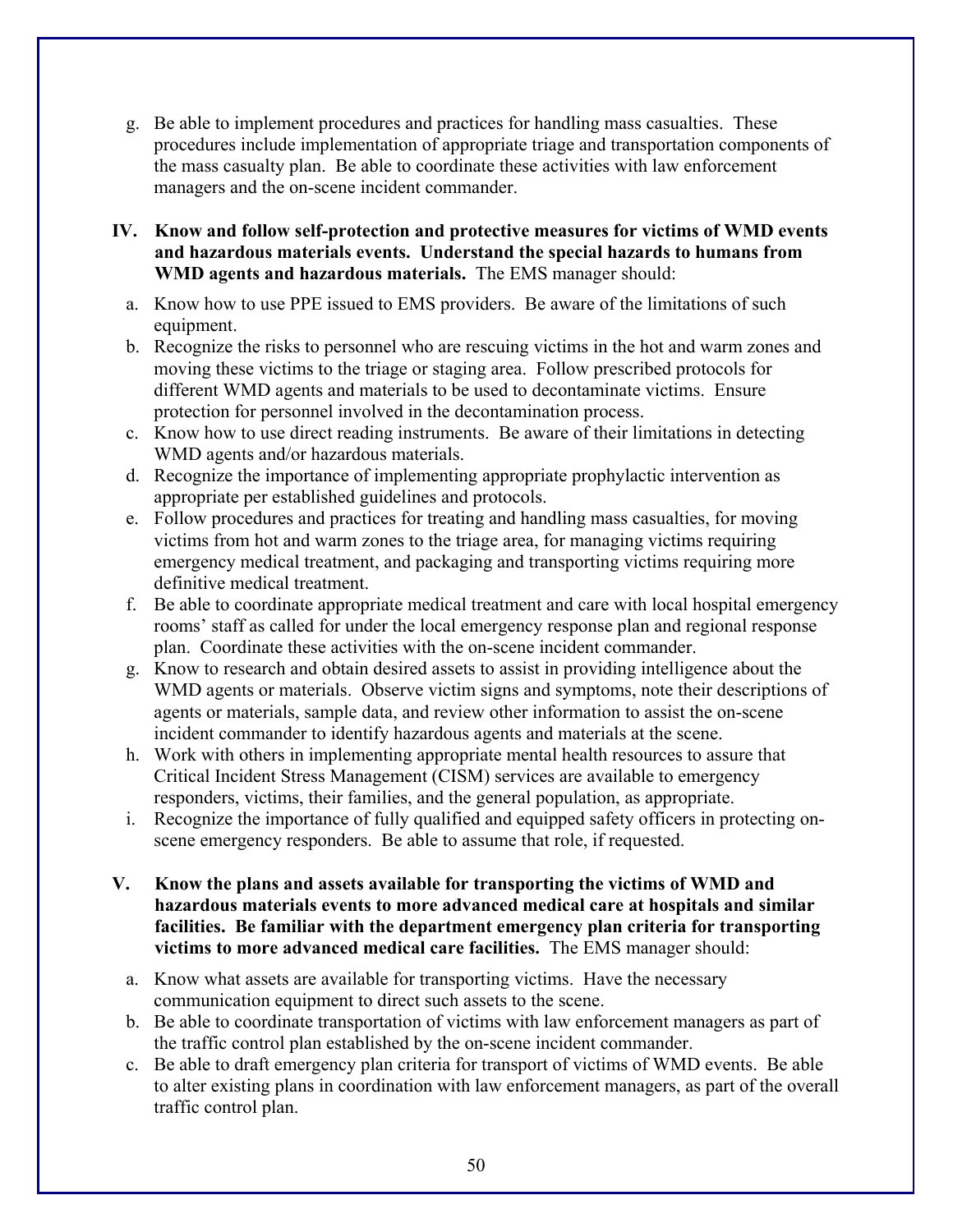g. Be able to implement procedures and practices for handling mass casualties. These procedures include implementation of appropriate triage and transportation components of the mass casualty plan. Be able to coordinate these activities with law enforcement managers and the on-scene incident commander.

**IV. Know and follow self-protection and protective measures for victims of WMD events and hazardous materials events. Understand the special hazards to humans from WMD agents and hazardous materials.** The EMS manager should:

a. Know how to use PPE issued to EMS providers. Be aware of the limitations of such equipment.
b. Recognize the risks to personnel who are rescuing victims in the hot and warm zones and moving these victims to the triage or staging area. Follow prescribed protocols for different WMD agents and materials to be used to decontaminate victims. Ensure protection for personnel involved in the decontamination process.
c. Know how to use direct reading instruments. Be aware of their limitations in detecting WMD agents and/or hazardous materials.
d. Recognize the importance of implementing appropriate prophylactic intervention as appropriate per established guidelines and protocols.
e. Follow procedures and practices for treating and handling mass casualties, for moving victims from hot and warm zones to the triage area, for managing victims requiring emergency medical treatment, and packaging and transporting victims requiring more definitive medical treatment.
f. Be able to coordinate appropriate medical treatment and care with local hospital emergency rooms' staff as called for under the local emergency response plan and regional response plan. Coordinate these activities with the on-scene incident commander.
g. Know to research and obtain desired assets to assist in providing intelligence about the WMD agents or materials. Observe victim signs and symptoms, note their descriptions of agents or materials, sample data, and review other information to assist the on-scene incident commander to identify hazardous agents and materials at the scene.
h. Work with others in implementing appropriate mental health resources to assure that Critical Incident Stress Management (CISM) services are available to emergency responders, victims, their families, and the general population, as appropriate.
i. Recognize the importance of fully qualified and equipped safety officers in protecting on-scene emergency responders. Be able to assume that role, if requested.

**V. Know the plans and assets available for transporting the victims of WMD and hazardous materials events to more advanced medical care at hospitals and similar facilities. Be familiar with the department emergency plan criteria for transporting victims to more advanced medical care facilities.** The EMS manager should:

a. Know what assets are available for transporting victims. Have the necessary communication equipment to direct such assets to the scene.
b. Be able to coordinate transportation of victims with law enforcement managers as part of the traffic control plan established by the on-scene incident commander.
c. Be able to draft emergency plan criteria for transport of victims of WMD events. Be able to alter existing plans in coordination with law enforcement managers, as part of the overall traffic control plan.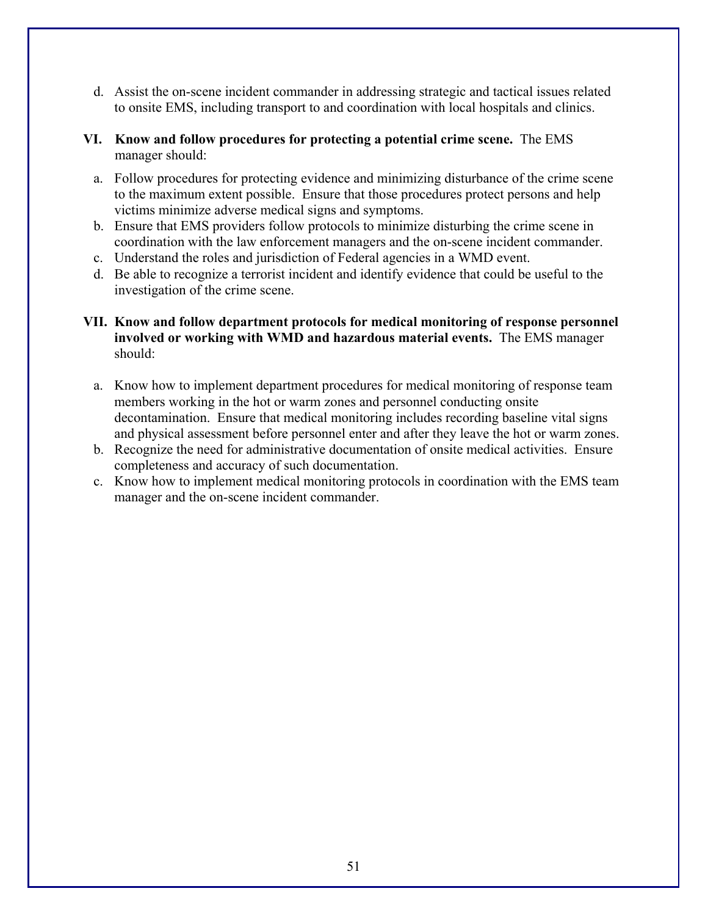d. Assist the on-scene incident commander in addressing strategic and tactical issues related to onsite EMS, including transport to and coordination with local hospitals and clinics.

**VI. Know and follow procedures for protecting a potential crime scene.** The EMS manager should:

a. Follow procedures for protecting evidence and minimizing disturbance of the crime scene to the maximum extent possible. Ensure that those procedures protect persons and help victims minimize adverse medical signs and symptoms.
b. Ensure that EMS providers follow protocols to minimize disturbing the crime scene in coordination with the law enforcement managers and the on-scene incident commander.
c. Understand the roles and jurisdiction of Federal agencies in a WMD event.
d. Be able to recognize a terrorist incident and identify evidence that could be useful to the investigation of the crime scene.

**VII. Know and follow department protocols for medical monitoring of response personnel involved or working with WMD and hazardous material events.** The EMS manager should:

a. Know how to implement department procedures for medical monitoring of response team members working in the hot or warm zones and personnel conducting onsite decontamination. Ensure that medical monitoring includes recording baseline vital signs and physical assessment before personnel enter and after they leave the hot or warm zones.
b. Recognize the need for administrative documentation of onsite medical activities. Ensure completeness and accuracy of such documentation.
c. Know how to implement medical monitoring protocols in coordination with the EMS team manager and the on-scene incident commander.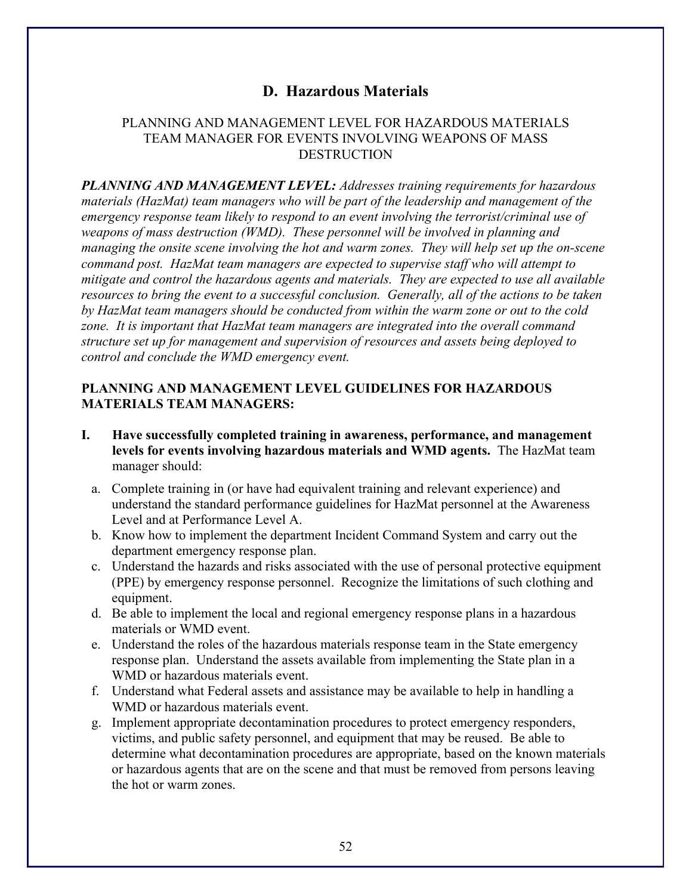## D. Hazardous Materials

PLANNING AND MANAGEMENT LEVEL FOR HAZARDOUS MATERIALS TEAM MANAGER FOR EVENTS INVOLVING WEAPONS OF MASS DESTRUCTION

***PLANNING AND MANAGEMENT LEVEL:*** *Addresses training requirements for hazardous materials (HazMat) team managers who will be part of the leadership and management of the emergency response team likely to respond to an event involving the terrorist/criminal use of weapons of mass destruction (WMD). These personnel will be involved in planning and managing the onsite scene involving the hot and warm zones. They will help set up the on-scene command post. HazMat team managers are expected to supervise staff who will attempt to mitigate and control the hazardous agents and materials. They are expected to use all available resources to bring the event to a successful conclusion. Generally, all of the actions to be taken by HazMat team managers should be conducted from within the warm zone or out to the cold zone. It is important that HazMat team managers are integrated into the overall command structure set up for management and supervision of resources and assets being deployed to control and conclude the WMD emergency event.*

**PLANNING AND MANAGEMENT LEVEL GUIDELINES FOR HAZARDOUS MATERIALS TEAM MANAGERS:**

**I. Have successfully completed training in awareness, performance, and management levels for events involving hazardous materials and WMD agents.** The HazMat team manager should:

a. Complete training in (or have had equivalent training and relevant experience) and understand the standard performance guidelines for HazMat personnel at the Awareness Level and at Performance Level A.

b. Know how to implement the department Incident Command System and carry out the department emergency response plan.

c. Understand the hazards and risks associated with the use of personal protective equipment (PPE) by emergency response personnel. Recognize the limitations of such clothing and equipment.

d. Be able to implement the local and regional emergency response plans in a hazardous materials or WMD event.

e. Understand the roles of the hazardous materials response team in the State emergency response plan. Understand the assets available from implementing the State plan in a WMD or hazardous materials event.

f. Understand what Federal assets and assistance may be available to help in handling a WMD or hazardous materials event.

g. Implement appropriate decontamination procedures to protect emergency responders, victims, and public safety personnel, and equipment that may be reused. Be able to determine what decontamination procedures are appropriate, based on the known materials or hazardous agents that are on the scene and that must be removed from persons leaving the hot or warm zones.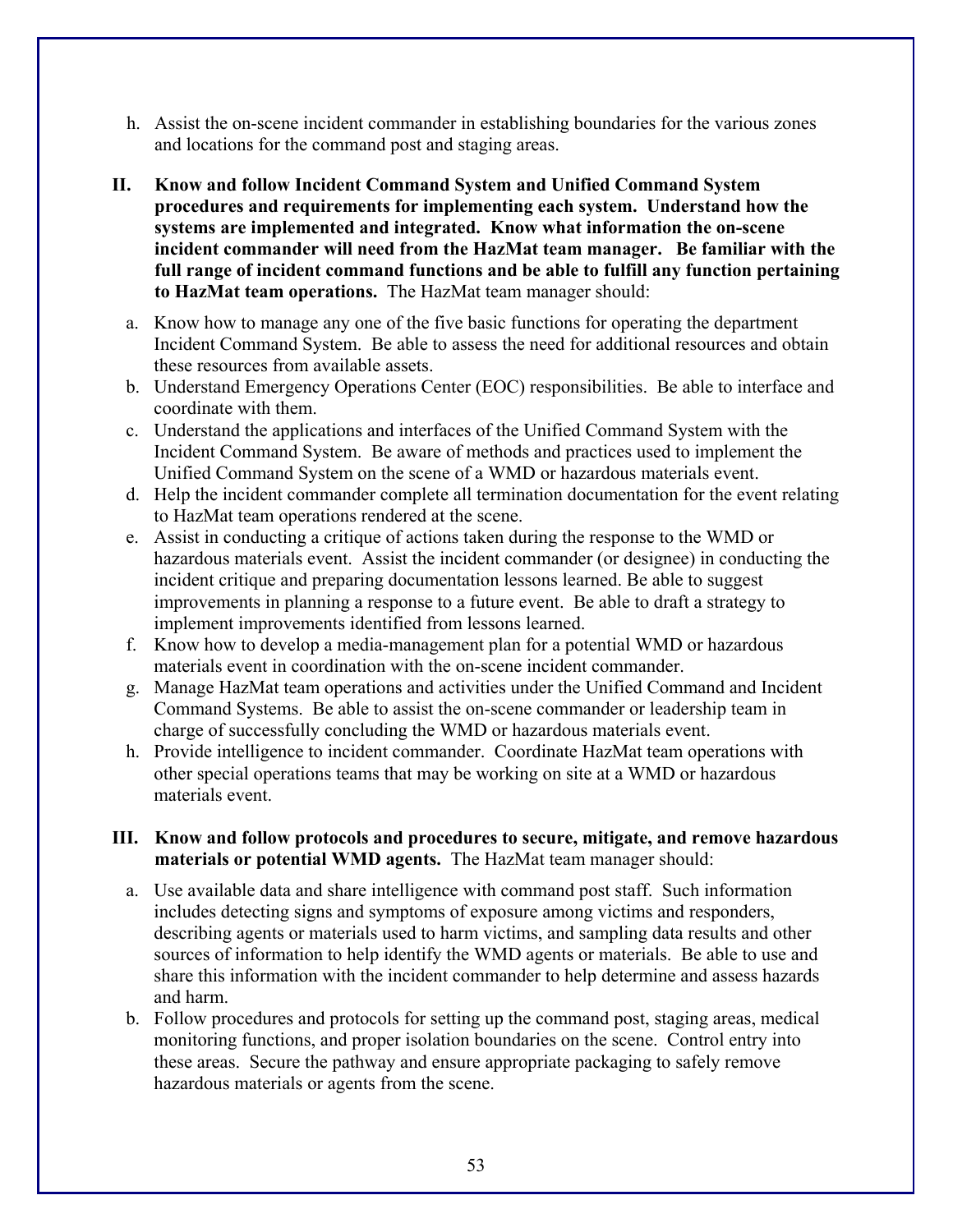h. Assist the on-scene incident commander in establishing boundaries for the various zones and locations for the command post and staging areas.

**II. Know and follow Incident Command System and Unified Command System procedures and requirements for implementing each system. Understand how the systems are implemented and integrated. Know what information the on-scene incident commander will need from the HazMat team manager. Be familiar with the full range of incident command functions and be able to fulfill any function pertaining to HazMat team operations.** The HazMat team manager should:

a. Know how to manage any one of the five basic functions for operating the department Incident Command System. Be able to assess the need for additional resources and obtain these resources from available assets.
b. Understand Emergency Operations Center (EOC) responsibilities. Be able to interface and coordinate with them.
c. Understand the applications and interfaces of the Unified Command System with the Incident Command System. Be aware of methods and practices used to implement the Unified Command System on the scene of a WMD or hazardous materials event.
d. Help the incident commander complete all termination documentation for the event relating to HazMat team operations rendered at the scene.
e. Assist in conducting a critique of actions taken during the response to the WMD or hazardous materials event. Assist the incident commander (or designee) in conducting the incident critique and preparing documentation lessons learned. Be able to suggest improvements in planning a response to a future event. Be able to draft a strategy to implement improvements identified from lessons learned.
f. Know how to develop a media-management plan for a potential WMD or hazardous materials event in coordination with the on-scene incident commander.
g. Manage HazMat team operations and activities under the Unified Command and Incident Command Systems. Be able to assist the on-scene commander or leadership team in charge of successfully concluding the WMD or hazardous materials event.
h. Provide intelligence to incident commander. Coordinate HazMat team operations with other special operations teams that may be working on site at a WMD or hazardous materials event.

**III. Know and follow protocols and procedures to secure, mitigate, and remove hazardous materials or potential WMD agents.** The HazMat team manager should:

a. Use available data and share intelligence with command post staff. Such information includes detecting signs and symptoms of exposure among victims and responders, describing agents or materials used to harm victims, and sampling data results and other sources of information to help identify the WMD agents or materials. Be able to use and share this information with the incident commander to help determine and assess hazards and harm.
b. Follow procedures and protocols for setting up the command post, staging areas, medical monitoring functions, and proper isolation boundaries on the scene. Control entry into these areas. Secure the pathway and ensure appropriate packaging to safely remove hazardous materials or agents from the scene.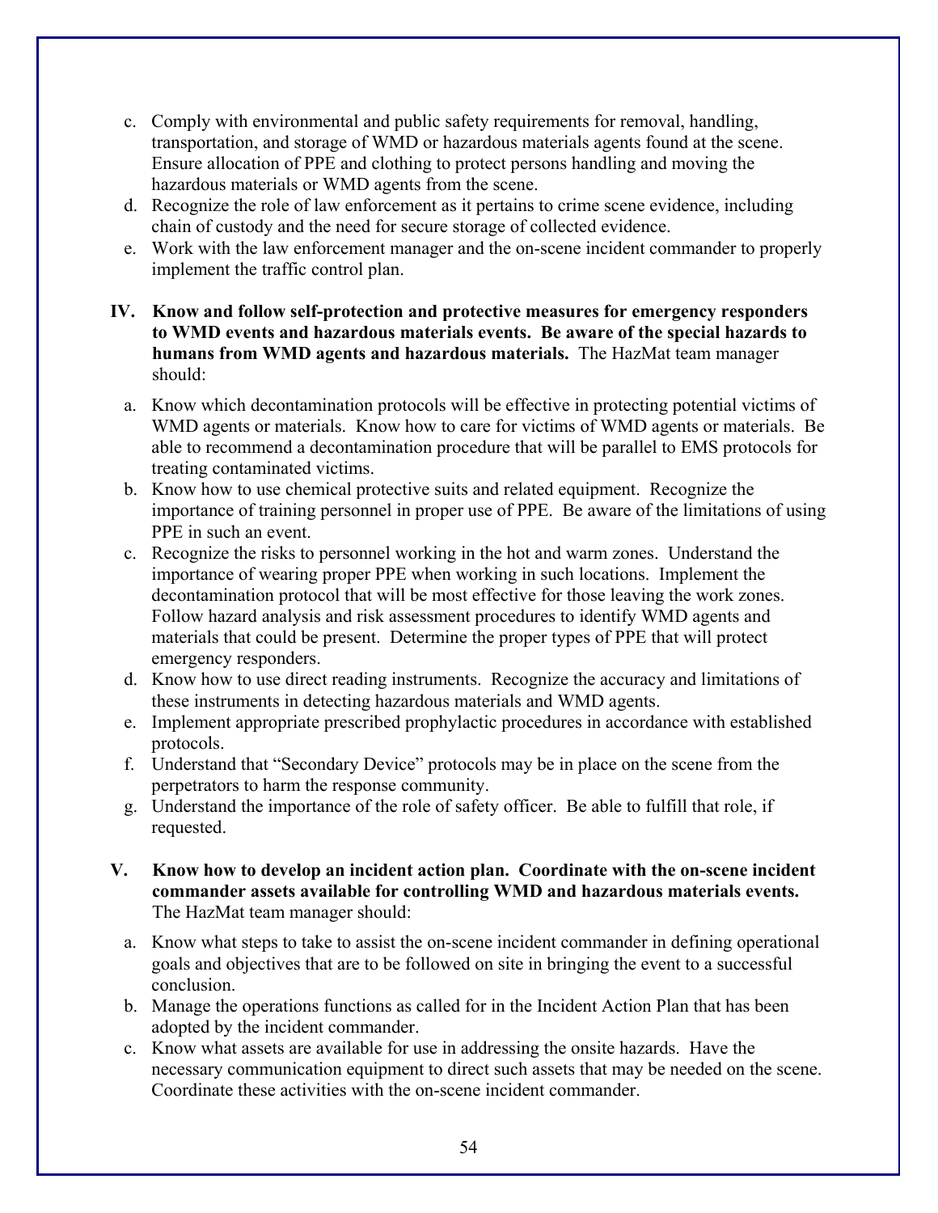c. Comply with environmental and public safety requirements for removal, handling, transportation, and storage of WMD or hazardous materials agents found at the scene. Ensure allocation of PPE and clothing to protect persons handling and moving the hazardous materials or WMD agents from the scene.
d. Recognize the role of law enforcement as it pertains to crime scene evidence, including chain of custody and the need for secure storage of collected evidence.
e. Work with the law enforcement manager and the on-scene incident commander to properly implement the traffic control plan.

**IV. Know and follow self-protection and protective measures for emergency responders to WMD events and hazardous materials events. Be aware of the special hazards to humans from WMD agents and hazardous materials.** The HazMat team manager should:

a. Know which decontamination protocols will be effective in protecting potential victims of WMD agents or materials. Know how to care for victims of WMD agents or materials. Be able to recommend a decontamination procedure that will be parallel to EMS protocols for treating contaminated victims.
b. Know how to use chemical protective suits and related equipment. Recognize the importance of training personnel in proper use of PPE. Be aware of the limitations of using PPE in such an event.
c. Recognize the risks to personnel working in the hot and warm zones. Understand the importance of wearing proper PPE when working in such locations. Implement the decontamination protocol that will be most effective for those leaving the work zones. Follow hazard analysis and risk assessment procedures to identify WMD agents and materials that could be present. Determine the proper types of PPE that will protect emergency responders.
d. Know how to use direct reading instruments. Recognize the accuracy and limitations of these instruments in detecting hazardous materials and WMD agents.
e. Implement appropriate prescribed prophylactic procedures in accordance with established protocols.
f. Understand that "Secondary Device" protocols may be in place on the scene from the perpetrators to harm the response community.
g. Understand the importance of the role of safety officer. Be able to fulfill that role, if requested.

**V. Know how to develop an incident action plan. Coordinate with the on-scene incident commander assets available for controlling WMD and hazardous materials events.** The HazMat team manager should:

a. Know what steps to take to assist the on-scene incident commander in defining operational goals and objectives that are to be followed on site in bringing the event to a successful conclusion.
b. Manage the operations functions as called for in the Incident Action Plan that has been adopted by the incident commander.
c. Know what assets are available for use in addressing the onsite hazards. Have the necessary communication equipment to direct such assets that may be needed on the scene. Coordinate these activities with the on-scene incident commander.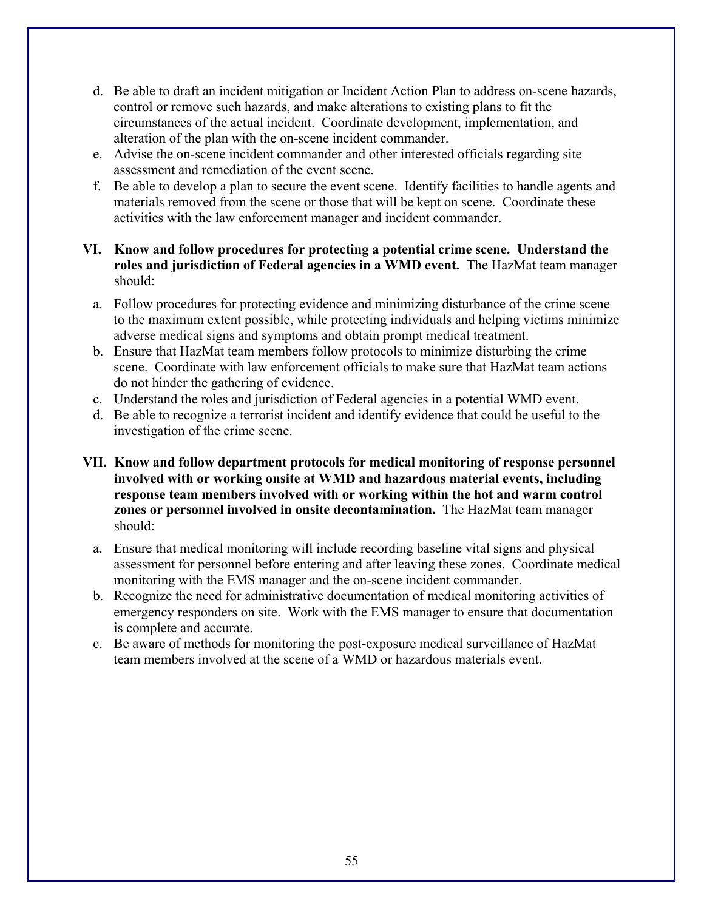d. Be able to draft an incident mitigation or Incident Action Plan to address on-scene hazards, control or remove such hazards, and make alterations to existing plans to fit the circumstances of the actual incident. Coordinate development, implementation, and alteration of the plan with the on-scene incident commander.
e. Advise the on-scene incident commander and other interested officials regarding site assessment and remediation of the event scene.
f. Be able to develop a plan to secure the event scene. Identify facilities to handle agents and materials removed from the scene or those that will be kept on scene. Coordinate these activities with the law enforcement manager and incident commander.

**VI. Know and follow procedures for protecting a potential crime scene. Understand the roles and jurisdiction of Federal agencies in a WMD event.** The HazMat team manager should:

a. Follow procedures for protecting evidence and minimizing disturbance of the crime scene to the maximum extent possible, while protecting individuals and helping victims minimize adverse medical signs and symptoms and obtain prompt medical treatment.
b. Ensure that HazMat team members follow protocols to minimize disturbing the crime scene. Coordinate with law enforcement officials to make sure that HazMat team actions do not hinder the gathering of evidence.
c. Understand the roles and jurisdiction of Federal agencies in a potential WMD event.
d. Be able to recognize a terrorist incident and identify evidence that could be useful to the investigation of the crime scene.

**VII. Know and follow department protocols for medical monitoring of response personnel involved with or working onsite at WMD and hazardous material events, including response team members involved with or working within the hot and warm control zones or personnel involved in onsite decontamination.** The HazMat team manager should:

a. Ensure that medical monitoring will include recording baseline vital signs and physical assessment for personnel before entering and after leaving these zones. Coordinate medical monitoring with the EMS manager and the on-scene incident commander.
b. Recognize the need for administrative documentation of medical monitoring activities of emergency responders on site. Work with the EMS manager to ensure that documentation is complete and accurate.
c. Be aware of methods for monitoring the post-exposure medical surveillance of HazMat team members involved at the scene of a WMD or hazardous materials event.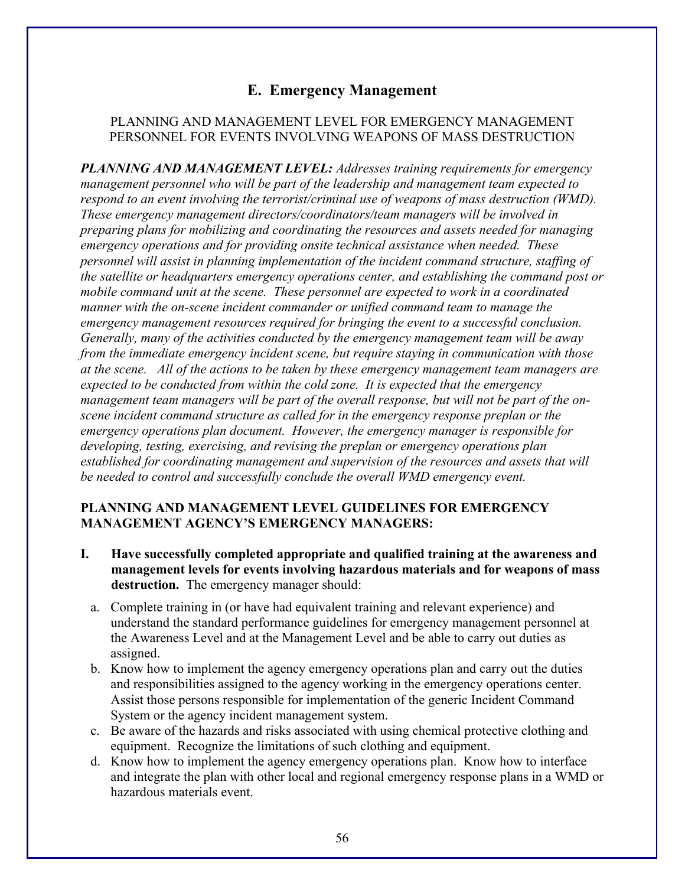## E. Emergency Management

PLANNING AND MANAGEMENT LEVEL FOR EMERGENCY MANAGEMENT PERSONNEL FOR EVENTS INVOLVING WEAPONS OF MASS DESTRUCTION

***PLANNING AND MANAGEMENT LEVEL:*** *Addresses training requirements for emergency management personnel who will be part of the leadership and management team expected to respond to an event involving the terrorist/criminal use of weapons of mass destruction (WMD). These emergency management directors/coordinators/team managers will be involved in preparing plans for mobilizing and coordinating the resources and assets needed for managing emergency operations and for providing onsite technical assistance when needed. These personnel will assist in planning implementation of the incident command structure, staffing of the satellite or headquarters emergency operations center, and establishing the command post or mobile command unit at the scene. These personnel are expected to work in a coordinated manner with the on-scene incident commander or unified command team to manage the emergency management resources required for bringing the event to a successful conclusion. Generally, many of the activities conducted by the emergency management team will be away from the immediate emergency incident scene, but require staying in communication with those at the scene. All of the actions to be taken by these emergency management team managers are expected to be conducted from within the cold zone. It is expected that the emergency management team managers will be part of the overall response, but will not be part of the on-scene incident command structure as called for in the emergency response preplan or the emergency operations plan document. However, the emergency manager is responsible for developing, testing, exercising, and revising the preplan or emergency operations plan established for coordinating management and supervision of the resources and assets that will be needed to control and successfully conclude the overall WMD emergency event.*

**PLANNING AND MANAGEMENT LEVEL GUIDELINES FOR EMERGENCY MANAGEMENT AGENCY'S EMERGENCY MANAGERS:**

I. **Have successfully completed appropriate and qualified training at the awareness and management levels for events involving hazardous materials and for weapons of mass destruction.** The emergency manager should:

   a. Complete training in (or have had equivalent training and relevant experience) and understand the standard performance guidelines for emergency management personnel at the Awareness Level and at the Management Level and be able to carry out duties as assigned.
   b. Know how to implement the agency emergency operations plan and carry out the duties and responsibilities assigned to the agency working in the emergency operations center. Assist those persons responsible for implementation of the generic Incident Command System or the agency incident management system.
   c. Be aware of the hazards and risks associated with using chemical protective clothing and equipment. Recognize the limitations of such clothing and equipment.
   d. Know how to implement the agency emergency operations plan. Know how to interface and integrate the plan with other local and regional emergency response plans in a WMD or hazardous materials event.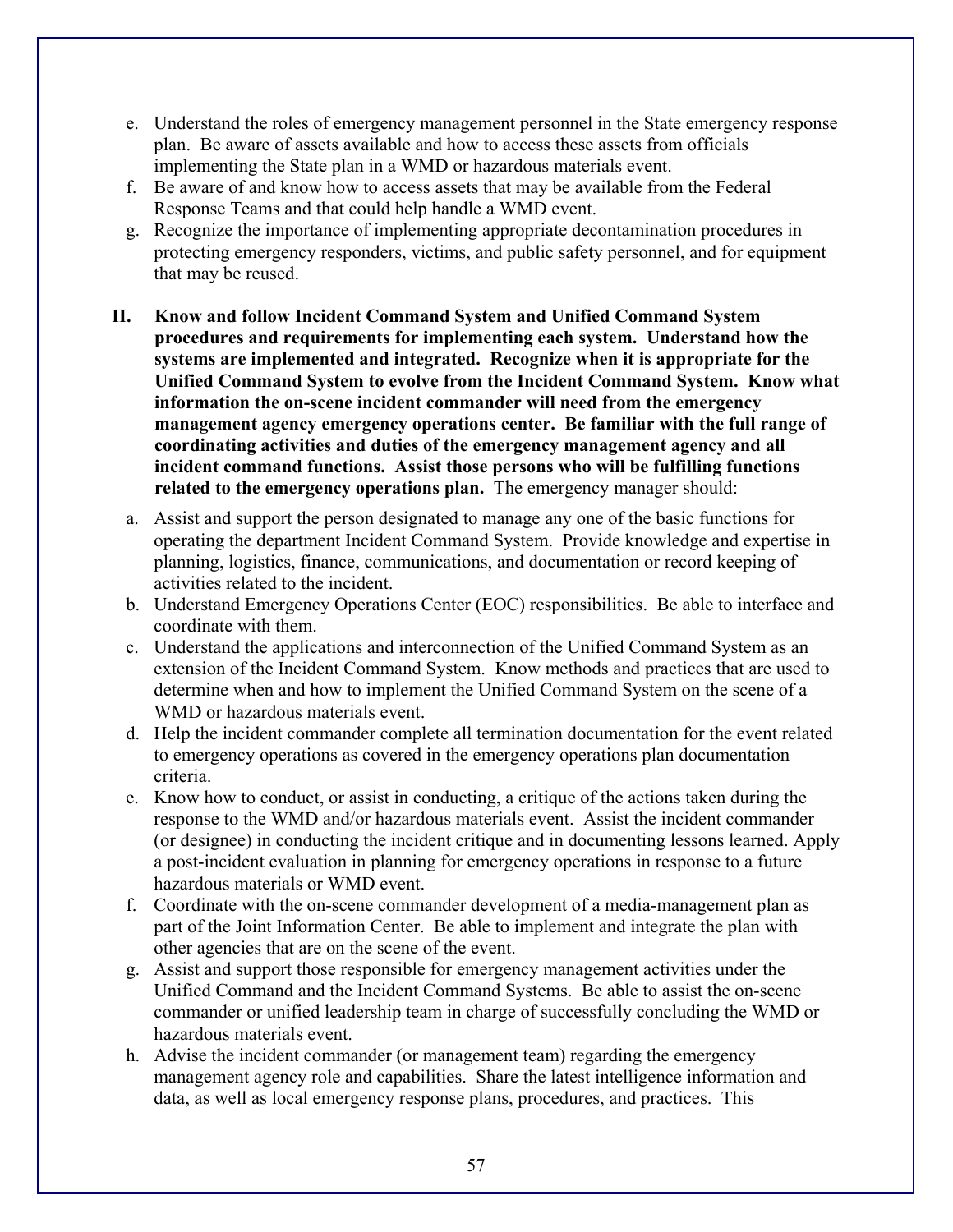e. Understand the roles of emergency management personnel in the State emergency response plan. Be aware of assets available and how to access these assets from officials implementing the State plan in a WMD or hazardous materials event.
f. Be aware of and know how to access assets that may be available from the Federal Response Teams and that could help handle a WMD event.
g. Recognize the importance of implementing appropriate decontamination procedures in protecting emergency responders, victims, and public safety personnel, and for equipment that may be reused.

**II. Know and follow Incident Command System and Unified Command System procedures and requirements for implementing each system. Understand how the systems are implemented and integrated. Recognize when it is appropriate for the Unified Command System to evolve from the Incident Command System. Know what information the on-scene incident commander will need from the emergency management agency emergency operations center. Be familiar with the full range of coordinating activities and duties of the emergency management agency and all incident command functions. Assist those persons who will be fulfilling functions related to the emergency operations plan.** The emergency manager should:

a. Assist and support the person designated to manage any one of the basic functions for operating the department Incident Command System. Provide knowledge and expertise in planning, logistics, finance, communications, and documentation or record keeping of activities related to the incident.
b. Understand Emergency Operations Center (EOC) responsibilities. Be able to interface and coordinate with them.
c. Understand the applications and interconnection of the Unified Command System as an extension of the Incident Command System. Know methods and practices that are used to determine when and how to implement the Unified Command System on the scene of a WMD or hazardous materials event.
d. Help the incident commander complete all termination documentation for the event related to emergency operations as covered in the emergency operations plan documentation criteria.
e. Know how to conduct, or assist in conducting, a critique of the actions taken during the response to the WMD and/or hazardous materials event. Assist the incident commander (or designee) in conducting the incident critique and in documenting lessons learned. Apply a post-incident evaluation in planning for emergency operations in response to a future hazardous materials or WMD event.
f. Coordinate with the on-scene commander development of a media-management plan as part of the Joint Information Center. Be able to implement and integrate the plan with other agencies that are on the scene of the event.
g. Assist and support those responsible for emergency management activities under the Unified Command and the Incident Command Systems. Be able to assist the on-scene commander or unified leadership team in charge of successfully concluding the WMD or hazardous materials event.
h. Advise the incident commander (or management team) regarding the emergency management agency role and capabilities. Share the latest intelligence information and data, as well as local emergency response plans, procedures, and practices. This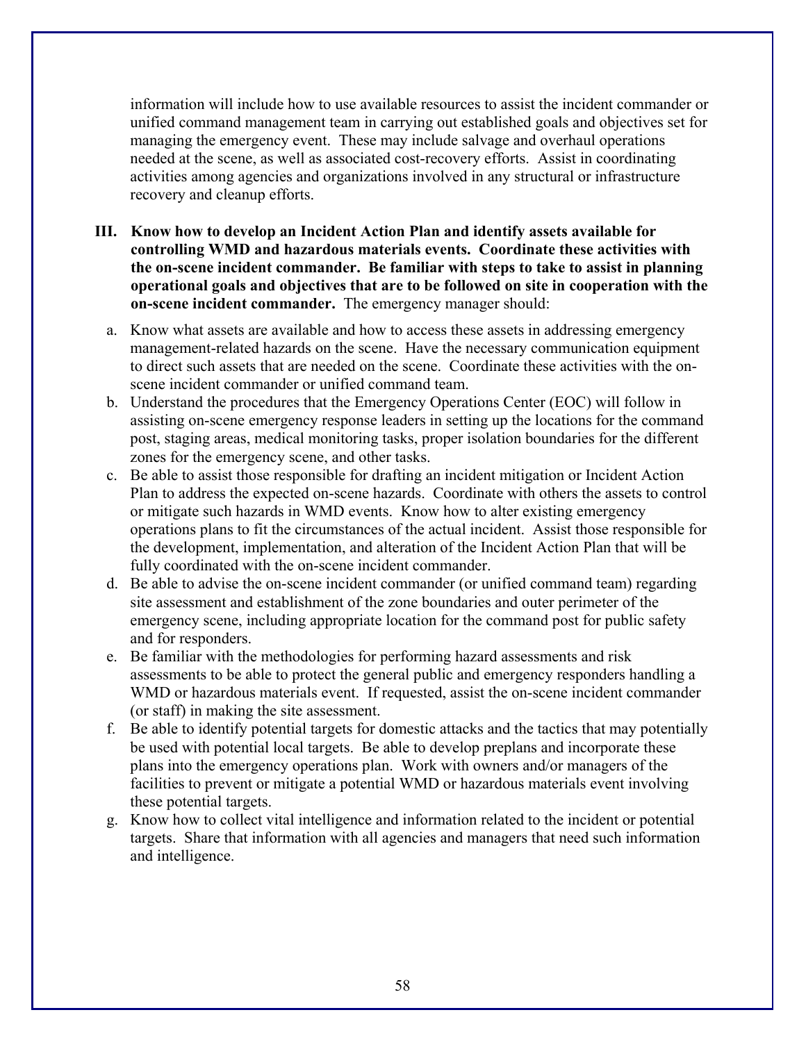information will include how to use available resources to assist the incident commander or unified command management team in carrying out established goals and objectives set for managing the emergency event. These may include salvage and overhaul operations needed at the scene, as well as associated cost-recovery efforts. Assist in coordinating activities among agencies and organizations involved in any structural or infrastructure recovery and cleanup efforts.

**III. Know how to develop an Incident Action Plan and identify assets available for controlling WMD and hazardous materials events. Coordinate these activities with the on-scene incident commander. Be familiar with steps to take to assist in planning operational goals and objectives that are to be followed on site in cooperation with the on-scene incident commander.** The emergency manager should:

a. Know what assets are available and how to access these assets in addressing emergency management-related hazards on the scene. Have the necessary communication equipment to direct such assets that are needed on the scene. Coordinate these activities with the on-scene incident commander or unified command team.
b. Understand the procedures that the Emergency Operations Center (EOC) will follow in assisting on-scene emergency response leaders in setting up the locations for the command post, staging areas, medical monitoring tasks, proper isolation boundaries for the different zones for the emergency scene, and other tasks.
c. Be able to assist those responsible for drafting an incident mitigation or Incident Action Plan to address the expected on-scene hazards. Coordinate with others the assets to control or mitigate such hazards in WMD events. Know how to alter existing emergency operations plans to fit the circumstances of the actual incident. Assist those responsible for the development, implementation, and alteration of the Incident Action Plan that will be fully coordinated with the on-scene incident commander.
d. Be able to advise the on-scene incident commander (or unified command team) regarding site assessment and establishment of the zone boundaries and outer perimeter of the emergency scene, including appropriate location for the command post for public safety and for responders.
e. Be familiar with the methodologies for performing hazard assessments and risk assessments to be able to protect the general public and emergency responders handling a WMD or hazardous materials event. If requested, assist the on-scene incident commander (or staff) in making the site assessment.
f. Be able to identify potential targets for domestic attacks and the tactics that may potentially be used with potential local targets. Be able to develop preplans and incorporate these plans into the emergency operations plan. Work with owners and/or managers of the facilities to prevent or mitigate a potential WMD or hazardous materials event involving these potential targets.
g. Know how to collect vital intelligence and information related to the incident or potential targets. Share that information with all agencies and managers that need such information and intelligence.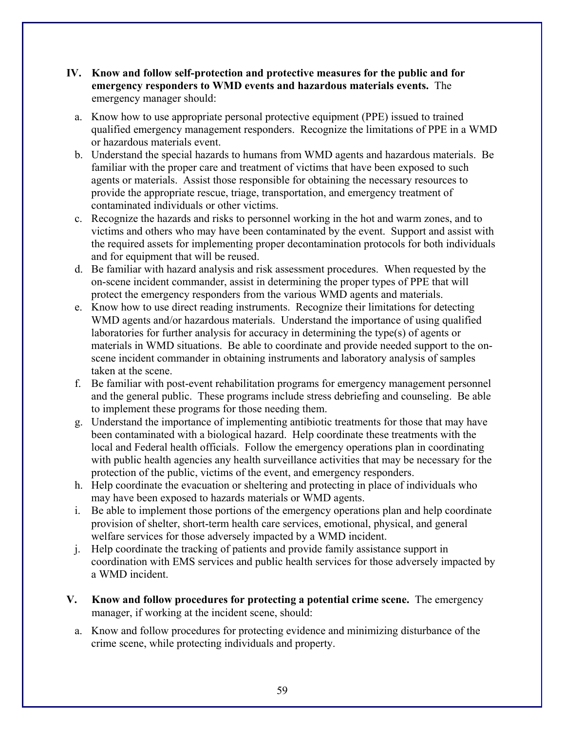**IV. Know and follow self-protection and protective measures for the public and for emergency responders to WMD events and hazardous materials events.** The emergency manager should:

a. Know how to use appropriate personal protective equipment (PPE) issued to trained qualified emergency management responders. Recognize the limitations of PPE in a WMD or hazardous materials event.
b. Understand the special hazards to humans from WMD agents and hazardous materials. Be familiar with the proper care and treatment of victims that have been exposed to such agents or materials. Assist those responsible for obtaining the necessary resources to provide the appropriate rescue, triage, transportation, and emergency treatment of contaminated individuals or other victims.
c. Recognize the hazards and risks to personnel working in the hot and warm zones, and to victims and others who may have been contaminated by the event. Support and assist with the required assets for implementing proper decontamination protocols for both individuals and for equipment that will be reused.
d. Be familiar with hazard analysis and risk assessment procedures. When requested by the on-scene incident commander, assist in determining the proper types of PPE that will protect the emergency responders from the various WMD agents and materials.
e. Know how to use direct reading instruments. Recognize their limitations for detecting WMD agents and/or hazardous materials. Understand the importance of using qualified laboratories for further analysis for accuracy in determining the type(s) of agents or materials in WMD situations. Be able to coordinate and provide needed support to the on-scene incident commander in obtaining instruments and laboratory analysis of samples taken at the scene.
f. Be familiar with post-event rehabilitation programs for emergency management personnel and the general public. These programs include stress debriefing and counseling. Be able to implement these programs for those needing them.
g. Understand the importance of implementing antibiotic treatments for those that may have been contaminated with a biological hazard. Help coordinate these treatments with the local and Federal health officials. Follow the emergency operations plan in coordinating with public health agencies any health surveillance activities that may be necessary for the protection of the public, victims of the event, and emergency responders.
h. Help coordinate the evacuation or sheltering and protecting in place of individuals who may have been exposed to hazards materials or WMD agents.
i. Be able to implement those portions of the emergency operations plan and help coordinate provision of shelter, short-term health care services, emotional, physical, and general welfare services for those adversely impacted by a WMD incident.
j. Help coordinate the tracking of patients and provide family assistance support in coordination with EMS services and public health services for those adversely impacted by a WMD incident.

**V. Know and follow procedures for protecting a potential crime scene.** The emergency manager, if working at the incident scene, should:

a. Know and follow procedures for protecting evidence and minimizing disturbance of the crime scene, while protecting individuals and property.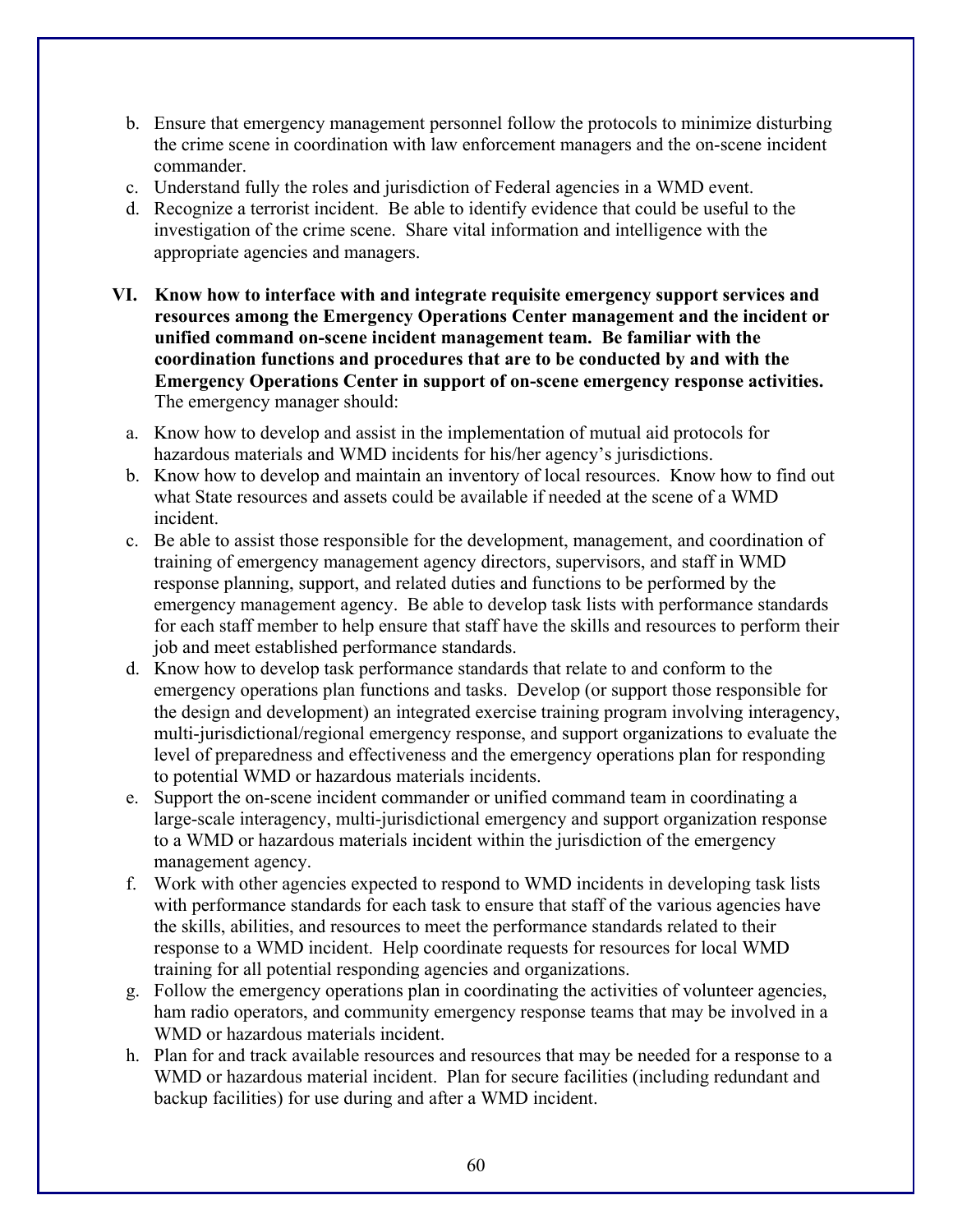b. Ensure that emergency management personnel follow the protocols to minimize disturbing the crime scene in coordination with law enforcement managers and the on-scene incident commander.
c. Understand fully the roles and jurisdiction of Federal agencies in a WMD event.
d. Recognize a terrorist incident. Be able to identify evidence that could be useful to the investigation of the crime scene. Share vital information and intelligence with the appropriate agencies and managers.

**VI. Know how to interface with and integrate requisite emergency support services and resources among the Emergency Operations Center management and the incident or unified command on-scene incident management team. Be familiar with the coordination functions and procedures that are to be conducted by and with the Emergency Operations Center in support of on-scene emergency response activities.** The emergency manager should:

a. Know how to develop and assist in the implementation of mutual aid protocols for hazardous materials and WMD incidents for his/her agency's jurisdictions.
b. Know how to develop and maintain an inventory of local resources. Know how to find out what State resources and assets could be available if needed at the scene of a WMD incident.
c. Be able to assist those responsible for the development, management, and coordination of training of emergency management agency directors, supervisors, and staff in WMD response planning, support, and related duties and functions to be performed by the emergency management agency. Be able to develop task lists with performance standards for each staff member to help ensure that staff have the skills and resources to perform their job and meet established performance standards.
d. Know how to develop task performance standards that relate to and conform to the emergency operations plan functions and tasks. Develop (or support those responsible for the design and development) an integrated exercise training program involving interagency, multi-jurisdictional/regional emergency response, and support organizations to evaluate the level of preparedness and effectiveness and the emergency operations plan for responding to potential WMD or hazardous materials incidents.
e. Support the on-scene incident commander or unified command team in coordinating a large-scale interagency, multi-jurisdictional emergency and support organization response to a WMD or hazardous materials incident within the jurisdiction of the emergency management agency.
f. Work with other agencies expected to respond to WMD incidents in developing task lists with performance standards for each task to ensure that staff of the various agencies have the skills, abilities, and resources to meet the performance standards related to their response to a WMD incident. Help coordinate requests for resources for local WMD training for all potential responding agencies and organizations.
g. Follow the emergency operations plan in coordinating the activities of volunteer agencies, ham radio operators, and community emergency response teams that may be involved in a WMD or hazardous materials incident.
h. Plan for and track available resources and resources that may be needed for a response to a WMD or hazardous material incident. Plan for secure facilities (including redundant and backup facilities) for use during and after a WMD incident.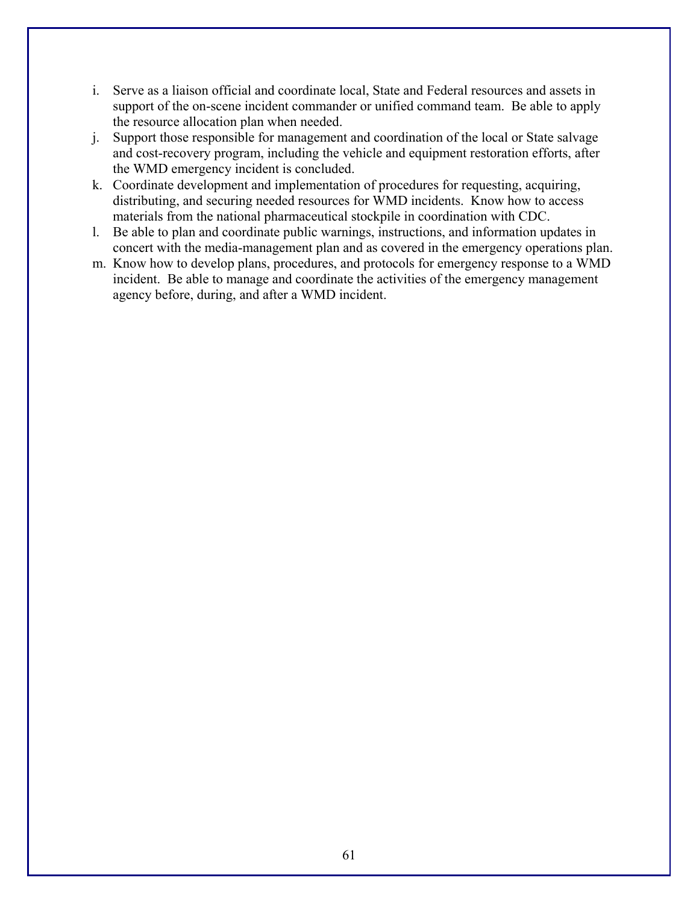i. Serve as a liaison official and coordinate local, State and Federal resources and assets in support of the on-scene incident commander or unified command team. Be able to apply the resource allocation plan when needed.
j. Support those responsible for management and coordination of the local or State salvage and cost-recovery program, including the vehicle and equipment restoration efforts, after the WMD emergency incident is concluded.
k. Coordinate development and implementation of procedures for requesting, acquiring, distributing, and securing needed resources for WMD incidents. Know how to access materials from the national pharmaceutical stockpile in coordination with CDC.
l. Be able to plan and coordinate public warnings, instructions, and information updates in concert with the media-management plan and as covered in the emergency operations plan.
m. Know how to develop plans, procedures, and protocols for emergency response to a WMD incident. Be able to manage and coordinate the activities of the emergency management agency before, during, and after a WMD incident.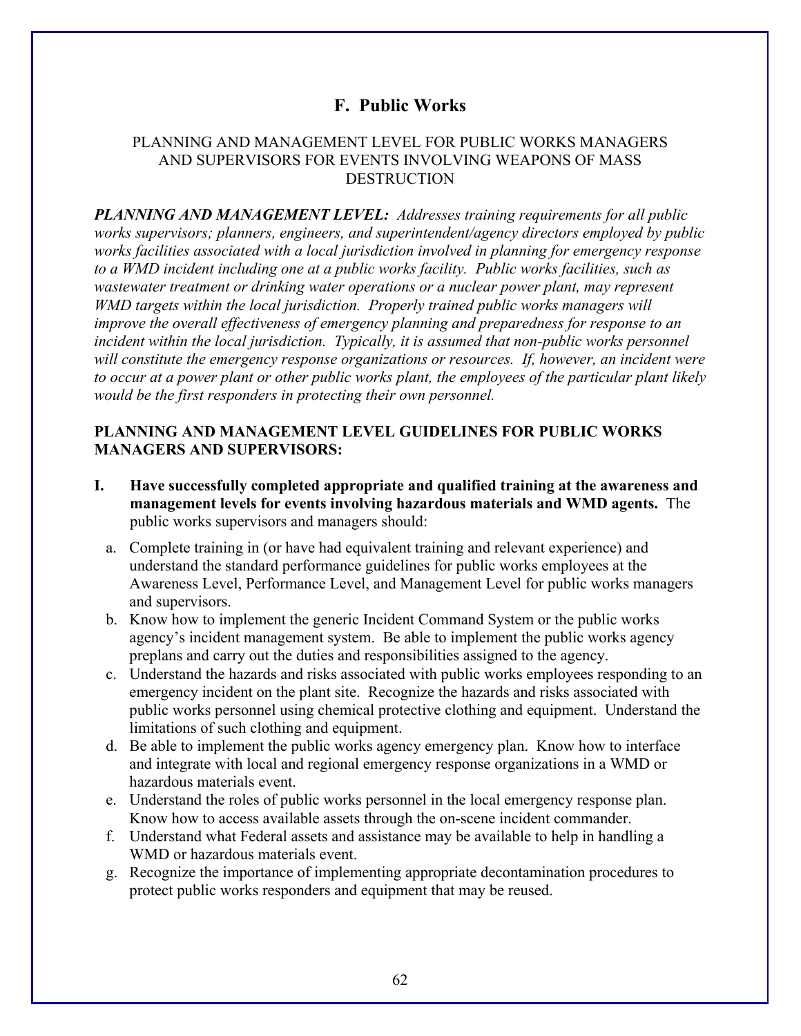## F. Public Works

PLANNING AND MANAGEMENT LEVEL FOR PUBLIC WORKS MANAGERS AND SUPERVISORS FOR EVENTS INVOLVING WEAPONS OF MASS DESTRUCTION

***PLANNING AND MANAGEMENT LEVEL:*** *Addresses training requirements for all public works supervisors; planners, engineers, and superintendent/agency directors employed by public works facilities associated with a local jurisdiction involved in planning for emergency response to a WMD incident including one at a public works facility. Public works facilities, such as wastewater treatment or drinking water operations or a nuclear power plant, may represent WMD targets within the local jurisdiction. Properly trained public works managers will improve the overall effectiveness of emergency planning and preparedness for response to an incident within the local jurisdiction. Typically, it is assumed that non-public works personnel will constitute the emergency response organizations or resources. If, however, an incident were to occur at a power plant or other public works plant, the employees of the particular plant likely would be the first responders in protecting their own personnel.*

**PLANNING AND MANAGEMENT LEVEL GUIDELINES FOR PUBLIC WORKS MANAGERS AND SUPERVISORS:**

I. **Have successfully completed appropriate and qualified training at the awareness and management levels for events involving hazardous materials and WMD agents.** The public works supervisors and managers should:

   a. Complete training in (or have had equivalent training and relevant experience) and understand the standard performance guidelines for public works employees at the Awareness Level, Performance Level, and Management Level for public works managers and supervisors.
   b. Know how to implement the generic Incident Command System or the public works agency's incident management system. Be able to implement the public works agency preplans and carry out the duties and responsibilities assigned to the agency.
   c. Understand the hazards and risks associated with public works employees responding to an emergency incident on the plant site. Recognize the hazards and risks associated with public works personnel using chemical protective clothing and equipment. Understand the limitations of such clothing and equipment.
   d. Be able to implement the public works agency emergency plan. Know how to interface and integrate with local and regional emergency response organizations in a WMD or hazardous materials event.
   e. Understand the roles of public works personnel in the local emergency response plan. Know how to access available assets through the on-scene incident commander.
   f. Understand what Federal assets and assistance may be available to help in handling a WMD or hazardous materials event.
   g. Recognize the importance of implementing appropriate decontamination procedures to protect public works responders and equipment that may be reused.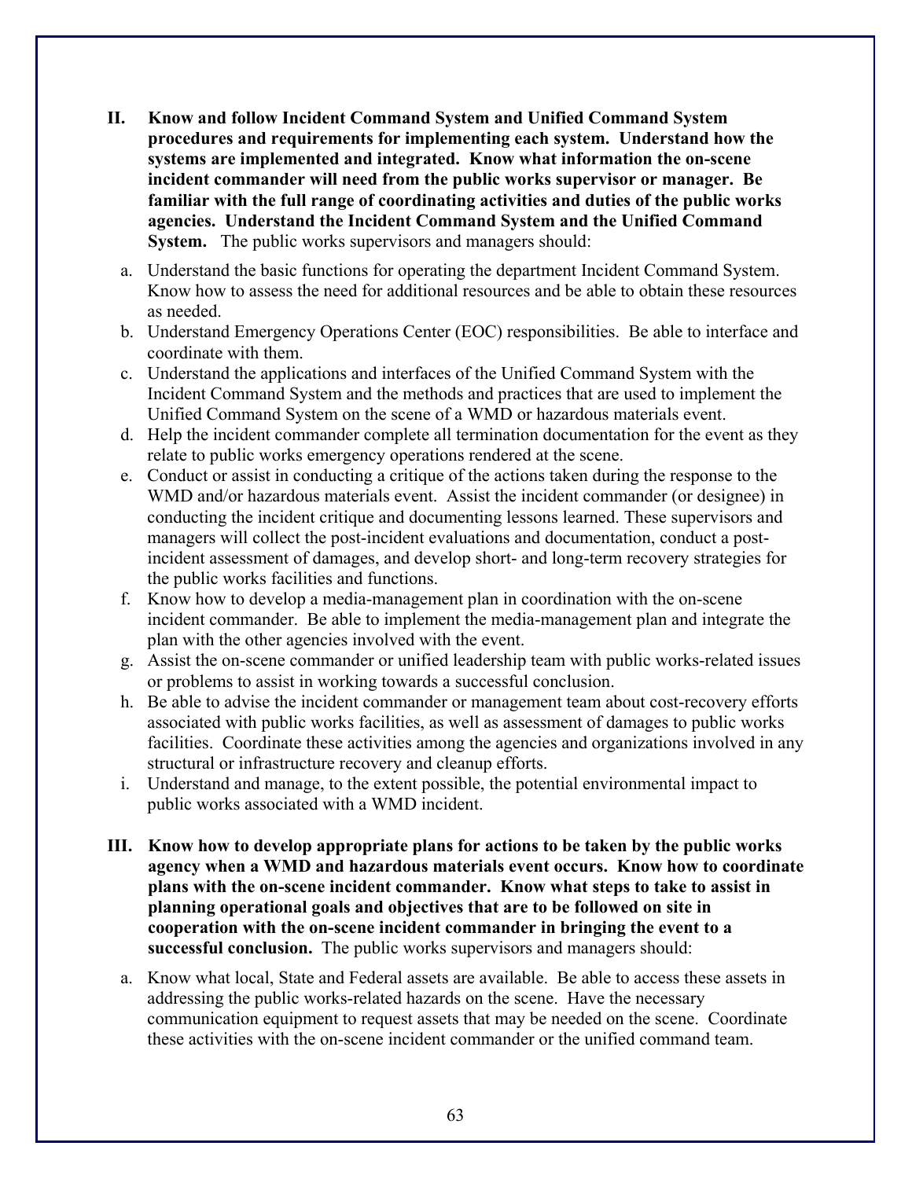**II. Know and follow Incident Command System and Unified Command System procedures and requirements for implementing each system. Understand how the systems are implemented and integrated. Know what information the on-scene incident commander will need from the public works supervisor or manager. Be familiar with the full range of coordinating activities and duties of the public works agencies. Understand the Incident Command System and the Unified Command System.** The public works supervisors and managers should:

a. Understand the basic functions for operating the department Incident Command System. Know how to assess the need for additional resources and be able to obtain these resources as needed.
b. Understand Emergency Operations Center (EOC) responsibilities. Be able to interface and coordinate with them.
c. Understand the applications and interfaces of the Unified Command System with the Incident Command System and the methods and practices that are used to implement the Unified Command System on the scene of a WMD or hazardous materials event.
d. Help the incident commander complete all termination documentation for the event as they relate to public works emergency operations rendered at the scene.
e. Conduct or assist in conducting a critique of the actions taken during the response to the WMD and/or hazardous materials event. Assist the incident commander (or designee) in conducting the incident critique and documenting lessons learned. These supervisors and managers will collect the post-incident evaluations and documentation, conduct a post-incident assessment of damages, and develop short- and long-term recovery strategies for the public works facilities and functions.
f. Know how to develop a media-management plan in coordination with the on-scene incident commander. Be able to implement the media-management plan and integrate the plan with the other agencies involved with the event.
g. Assist the on-scene commander or unified leadership team with public works-related issues or problems to assist in working towards a successful conclusion.
h. Be able to advise the incident commander or management team about cost-recovery efforts associated with public works facilities, as well as assessment of damages to public works facilities. Coordinate these activities among the agencies and organizations involved in any structural or infrastructure recovery and cleanup efforts.
i. Understand and manage, to the extent possible, the potential environmental impact to public works associated with a WMD incident.

**III. Know how to develop appropriate plans for actions to be taken by the public works agency when a WMD and hazardous materials event occurs. Know how to coordinate plans with the on-scene incident commander. Know what steps to take to assist in planning operational goals and objectives that are to be followed on site in cooperation with the on-scene incident commander in bringing the event to a successful conclusion.** The public works supervisors and managers should:

a. Know what local, State and Federal assets are available. Be able to access these assets in addressing the public works-related hazards on the scene. Have the necessary communication equipment to request assets that may be needed on the scene. Coordinate these activities with the on-scene incident commander or the unified command team.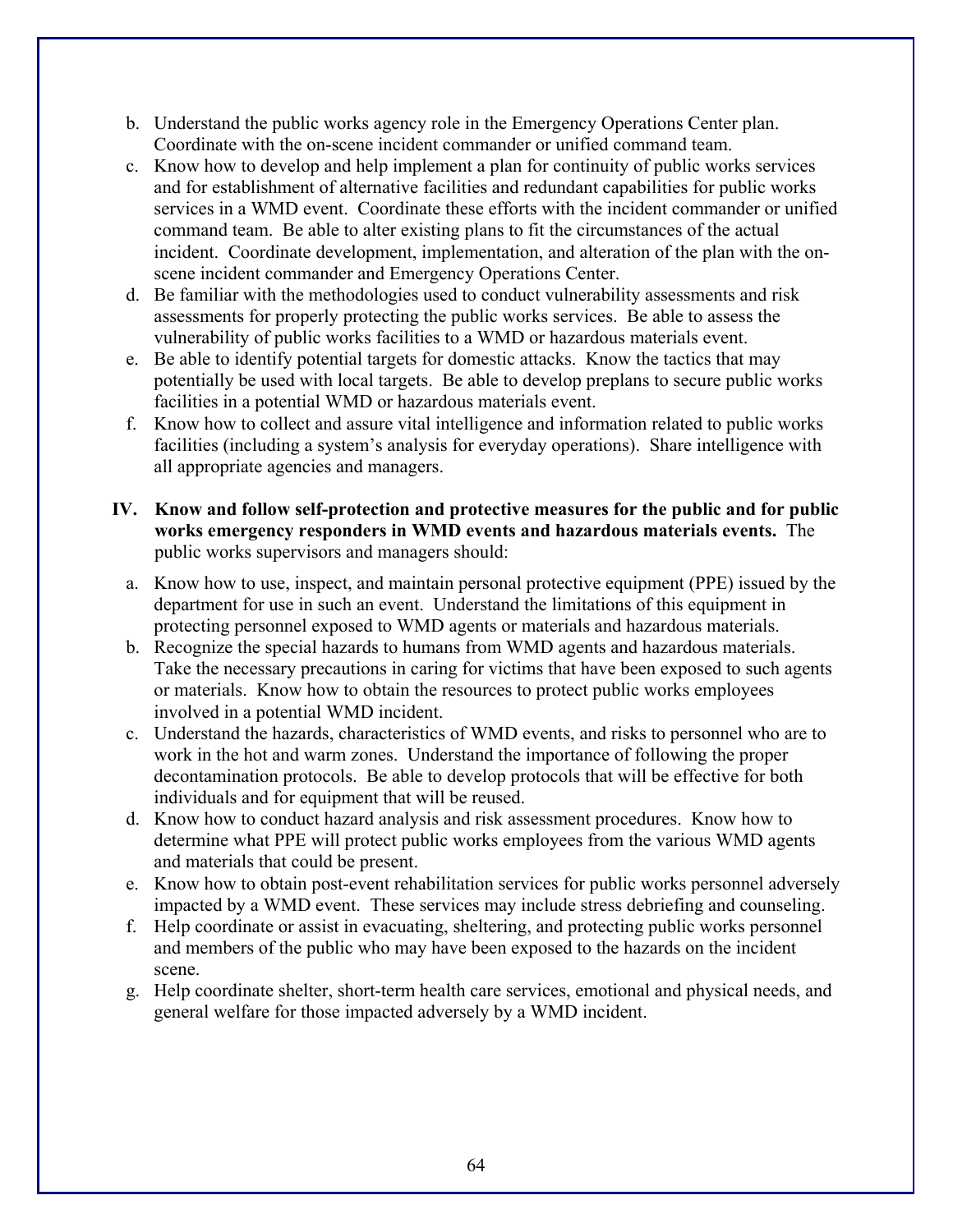b. Understand the public works agency role in the Emergency Operations Center plan. Coordinate with the on-scene incident commander or unified command team.
c. Know how to develop and help implement a plan for continuity of public works services and for establishment of alternative facilities and redundant capabilities for public works services in a WMD event. Coordinate these efforts with the incident commander or unified command team. Be able to alter existing plans to fit the circumstances of the actual incident. Coordinate development, implementation, and alteration of the plan with the on-scene incident commander and Emergency Operations Center.
d. Be familiar with the methodologies used to conduct vulnerability assessments and risk assessments for properly protecting the public works services. Be able to assess the vulnerability of public works facilities to a WMD or hazardous materials event.
e. Be able to identify potential targets for domestic attacks. Know the tactics that may potentially be used with local targets. Be able to develop preplans to secure public works facilities in a potential WMD or hazardous materials event.
f. Know how to collect and assure vital intelligence and information related to public works facilities (including a system's analysis for everyday operations). Share intelligence with all appropriate agencies and managers.

**IV. Know and follow self-protection and protective measures for the public and for public works emergency responders in WMD events and hazardous materials events.** The public works supervisors and managers should:

a. Know how to use, inspect, and maintain personal protective equipment (PPE) issued by the department for use in such an event. Understand the limitations of this equipment in protecting personnel exposed to WMD agents or materials and hazardous materials.
b. Recognize the special hazards to humans from WMD agents and hazardous materials. Take the necessary precautions in caring for victims that have been exposed to such agents or materials. Know how to obtain the resources to protect public works employees involved in a potential WMD incident.
c. Understand the hazards, characteristics of WMD events, and risks to personnel who are to work in the hot and warm zones. Understand the importance of following the proper decontamination protocols. Be able to develop protocols that will be effective for both individuals and for equipment that will be reused.
d. Know how to conduct hazard analysis and risk assessment procedures. Know how to determine what PPE will protect public works employees from the various WMD agents and materials that could be present.
e. Know how to obtain post-event rehabilitation services for public works personnel adversely impacted by a WMD event. These services may include stress debriefing and counseling.
f. Help coordinate or assist in evacuating, sheltering, and protecting public works personnel and members of the public who may have been exposed to the hazards on the incident scene.
g. Help coordinate shelter, short-term health care services, emotional and physical needs, and general welfare for those impacted adversely by a WMD incident.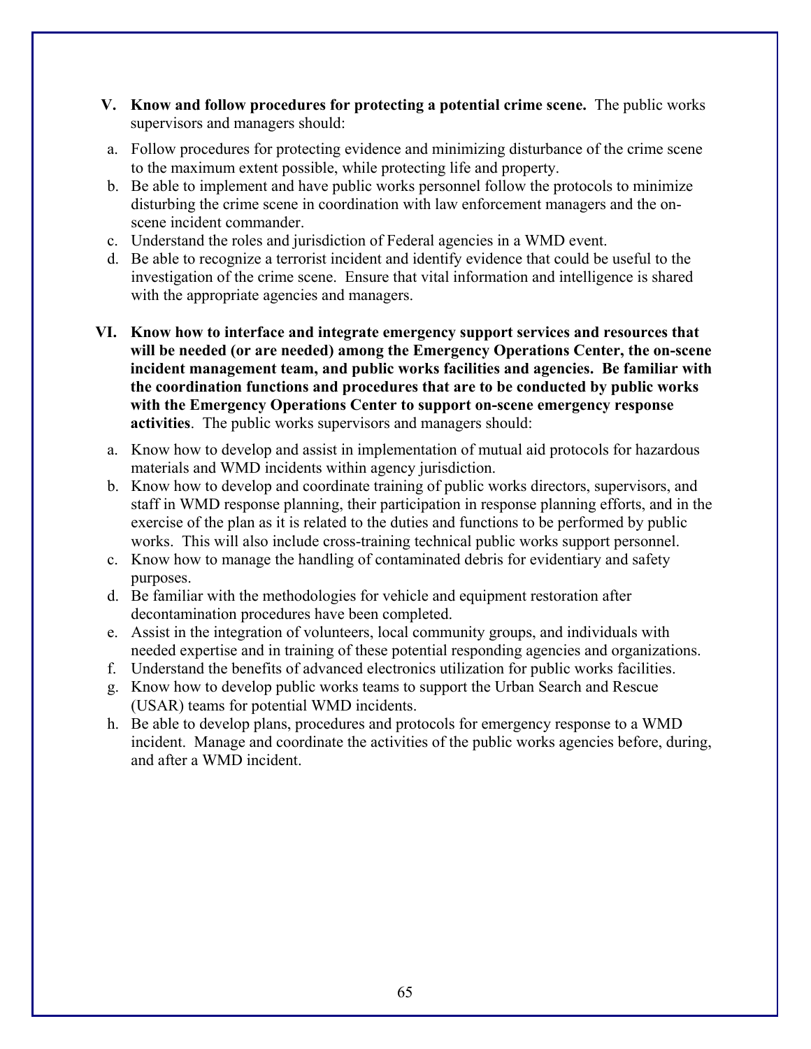V. **Know and follow procedures for protecting a potential crime scene.** The public works supervisors and managers should:

a. Follow procedures for protecting evidence and minimizing disturbance of the crime scene to the maximum extent possible, while protecting life and property.
b. Be able to implement and have public works personnel follow the protocols to minimize disturbing the crime scene in coordination with law enforcement managers and the on-scene incident commander.
c. Understand the roles and jurisdiction of Federal agencies in a WMD event.
d. Be able to recognize a terrorist incident and identify evidence that could be useful to the investigation of the crime scene. Ensure that vital information and intelligence is shared with the appropriate agencies and managers.

VI. **Know how to interface and integrate emergency support services and resources that will be needed (or are needed) among the Emergency Operations Center, the on-scene incident management team, and public works facilities and agencies. Be familiar with the coordination functions and procedures that are to be conducted by public works with the Emergency Operations Center to support on-scene emergency response activities**. The public works supervisors and managers should:

a. Know how to develop and assist in implementation of mutual aid protocols for hazardous materials and WMD incidents within agency jurisdiction.
b. Know how to develop and coordinate training of public works directors, supervisors, and staff in WMD response planning, their participation in response planning efforts, and in the exercise of the plan as it is related to the duties and functions to be performed by public works. This will also include cross-training technical public works support personnel.
c. Know how to manage the handling of contaminated debris for evidentiary and safety purposes.
d. Be familiar with the methodologies for vehicle and equipment restoration after decontamination procedures have been completed.
e. Assist in the integration of volunteers, local community groups, and individuals with needed expertise and in training of these potential responding agencies and organizations.
f. Understand the benefits of advanced electronics utilization for public works facilities.
g. Know how to develop public works teams to support the Urban Search and Rescue (USAR) teams for potential WMD incidents.
h. Be able to develop plans, procedures and protocols for emergency response to a WMD incident. Manage and coordinate the activities of the public works agencies before, during, and after a WMD incident.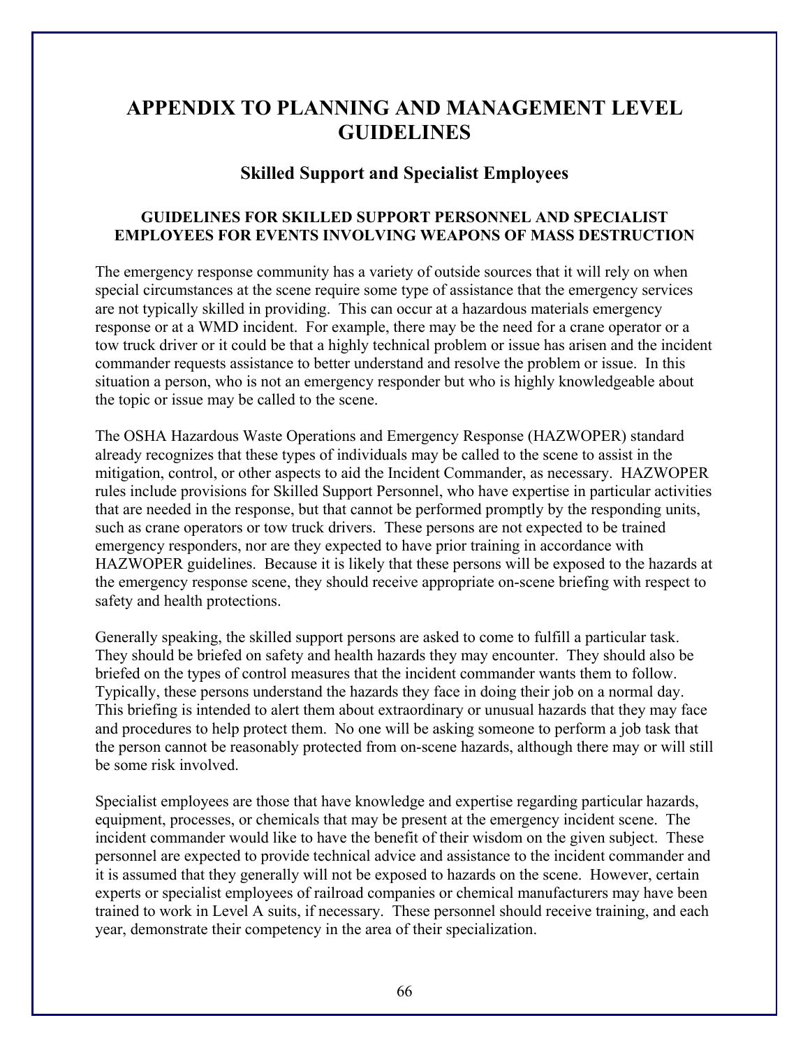# APPENDIX TO PLANNING AND MANAGEMENT LEVEL GUIDELINES

## Skilled Support and Specialist Employees

### GUIDELINES FOR SKILLED SUPPORT PERSONNEL AND SPECIALIST EMPLOYEES FOR EVENTS INVOLVING WEAPONS OF MASS DESTRUCTION

The emergency response community has a variety of outside sources that it will rely on when special circumstances at the scene require some type of assistance that the emergency services are not typically skilled in providing. This can occur at a hazardous materials emergency response or at a WMD incident. For example, there may be the need for a crane operator or a tow truck driver or it could be that a highly technical problem or issue has arisen and the incident commander requests assistance to better understand and resolve the problem or issue. In this situation a person, who is not an emergency responder but who is highly knowledgeable about the topic or issue may be called to the scene.

The OSHA Hazardous Waste Operations and Emergency Response (HAZWOPER) standard already recognizes that these types of individuals may be called to the scene to assist in the mitigation, control, or other aspects to aid the Incident Commander, as necessary. HAZWOPER rules include provisions for Skilled Support Personnel, who have expertise in particular activities that are needed in the response, but that cannot be performed promptly by the responding units, such as crane operators or tow truck drivers. These persons are not expected to be trained emergency responders, nor are they expected to have prior training in accordance with HAZWOPER guidelines. Because it is likely that these persons will be exposed to the hazards at the emergency response scene, they should receive appropriate on-scene briefing with respect to safety and health protections.

Generally speaking, the skilled support persons are asked to come to fulfill a particular task. They should be briefed on safety and health hazards they may encounter. They should also be briefed on the types of control measures that the incident commander wants them to follow. Typically, these persons understand the hazards they face in doing their job on a normal day. This briefing is intended to alert them about extraordinary or unusual hazards that they may face and procedures to help protect them. No one will be asking someone to perform a job task that the person cannot be reasonably protected from on-scene hazards, although there may or will still be some risk involved.

Specialist employees are those that have knowledge and expertise regarding particular hazards, equipment, processes, or chemicals that may be present at the emergency incident scene. The incident commander would like to have the benefit of their wisdom on the given subject. These personnel are expected to provide technical advice and assistance to the incident commander and it is assumed that they generally will not be exposed to hazards on the scene. However, certain experts or specialist employees of railroad companies or chemical manufacturers may have been trained to work in Level A suits, if necessary. These personnel should receive training, and each year, demonstrate their competency in the area of their specialization.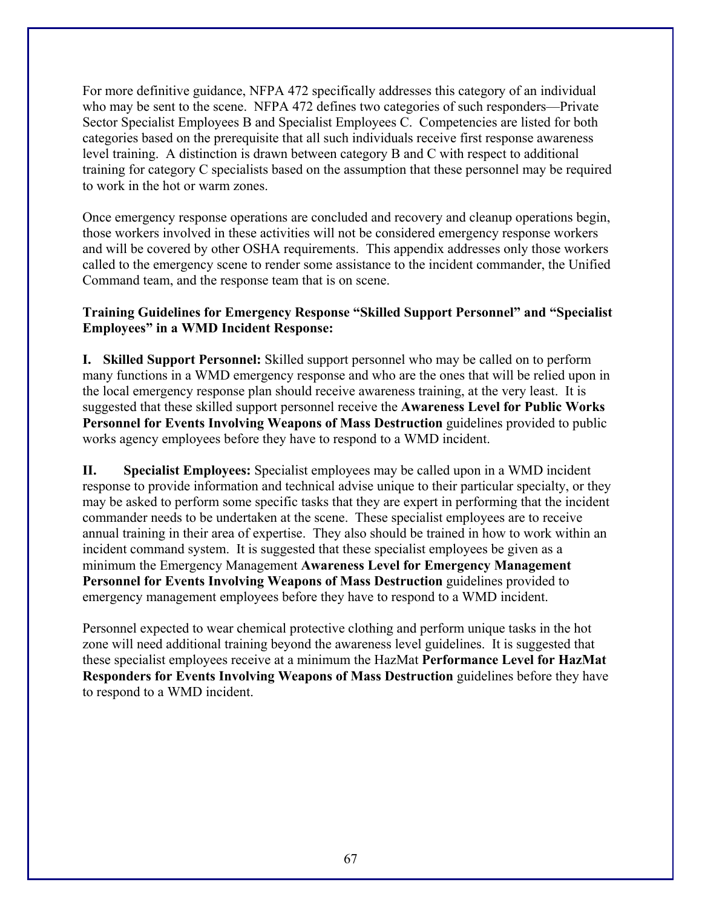For more definitive guidance, NFPA 472 specifically addresses this category of an individual who may be sent to the scene. NFPA 472 defines two categories of such responders—Private Sector Specialist Employees B and Specialist Employees C. Competencies are listed for both categories based on the prerequisite that all such individuals receive first response awareness level training. A distinction is drawn between category B and C with respect to additional training for category C specialists based on the assumption that these personnel may be required to work in the hot or warm zones.

Once emergency response operations are concluded and recovery and cleanup operations begin, those workers involved in these activities will not be considered emergency response workers and will be covered by other OSHA requirements. This appendix addresses only those workers called to the emergency scene to render some assistance to the incident commander, the Unified Command team, and the response team that is on scene.

**Training Guidelines for Emergency Response "Skilled Support Personnel" and "Specialist Employees" in a WMD Incident Response:**

**I. Skilled Support Personnel:** Skilled support personnel who may be called on to perform many functions in a WMD emergency response and who are the ones that will be relied upon in the local emergency response plan should receive awareness training, at the very least. It is suggested that these skilled support personnel receive the **Awareness Level for Public Works Personnel for Events Involving Weapons of Mass Destruction** guidelines provided to public works agency employees before they have to respond to a WMD incident.

**II. Specialist Employees:** Specialist employees may be called upon in a WMD incident response to provide information and technical advise unique to their particular specialty, or they may be asked to perform some specific tasks that they are expert in performing that the incident commander needs to be undertaken at the scene. These specialist employees are to receive annual training in their area of expertise. They also should be trained in how to work within an incident command system. It is suggested that these specialist employees be given as a minimum the Emergency Management **Awareness Level for Emergency Management Personnel for Events Involving Weapons of Mass Destruction** guidelines provided to emergency management employees before they have to respond to a WMD incident.

Personnel expected to wear chemical protective clothing and perform unique tasks in the hot zone will need additional training beyond the awareness level guidelines. It is suggested that these specialist employees receive at a minimum the HazMat **Performance Level for HazMat Responders for Events Involving Weapons of Mass Destruction** guidelines before they have to respond to a WMD incident.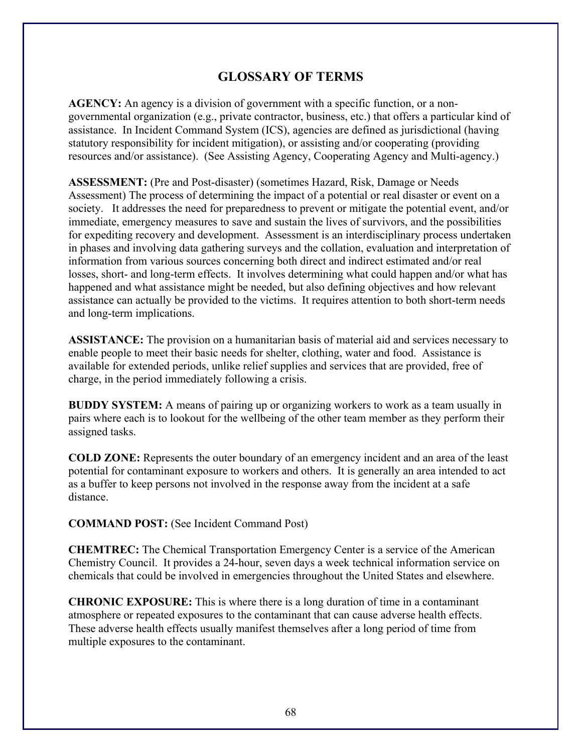# GLOSSARY OF TERMS

**AGENCY:** An agency is a division of government with a specific function, or a non-governmental organization (e.g., private contractor, business, etc.) that offers a particular kind of assistance. In Incident Command System (ICS), agencies are defined as jurisdictional (having statutory responsibility for incident mitigation), or assisting and/or cooperating (providing resources and/or assistance). (See Assisting Agency, Cooperating Agency and Multi-agency.)

**ASSESSMENT:** (Pre and Post-disaster) (sometimes Hazard, Risk, Damage or Needs Assessment) The process of determining the impact of a potential or real disaster or event on a society. It addresses the need for preparedness to prevent or mitigate the potential event, and/or immediate, emergency measures to save and sustain the lives of survivors, and the possibilities for expediting recovery and development. Assessment is an interdisciplinary process undertaken in phases and involving data gathering surveys and the collation, evaluation and interpretation of information from various sources concerning both direct and indirect estimated and/or real losses, short- and long-term effects. It involves determining what could happen and/or what has happened and what assistance might be needed, but also defining objectives and how relevant assistance can actually be provided to the victims. It requires attention to both short-term needs and long-term implications.

**ASSISTANCE:** The provision on a humanitarian basis of material aid and services necessary to enable people to meet their basic needs for shelter, clothing, water and food. Assistance is available for extended periods, unlike relief supplies and services that are provided, free of charge, in the period immediately following a crisis.

**BUDDY SYSTEM:** A means of pairing up or organizing workers to work as a team usually in pairs where each is to lookout for the wellbeing of the other team member as they perform their assigned tasks.

**COLD ZONE:** Represents the outer boundary of an emergency incident and an area of the least potential for contaminant exposure to workers and others. It is generally an area intended to act as a buffer to keep persons not involved in the response away from the incident at a safe distance.

**COMMAND POST:** (See Incident Command Post)

**CHEMTREC:** The Chemical Transportation Emergency Center is a service of the American Chemistry Council. It provides a 24-hour, seven days a week technical information service on chemicals that could be involved in emergencies throughout the United States and elsewhere.

**CHRONIC EXPOSURE:** This is where there is a long duration of time in a contaminant atmosphere or repeated exposures to the contaminant that can cause adverse health effects. These adverse health effects usually manifest themselves after a long period of time from multiple exposures to the contaminant.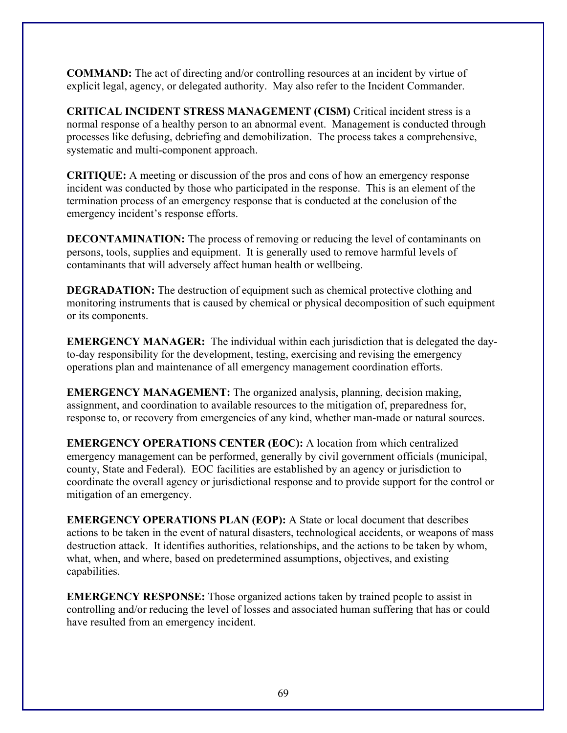**COMMAND:** The act of directing and/or controlling resources at an incident by virtue of explicit legal, agency, or delegated authority. May also refer to the Incident Commander.

**CRITICAL INCIDENT STRESS MANAGEMENT (CISM)** Critical incident stress is a normal response of a healthy person to an abnormal event. Management is conducted through processes like defusing, debriefing and demobilization. The process takes a comprehensive, systematic and multi-component approach.

**CRITIQUE:** A meeting or discussion of the pros and cons of how an emergency response incident was conducted by those who participated in the response. This is an element of the termination process of an emergency response that is conducted at the conclusion of the emergency incident's response efforts.

**DECONTAMINATION:** The process of removing or reducing the level of contaminants on persons, tools, supplies and equipment. It is generally used to remove harmful levels of contaminants that will adversely affect human health or wellbeing.

**DEGRADATION:** The destruction of equipment such as chemical protective clothing and monitoring instruments that is caused by chemical or physical decomposition of such equipment or its components.

**EMERGENCY MANAGER:** The individual within each jurisdiction that is delegated the day-to-day responsibility for the development, testing, exercising and revising the emergency operations plan and maintenance of all emergency management coordination efforts.

**EMERGENCY MANAGEMENT:** The organized analysis, planning, decision making, assignment, and coordination to available resources to the mitigation of, preparedness for, response to, or recovery from emergencies of any kind, whether man-made or natural sources.

**EMERGENCY OPERATIONS CENTER (EOC):** A location from which centralized emergency management can be performed, generally by civil government officials (municipal, county, State and Federal). EOC facilities are established by an agency or jurisdiction to coordinate the overall agency or jurisdictional response and to provide support for the control or mitigation of an emergency.

**EMERGENCY OPERATIONS PLAN (EOP):** A State or local document that describes actions to be taken in the event of natural disasters, technological accidents, or weapons of mass destruction attack. It identifies authorities, relationships, and the actions to be taken by whom, what, when, and where, based on predetermined assumptions, objectives, and existing capabilities.

**EMERGENCY RESPONSE:** Those organized actions taken by trained people to assist in controlling and/or reducing the level of losses and associated human suffering that has or could have resulted from an emergency incident.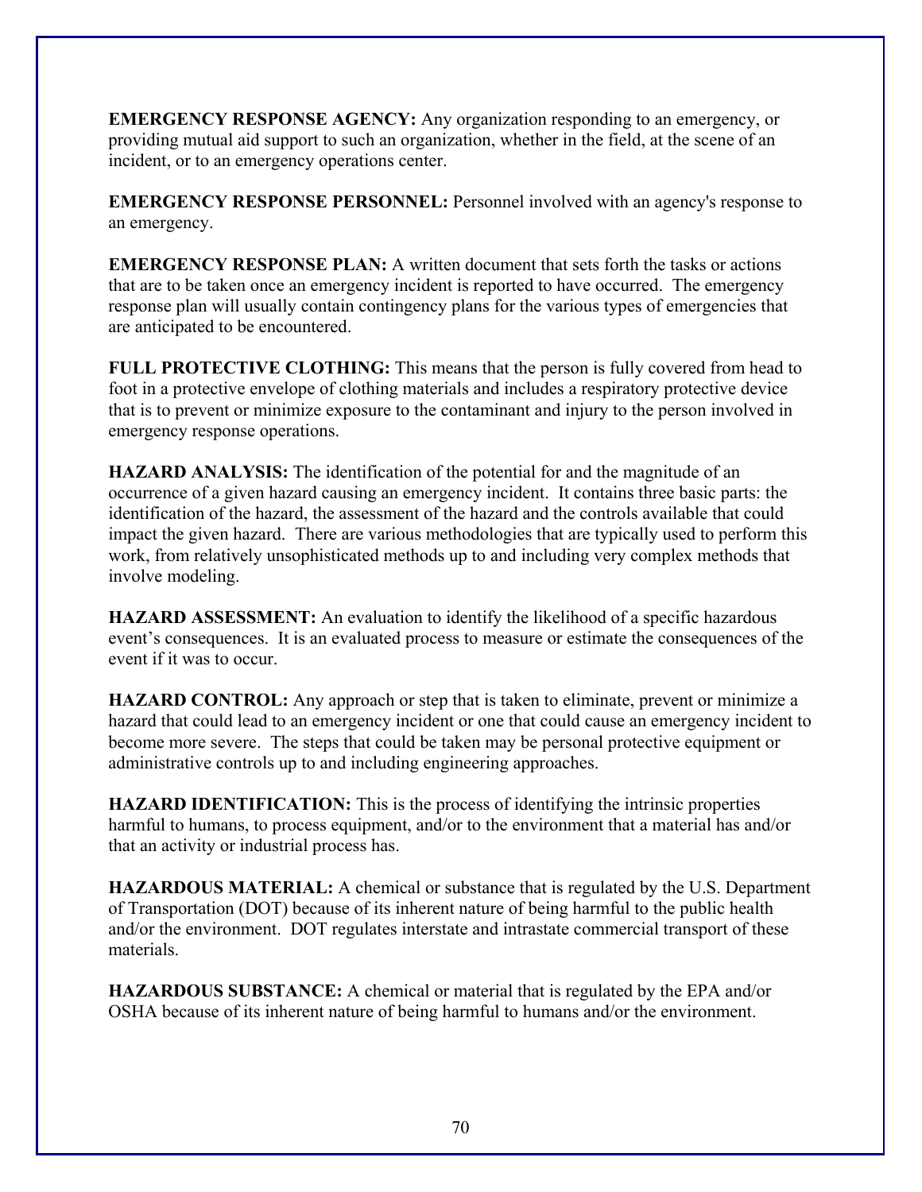**EMERGENCY RESPONSE AGENCY:** Any organization responding to an emergency, or providing mutual aid support to such an organization, whether in the field, at the scene of an incident, or to an emergency operations center.

**EMERGENCY RESPONSE PERSONNEL:** Personnel involved with an agency's response to an emergency.

**EMERGENCY RESPONSE PLAN:** A written document that sets forth the tasks or actions that are to be taken once an emergency incident is reported to have occurred. The emergency response plan will usually contain contingency plans for the various types of emergencies that are anticipated to be encountered.

**FULL PROTECTIVE CLOTHING:** This means that the person is fully covered from head to foot in a protective envelope of clothing materials and includes a respiratory protective device that is to prevent or minimize exposure to the contaminant and injury to the person involved in emergency response operations.

**HAZARD ANALYSIS:** The identification of the potential for and the magnitude of an occurrence of a given hazard causing an emergency incident. It contains three basic parts: the identification of the hazard, the assessment of the hazard and the controls available that could impact the given hazard. There are various methodologies that are typically used to perform this work, from relatively unsophisticated methods up to and including very complex methods that involve modeling.

**HAZARD ASSESSMENT:** An evaluation to identify the likelihood of a specific hazardous event's consequences. It is an evaluated process to measure or estimate the consequences of the event if it was to occur.

**HAZARD CONTROL:** Any approach or step that is taken to eliminate, prevent or minimize a hazard that could lead to an emergency incident or one that could cause an emergency incident to become more severe. The steps that could be taken may be personal protective equipment or administrative controls up to and including engineering approaches.

**HAZARD IDENTIFICATION:** This is the process of identifying the intrinsic properties harmful to humans, to process equipment, and/or to the environment that a material has and/or that an activity or industrial process has.

**HAZARDOUS MATERIAL:** A chemical or substance that is regulated by the U.S. Department of Transportation (DOT) because of its inherent nature of being harmful to the public health and/or the environment. DOT regulates interstate and intrastate commercial transport of these materials.

**HAZARDOUS SUBSTANCE:** A chemical or material that is regulated by the EPA and/or OSHA because of its inherent nature of being harmful to humans and/or the environment.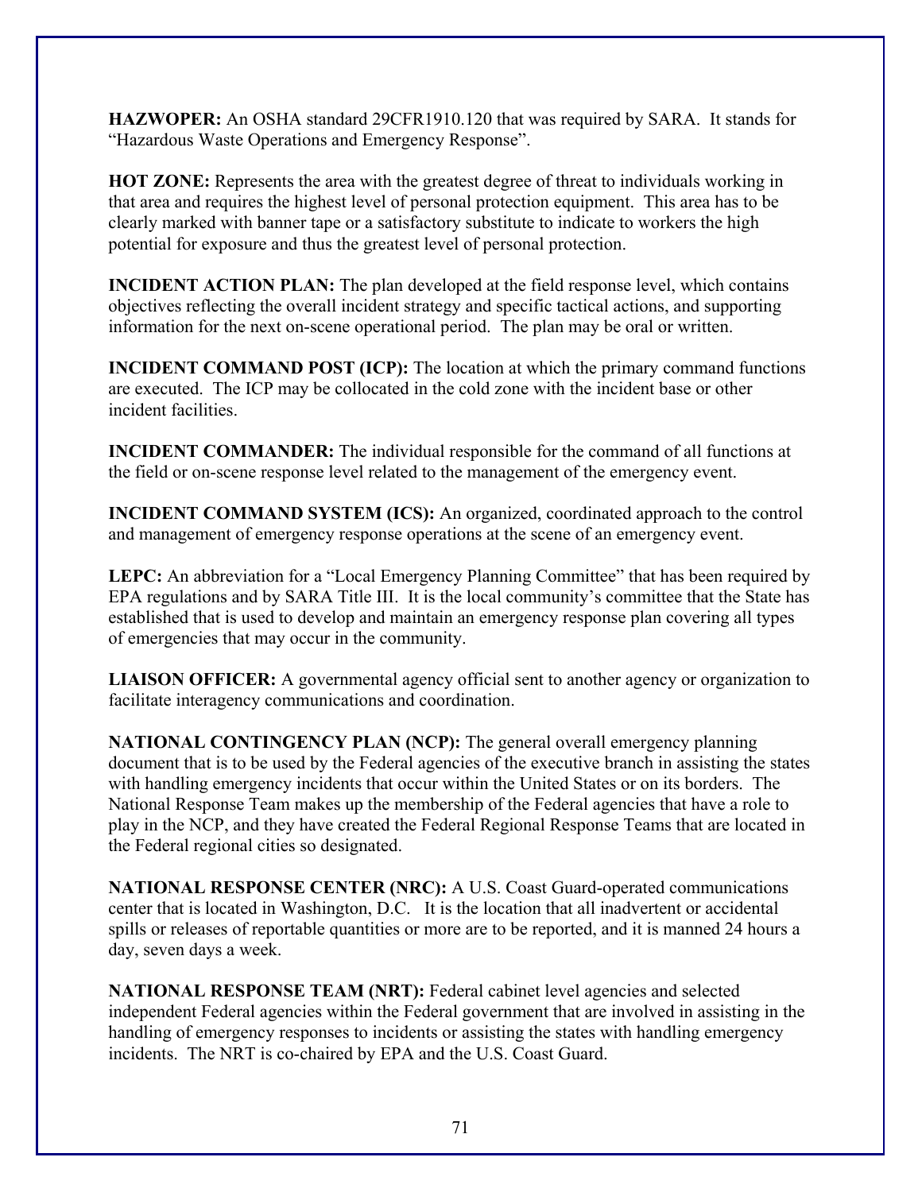**HAZWOPER:** An OSHA standard 29CFR1910.120 that was required by SARA. It stands for "Hazardous Waste Operations and Emergency Response".

**HOT ZONE:** Represents the area with the greatest degree of threat to individuals working in that area and requires the highest level of personal protection equipment. This area has to be clearly marked with banner tape or a satisfactory substitute to indicate to workers the high potential for exposure and thus the greatest level of personal protection.

**INCIDENT ACTION PLAN:** The plan developed at the field response level, which contains objectives reflecting the overall incident strategy and specific tactical actions, and supporting information for the next on-scene operational period. The plan may be oral or written.

**INCIDENT COMMAND POST (ICP):** The location at which the primary command functions are executed. The ICP may be collocated in the cold zone with the incident base or other incident facilities.

**INCIDENT COMMANDER:** The individual responsible for the command of all functions at the field or on-scene response level related to the management of the emergency event.

**INCIDENT COMMAND SYSTEM (ICS):** An organized, coordinated approach to the control and management of emergency response operations at the scene of an emergency event.

**LEPC:** An abbreviation for a "Local Emergency Planning Committee" that has been required by EPA regulations and by SARA Title III. It is the local community's committee that the State has established that is used to develop and maintain an emergency response plan covering all types of emergencies that may occur in the community.

**LIAISON OFFICER:** A governmental agency official sent to another agency or organization to facilitate interagency communications and coordination.

**NATIONAL CONTINGENCY PLAN (NCP):** The general overall emergency planning document that is to be used by the Federal agencies of the executive branch in assisting the states with handling emergency incidents that occur within the United States or on its borders. The National Response Team makes up the membership of the Federal agencies that have a role to play in the NCP, and they have created the Federal Regional Response Teams that are located in the Federal regional cities so designated.

**NATIONAL RESPONSE CENTER (NRC):** A U.S. Coast Guard-operated communications center that is located in Washington, D.C. It is the location that all inadvertent or accidental spills or releases of reportable quantities or more are to be reported, and it is manned 24 hours a day, seven days a week.

**NATIONAL RESPONSE TEAM (NRT):** Federal cabinet level agencies and selected independent Federal agencies within the Federal government that are involved in assisting in the handling of emergency responses to incidents or assisting the states with handling emergency incidents. The NRT is co-chaired by EPA and the U.S. Coast Guard.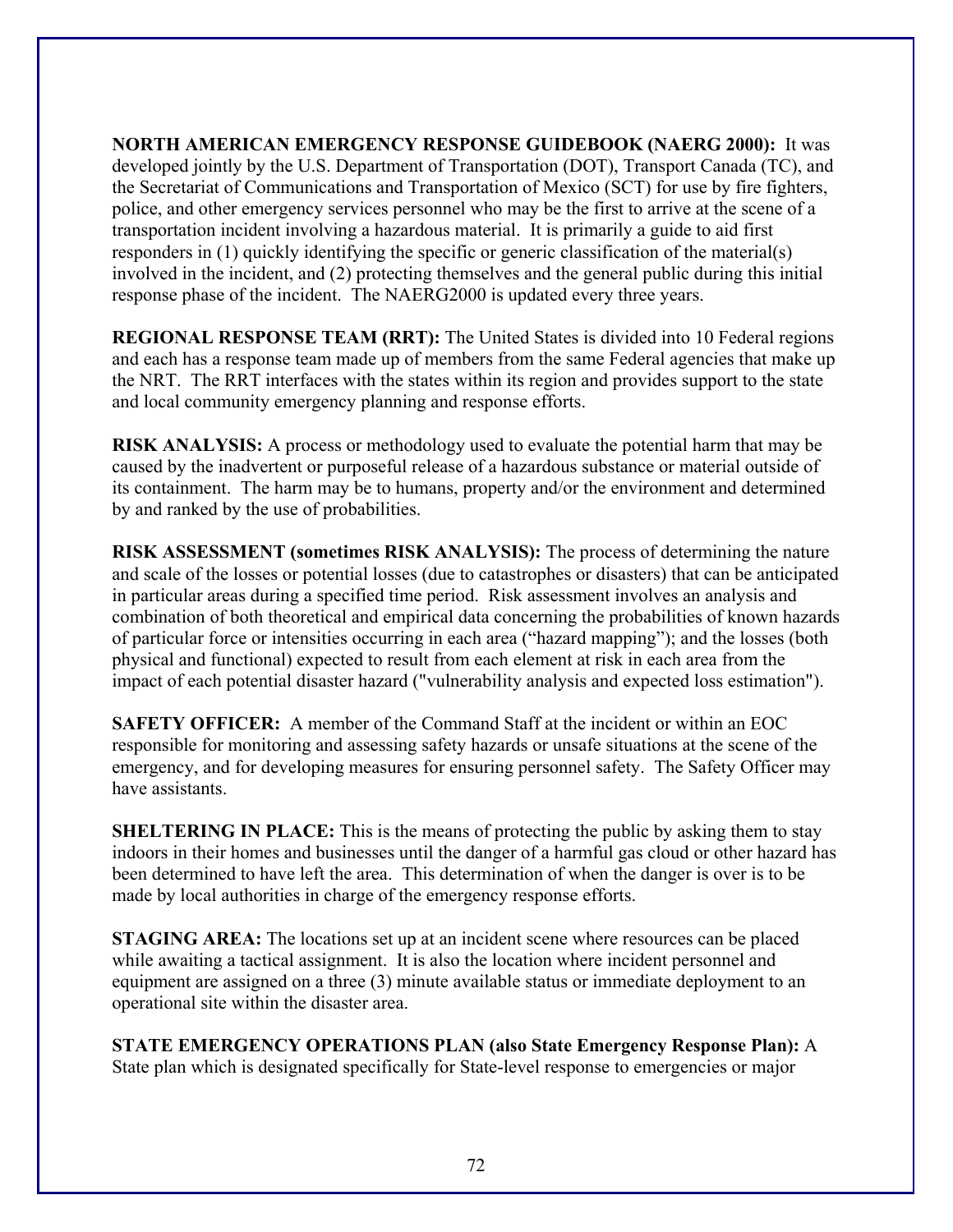**NORTH AMERICAN EMERGENCY RESPONSE GUIDEBOOK (NAERG 2000):** It was developed jointly by the U.S. Department of Transportation (DOT), Transport Canada (TC), and the Secretariat of Communications and Transportation of Mexico (SCT) for use by fire fighters, police, and other emergency services personnel who may be the first to arrive at the scene of a transportation incident involving a hazardous material. It is primarily a guide to aid first responders in (1) quickly identifying the specific or generic classification of the material(s) involved in the incident, and (2) protecting themselves and the general public during this initial response phase of the incident. The NAERG2000 is updated every three years.

**REGIONAL RESPONSE TEAM (RRT):** The United States is divided into 10 Federal regions and each has a response team made up of members from the same Federal agencies that make up the NRT. The RRT interfaces with the states within its region and provides support to the state and local community emergency planning and response efforts.

**RISK ANALYSIS:** A process or methodology used to evaluate the potential harm that may be caused by the inadvertent or purposeful release of a hazardous substance or material outside of its containment. The harm may be to humans, property and/or the environment and determined by and ranked by the use of probabilities.

**RISK ASSESSMENT (sometimes RISK ANALYSIS):** The process of determining the nature and scale of the losses or potential losses (due to catastrophes or disasters) that can be anticipated in particular areas during a specified time period. Risk assessment involves an analysis and combination of both theoretical and empirical data concerning the probabilities of known hazards of particular force or intensities occurring in each area ("hazard mapping"); and the losses (both physical and functional) expected to result from each element at risk in each area from the impact of each potential disaster hazard ("vulnerability analysis and expected loss estimation").

**SAFETY OFFICER:** A member of the Command Staff at the incident or within an EOC responsible for monitoring and assessing safety hazards or unsafe situations at the scene of the emergency, and for developing measures for ensuring personnel safety. The Safety Officer may have assistants.

**SHELTERING IN PLACE:** This is the means of protecting the public by asking them to stay indoors in their homes and businesses until the danger of a harmful gas cloud or other hazard has been determined to have left the area. This determination of when the danger is over is to be made by local authorities in charge of the emergency response efforts.

**STAGING AREA:** The locations set up at an incident scene where resources can be placed while awaiting a tactical assignment. It is also the location where incident personnel and equipment are assigned on a three (3) minute available status or immediate deployment to an operational site within the disaster area.

**STATE EMERGENCY OPERATIONS PLAN (also State Emergency Response Plan):** A State plan which is designated specifically for State-level response to emergencies or major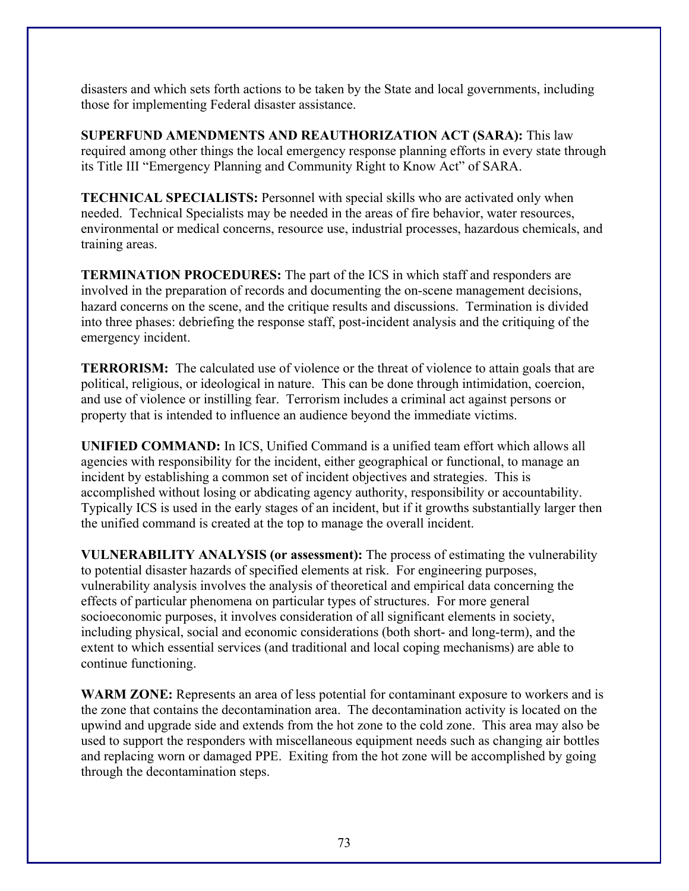disasters and which sets forth actions to be taken by the State and local governments, including those for implementing Federal disaster assistance.

**SUPERFUND AMENDMENTS AND REAUTHORIZATION ACT (SARA):** This law required among other things the local emergency response planning efforts in every state through its Title III "Emergency Planning and Community Right to Know Act" of SARA.

**TECHNICAL SPECIALISTS:** Personnel with special skills who are activated only when needed. Technical Specialists may be needed in the areas of fire behavior, water resources, environmental or medical concerns, resource use, industrial processes, hazardous chemicals, and training areas.

**TERMINATION PROCEDURES:** The part of the ICS in which staff and responders are involved in the preparation of records and documenting the on-scene management decisions, hazard concerns on the scene, and the critique results and discussions. Termination is divided into three phases: debriefing the response staff, post-incident analysis and the critiquing of the emergency incident.

**TERRORISM:** The calculated use of violence or the threat of violence to attain goals that are political, religious, or ideological in nature. This can be done through intimidation, coercion, and use of violence or instilling fear. Terrorism includes a criminal act against persons or property that is intended to influence an audience beyond the immediate victims.

**UNIFIED COMMAND:** In ICS, Unified Command is a unified team effort which allows all agencies with responsibility for the incident, either geographical or functional, to manage an incident by establishing a common set of incident objectives and strategies. This is accomplished without losing or abdicating agency authority, responsibility or accountability. Typically ICS is used in the early stages of an incident, but if it growths substantially larger then the unified command is created at the top to manage the overall incident.

**VULNERABILITY ANALYSIS (or assessment):** The process of estimating the vulnerability to potential disaster hazards of specified elements at risk. For engineering purposes, vulnerability analysis involves the analysis of theoretical and empirical data concerning the effects of particular phenomena on particular types of structures. For more general socioeconomic purposes, it involves consideration of all significant elements in society, including physical, social and economic considerations (both short- and long-term), and the extent to which essential services (and traditional and local coping mechanisms) are able to continue functioning.

**WARM ZONE:** Represents an area of less potential for contaminant exposure to workers and is the zone that contains the decontamination area. The decontamination activity is located on the upwind and upgrade side and extends from the hot zone to the cold zone. This area may also be used to support the responders with miscellaneous equipment needs such as changing air bottles and replacing worn or damaged PPE. Exiting from the hot zone will be accomplished by going through the decontamination steps.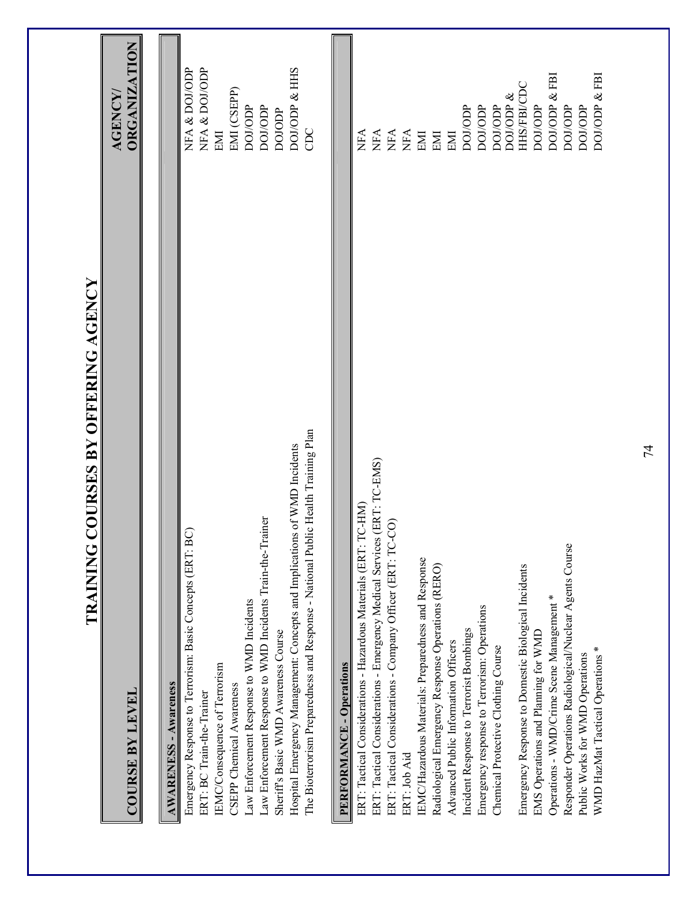# TRAINING COURSES BY OFFERING AGENCY

| COURSE BY LEVEL | AGENCY/ ORGANIZATION |
|---|---|
| **AWARENESS - Awareness** | |
| Emergency Response to Terrorism: Basic Concepts (ERT: BC) | NFA & DOJ/ODP |
| ERT: BC Train-the-Trainer | NFA & DOJ/ODP |
| IEMC/Consequence of Terrorism | EMI |
| CSEPP Chemical Awareness | EMI (CSEPP) |
| Law Enforcement Response to WMD Incidents | DOJ/ODP |
| Law Enforcement Response to WMD Incidents Train-the-Trainer | DOJ/ODP |
| Sheriff's Basic WMD Awareness Course | DOJODP |
| Hospital Emergency Management: Concepts and Implications of WMD Incidents | DOJ/ODP & HHS |
| The Bioterrorism Preparedness and Response - National Public Health Training Plan | CDC |
| **PERFORMANCE - Operations** | |
| ERT: Tactical Considerations - Hazardous Materials (ERT: TC-HM) | NFA |
| ERT: Tactical Considerations - Emergency Medical Services (ERT: TC-EMS) | NFA |
| ERT: Tactical Considerations - Company Officer (ERT: TC-CO) | NFA |
| ERT: Job Aid | NFA |
| IEMC/Hazardous Materials: Preparedness and Response | EMI |
| Radiological Emergency Response Operations (RERO) | EMI |
| Advanced Public Information Officers | EMI |
| Incident Response to Terrorist Bombings | DOJ/ODP |
| Emergency response to Terrorism: Operations | DOJ/ODP |
| Chemical Protective Clothing Course | DOJ/ODP |
| Emergency Response to Domestic Biological Incidents | DOJ/ODP & HHS/FBI/CDC |
| EMS Operations and Planning for WMD | DOJ/ODP |
| Operations - WMD/Crime Scene Management * | DOJ/ODP & FBI |
| Responder Operations Radiological/Nuclear Agents Course | DOJ/ODP |
| Public Works for WMD Operations | DOJ/ODP |
| WMD HazMat Tactical Operations * | DOJ/ODP & FBI |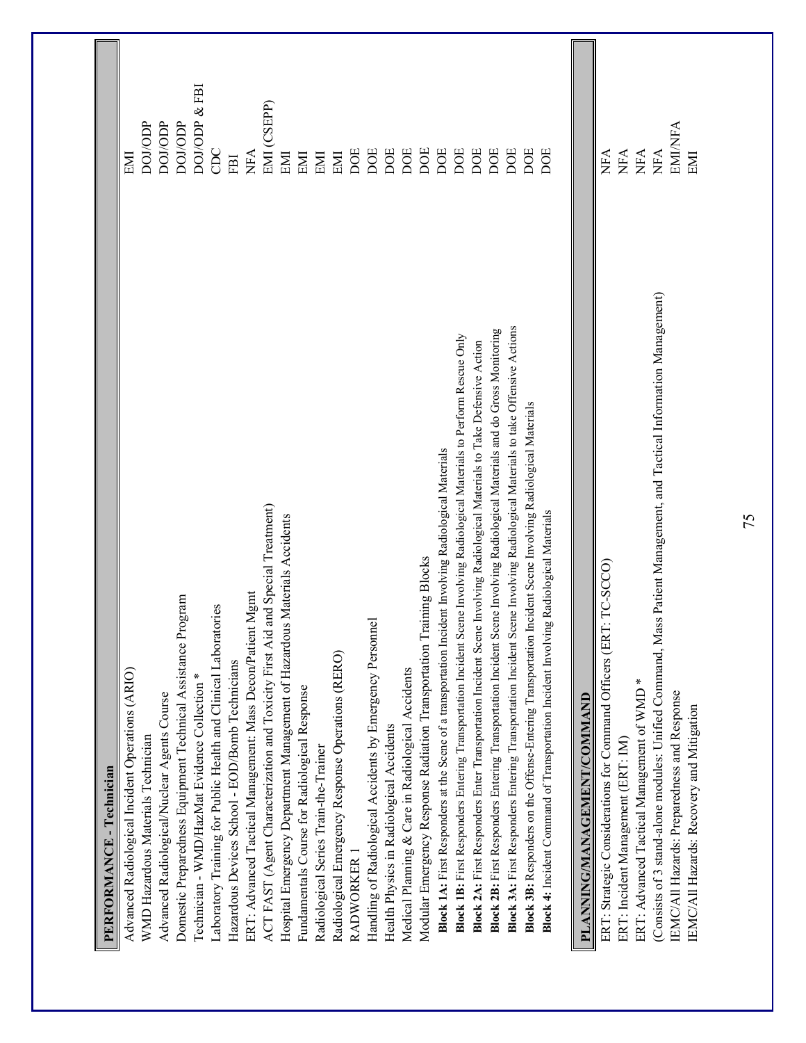| PERFORMANCE - Technician | |
|---|---|
| Advanced Radiological Incident Operations (ARIO) | EMI |
| WMD Hazardous Materials Technician | DOJ/ODP |
| Advanced Radiological/Nuclear Agents Course | DOJ/ODP |
| Domestic Preparedness Equipment Technical Assistance Program | DOJ/ODP |
| Technician - WMD/HazMat Evidence Collection * | DOJ/ODP & FBI |
| Laboratory Training for Public Health and Clinical Laboratories | CDC |
| Hazardous Devices School - EOD/Bomb Technicians | FBI |
| ERT: Advanced Tactical Management: Mass Decon/Patient Mgmt | NFA |
| ACT FAST (Agent Characterization and Toxicity First Aid and Special Treatment) | EMI (CSEPP) |
| Hospital Emergency Department Management of Hazardous Materials Accidents | EMI |
| Fundamentals Course for Radiological Response | EMI |
| Radiological Series Train-the-Trainer | EMI |
| Radiological Emergency Response Operations (RERO) | EMI |
| RADWORKER 1 | DOE |
| Handling of Radiological Accidents by Emergency Personnel | DOE |
| Health Physics in Radiological Accidents | DOE |
| Medical Planning & Care in Radiological Accidents | DOE |
| Modular Emergency Response Radiation Transportation Training Blocks | DOE |
| **Block 1A:** First Responders at the Scene of a transportation Incident Involving Radiological Materials | DOE |
| **Block 1B:** First Responders Entering Transportation Incident Scene Involving Radiological Materials to Perform Rescue Only | DOE |
| **Block 2A:** First Responders Enter Transportation Incident Scene Involving Radiological Materials to Take Defensive Action | DOE |
| **Block 2B:** First Responders Entering Transportation Incident Scene Involving Radiological Materials and do Gross Monitoring | DOE |
| **Block 3A:** First Responders Entering Transportation Incident Scene Involving Radiological Materials to take Offensive Actions | DOE |
| **Block 3B:** Responders on the Offense-Entering Transportation Incident Scene Involving Radiological Materials | DOE |
| **Block 4:** Incident Command of Transportation Incident Involving Radiological Materials | DOE |

| PLANNING/MANAGEMENT/COMMAND | |
|---|---|
| ERT: Strategic Considerations for Command Officers (ERT: TC-SCCO) | NFA |
| ERT: Incident Management (ERT: IM) | NFA |
| ERT: Advanced Tactical Management of WMD * | NFA |
| (Consists of 3 stand-alone modules: Unified Command, Mass Patient Management, and Tactical Information Management) | NFA |
| IEMC/All Hazards: Preparedness and Response | EMI/NFA |
| IEMC/All Hazards: Recovery and Mitigation | EMI |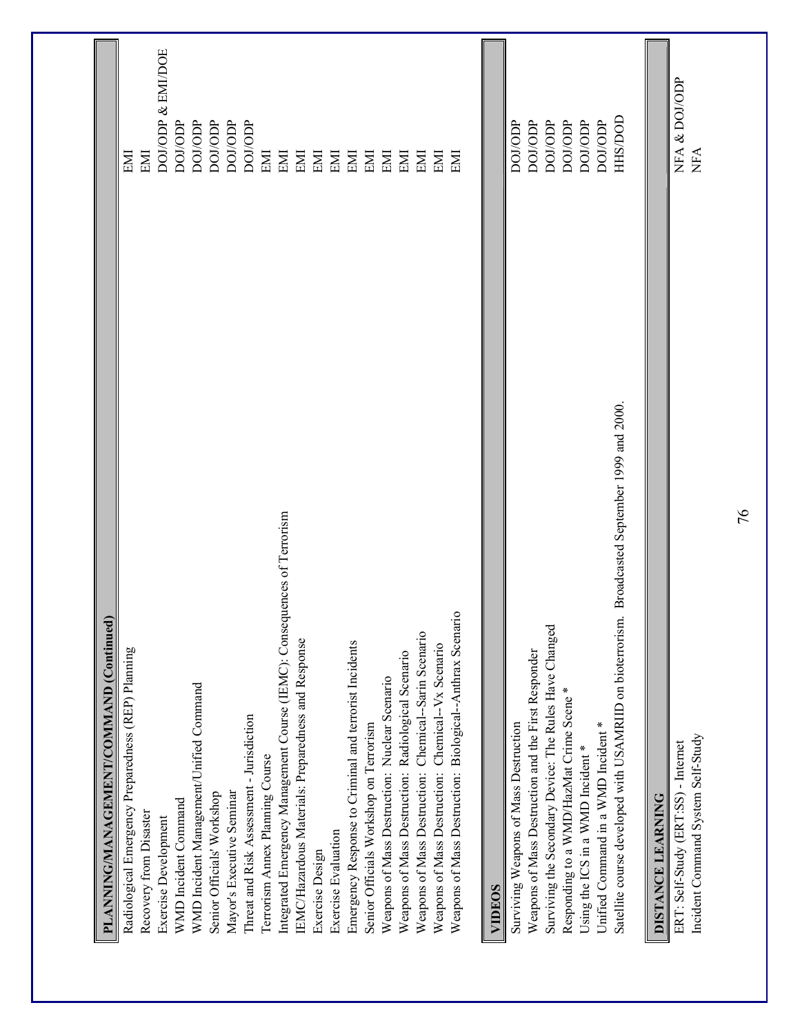| PLANNING/MANAGEMENT/COMMAND (Continued) | |
|---|---|
| Radiological Emergency Preparedness (REP) Planning | EMI |
| Recovery from Disaster | EMI |
| Exercise Development | DOJ/ODP & EMI/DOE |
| WMD Incident Command | DOJ/ODP |
| WMD Incident Management/Unified Command | DOJ/ODP |
| Senior Officials' Workshop | DOJ/ODP |
| Mayor's Executive Seminar | DOJ/ODP |
| Threat and Risk Assessment - Jurisdiction | DOJ/ODP |
| Terrorism Annex Planning Course | EMI |
| Integrated Emergency Management Course (IEMC): Consequences of Terrorism | EMI |
| IEMC/Hazardous Materials: Preparedness and Response | EMI |
| Exercise Design | EMI |
| Exercise Evaluation | EMI |
| Emergency Response to Criminal and terrorist Incidents | EMI |
| Senior Officials Workshop on Terrorism | EMI |
| Weapons of Mass Destruction: Nuclear Scenario | EMI |
| Weapons of Mass Destruction: Radiological Scenario | EMI |
| Weapons of Mass Destruction: Chemical--Sarin Scenario | EMI |
| Weapons of Mass Destruction: Chemical--Vx Scenario | EMI |
| Weapons of Mass Destruction: Biological--Anthrax Scenario | EMI |

| VIDEOS | |
|---|---|
| Surviving Weapons of Mass Destruction | DOJ/ODP |
| Weapons of Mass Destruction and the First Responder | DOJ/ODP |
| Surviving the Secondary Device: The Rules Have Changed | DOJ/ODP |
| Responding to a WMD/HazMat Crime Scene * | DOJ/ODP |
| Using the ICS in a WMD Incident * | DOJ/ODP |
| Unified Command in a WMD Incident * | DOJ/ODP |
| Satellite course developed with USAMRIID on bioterrorism. Broadcasted September 1999 and 2000. | HHS/DOD |

| DISTANCE LEARNING | |
|---|---|
| ERT: Self-Study (ERT:SS) - Internet | NFA & DOJ/ODP |
| Incident Command System Self-Study | NFA |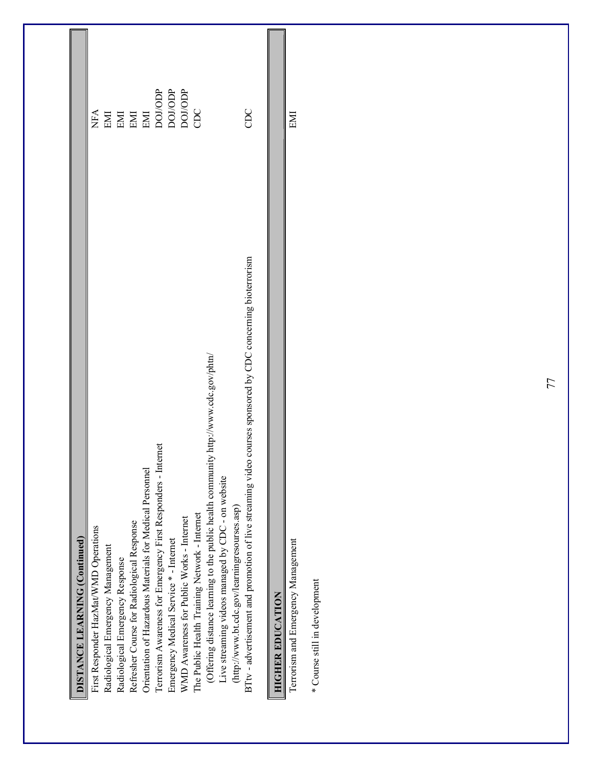| DISTANCE LEARNING (Continued) | |
|---|---|
| First Responder HazMat/WMD Operations | NFA |
| Radiological Emergency Management | EMI |
| Radiological Emergency Response | EMI |
| Refresher Course for Radiological Response | EMI |
| Orientation of Hazardous Materials for Medical Personnel | EMI |
| Terrorism Awareness for Emergency First Responders - Internet | DOJ/ODP |
| Emergency Medical Service * - Internet | DOJ/ODP |
| WMD Awareness for Public Works - Internet | DOJ/ODP |
| The Public Health Training Network - Internet (Offering distance learning to the public health community http://www.cdc.gov/phtn/ Live streaming videos managed by CDC - on website (http://www.bt.cdc.gov/learningresourses.asp) | CDC |
| BTtv - advertisement and promotion of live streaming video courses sponsored by CDC concerning bioterrorism | CDC |

| HIGHER EDUCATION | |
|---|---|
| Terrorism and Emergency Management | EMI |

* Course still in development